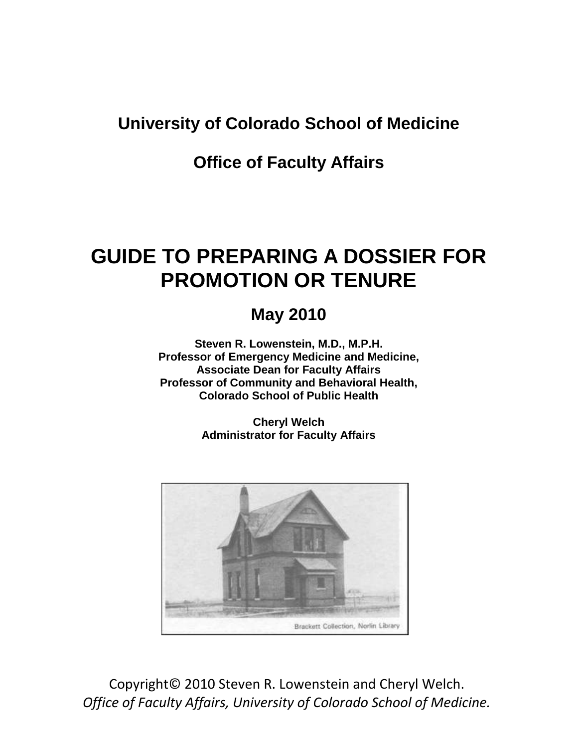## University of Colorado School of Medicine

## Office of Faculty Affairs

# GUIDE TO PREPARING A DOSSIER FOR PROMOTION OR TENURE

## May 2010

**Steven R. Lowenstein, M.D., M.P.H.**
**Professor of Emergency Medicine and Medicine,**
**Associate Dean for Faculty Affairs**
**Professor of Community and Behavioral Health,**
**Colorado School of Public Health**

**Cheryl Welch**
**Administrator for Faculty Affairs**

Brackett Collection, Norlin Library

Copyright© 2010 Steven R. Lowenstein and Cheryl Welch.
*Office of Faculty Affairs, University of Colorado School of Medicine.*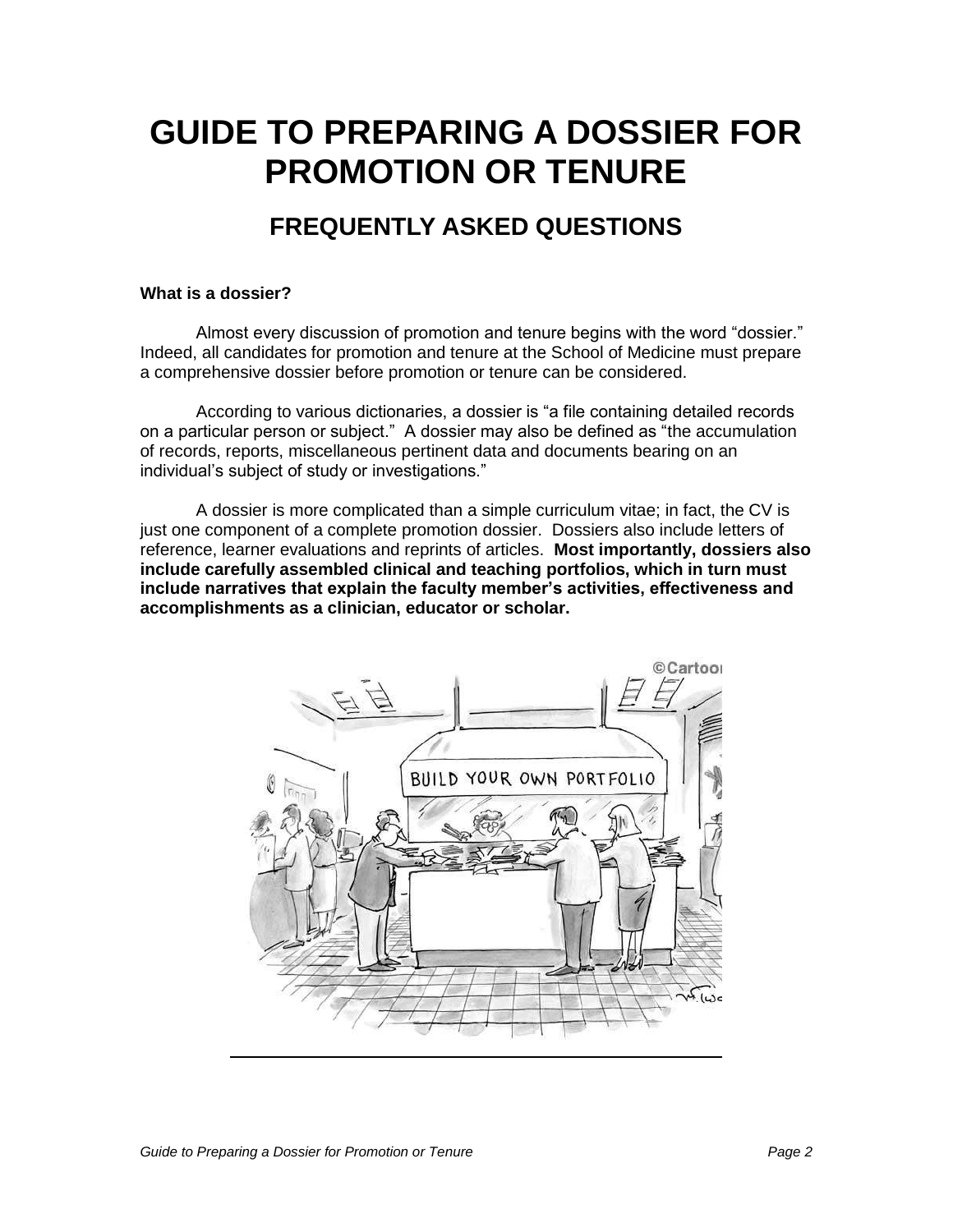# GUIDE TO PREPARING A DOSSIER FOR PROMOTION OR TENURE

## FREQUENTLY ASKED QUESTIONS

**What is a dossier?**

Almost every discussion of promotion and tenure begins with the word "dossier." Indeed, all candidates for promotion and tenure at the School of Medicine must prepare a comprehensive dossier before promotion or tenure can be considered.

According to various dictionaries, a dossier is "a file containing detailed records on a particular person or subject." A dossier may also be defined as "the accumulation of records, reports, miscellaneous pertinent data and documents bearing on an individual's subject of study or investigations."

A dossier is more complicated than a simple curriculum vitae; in fact, the CV is just one component of a complete promotion dossier. Dossiers also include letters of reference, learner evaluations and reprints of articles. **Most importantly, dossiers also include carefully assembled clinical and teaching portfolios, which in turn must include narratives that explain the faculty member's activities, effectiveness and accomplishments as a clinician, educator or scholar.**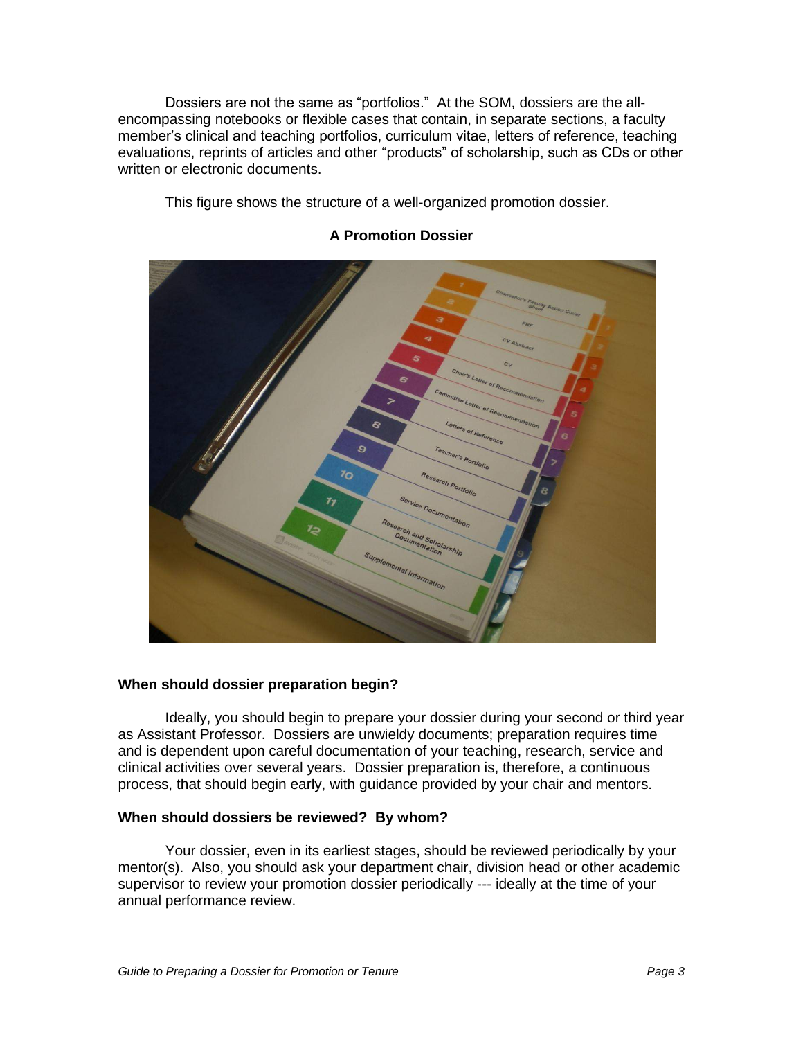Dossiers are not the same as "portfolios." At the SOM, dossiers are the all-encompassing notebooks or flexible cases that contain, in separate sections, a faculty member's clinical and teaching portfolios, curriculum vitae, letters of reference, teaching evaluations, reprints of articles and other "products" of scholarship, such as CDs or other written or electronic documents.

This figure shows the structure of a well-organized promotion dossier.

**A Promotion Dossier**

## When should dossier preparation begin?

Ideally, you should begin to prepare your dossier during your second or third year as Assistant Professor. Dossiers are unwieldy documents; preparation requires time and is dependent upon careful documentation of your teaching, research, service and clinical activities over several years. Dossier preparation is, therefore, a continuous process, that should begin early, with guidance provided by your chair and mentors.

## When should dossiers be reviewed? By whom?

Your dossier, even in its earliest stages, should be reviewed periodically by your mentor(s). Also, you should ask your department chair, division head or other academic supervisor to review your promotion dossier periodically --- ideally at the time of your annual performance review.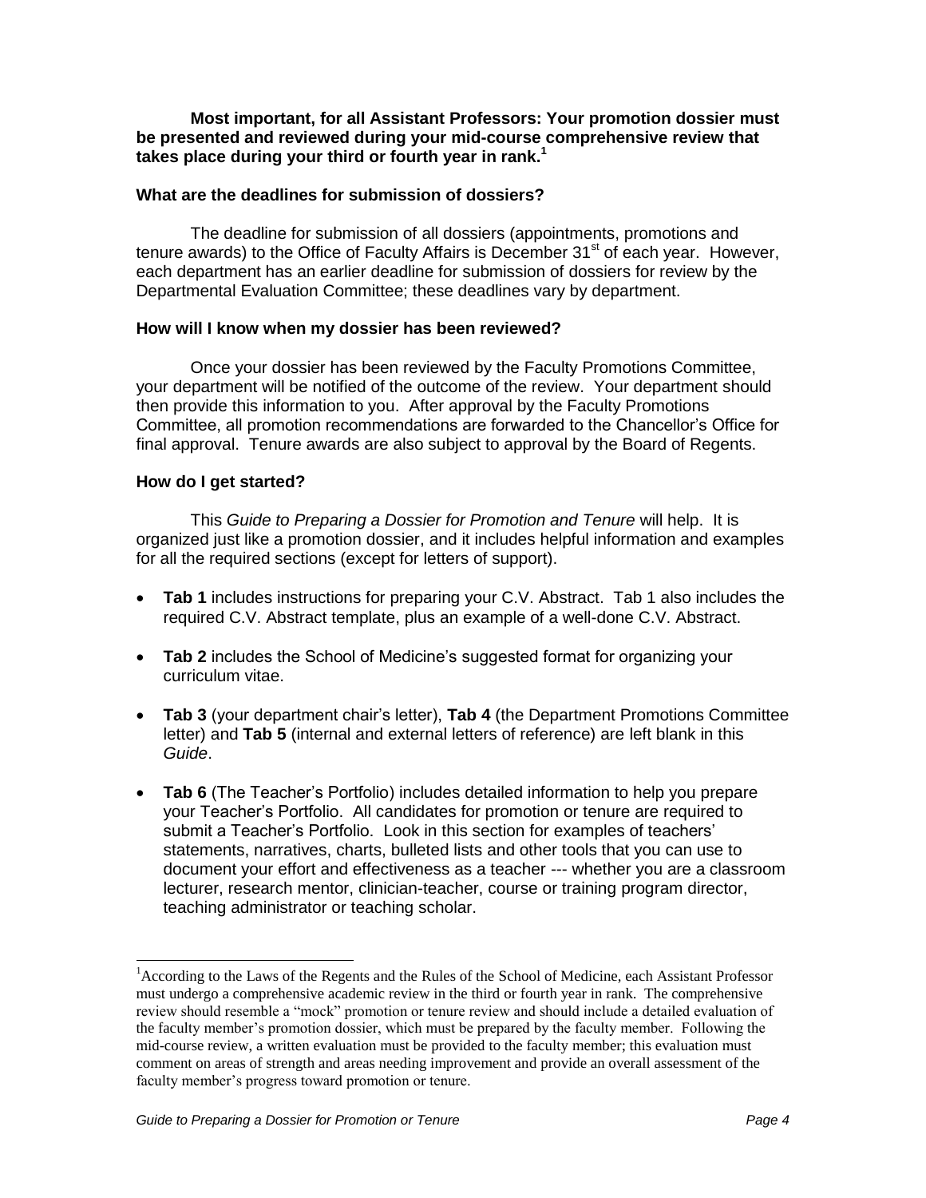**Most important, for all Assistant Professors: Your promotion dossier must be presented and reviewed during your mid-course comprehensive review that takes place during your third or fourth year in rank.**[1]

**What are the deadlines for submission of dossiers?**

The deadline for submission of all dossiers (appointments, promotions and tenure awards) to the Office of Faculty Affairs is December 31st of each year. However, each department has an earlier deadline for submission of dossiers for review by the Departmental Evaluation Committee; these deadlines vary by department.

**How will I know when my dossier has been reviewed?**

Once your dossier has been reviewed by the Faculty Promotions Committee, your department will be notified of the outcome of the review. Your department should then provide this information to you. After approval by the Faculty Promotions Committee, all promotion recommendations are forwarded to the Chancellor's Office for final approval. Tenure awards are also subject to approval by the Board of Regents.

**How do I get started?**

This *Guide to Preparing a Dossier for Promotion and Tenure* will help. It is organized just like a promotion dossier, and it includes helpful information and examples for all the required sections (except for letters of support).

- **Tab 1** includes instructions for preparing your C.V. Abstract. Tab 1 also includes the required C.V. Abstract template, plus an example of a well-done C.V. Abstract.
- **Tab 2** includes the School of Medicine's suggested format for organizing your curriculum vitae.
- **Tab 3** (your department chair's letter), **Tab 4** (the Department Promotions Committee letter) and **Tab 5** (internal and external letters of reference) are left blank in this *Guide*.
- **Tab 6** (The Teacher's Portfolio) includes detailed information to help you prepare your Teacher's Portfolio. All candidates for promotion or tenure are required to submit a Teacher's Portfolio. Look in this section for examples of teachers' statements, narratives, charts, bulleted lists and other tools that you can use to document your effort and effectiveness as a teacher --- whether you are a classroom lecturer, research mentor, clinician-teacher, course or training program director, teaching administrator or teaching scholar.

---

[1] According to the Laws of the Regents and the Rules of the School of Medicine, each Assistant Professor must undergo a comprehensive academic review in the third or fourth year in rank. The comprehensive review should resemble a "mock" promotion or tenure review and should include a detailed evaluation of the faculty member's promotion dossier, which must be prepared by the faculty member. Following the mid-course review, a written evaluation must be provided to the faculty member; this evaluation must comment on areas of strength and areas needing improvement and provide an overall assessment of the faculty member's progress toward promotion or tenure.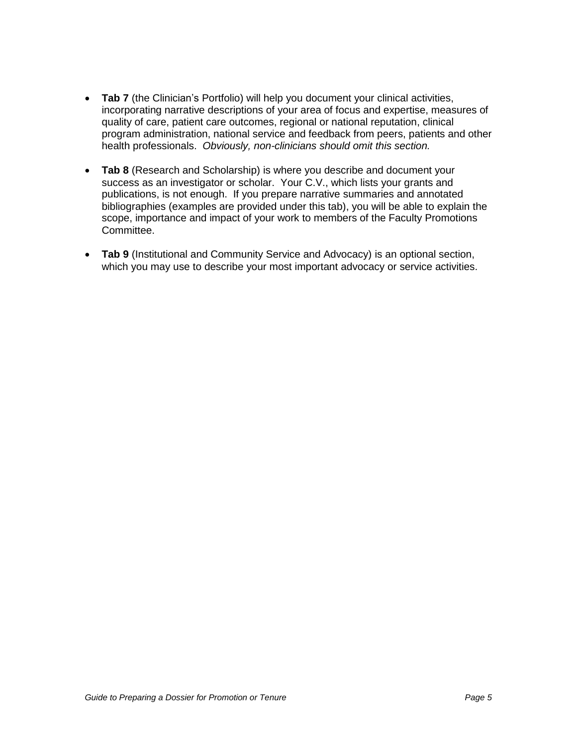- **Tab 7** (the Clinician's Portfolio) will help you document your clinical activities, incorporating narrative descriptions of your area of focus and expertise, measures of quality of care, patient care outcomes, regional or national reputation, clinical program administration, national service and feedback from peers, patients and other health professionals. *Obviously, non-clinicians should omit this section.*

- **Tab 8** (Research and Scholarship) is where you describe and document your success as an investigator or scholar. Your C.V., which lists your grants and publications, is not enough. If you prepare narrative summaries and annotated bibliographies (examples are provided under this tab), you will be able to explain the scope, importance and impact of your work to members of the Faculty Promotions Committee.

- **Tab 9** (Institutional and Community Service and Advocacy) is an optional section, which you may use to describe your most important advocacy or service activities.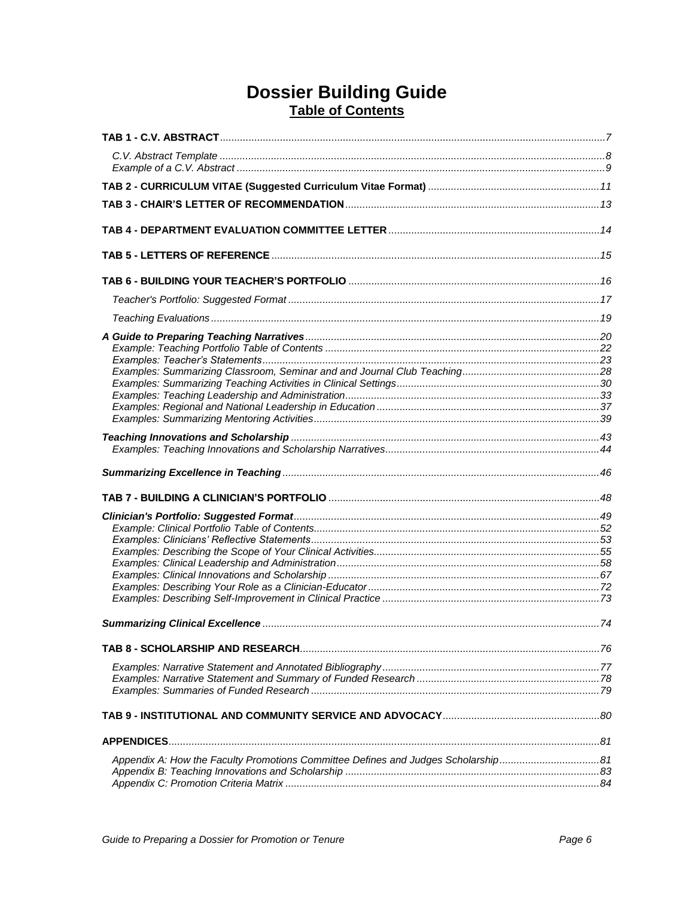# Dossier Building Guide

## Table of Contents

**TAB 1 - C.V. ABSTRACT** ..... 7

*C.V. Abstract Template* ..... 8
*Example of a C.V. Abstract* ..... 9

**TAB 2 - CURRICULUM VITAE (Suggested Curriculum Vitae Format)** ..... 11

**TAB 3 - CHAIR'S LETTER OF RECOMMENDATION** ..... 13

**TAB 4 - DEPARTMENT EVALUATION COMMITTEE LETTER** ..... 14

**TAB 5 - LETTERS OF REFERENCE** ..... 15

**TAB 6 - BUILDING YOUR TEACHER'S PORTFOLIO** ..... 16

*Teacher's Portfolio: Suggested Format* ..... 17

*Teaching Evaluations* ..... 19

***A Guide to Preparing Teaching Narratives*** ..... 20
*Example: Teaching Portfolio Table of Contents* ..... 22
*Examples: Teacher's Statements* ..... 23
*Examples: Summarizing Classroom, Seminar and Journal Club Teaching* ..... 28
*Examples: Summarizing Teaching Activities in Clinical Settings* ..... 30
*Examples: Teaching Leadership and Administration* ..... 33
*Examples: Regional and National Leadership in Education* ..... 37
*Examples: Summarizing Mentoring Activities* ..... 39

***Teaching Innovations and Scholarship*** ..... 43
*Examples: Teaching Innovations and Scholarship Narratives* ..... 44

***Summarizing Excellence in Teaching*** ..... 46

**TAB 7 - BUILDING A CLINICIAN'S PORTFOLIO** ..... 48

***Clinician's Portfolio: Suggested Format*** ..... 49
*Example: Clinical Portfolio Table of Contents* ..... 52
*Examples: Clinicians' Reflective Statements* ..... 53
*Examples: Describing the Scope of Your Clinical Activities* ..... 55
*Examples: Clinical Leadership and Administration* ..... 58
*Examples: Clinical Innovations and Scholarship* ..... 67
*Examples: Describing Your Role as a Clinician-Educator* ..... 72
*Examples: Describing Self-Improvement in Clinical Practice* ..... 73

***Summarizing Clinical Excellence*** ..... 74

**TAB 8 - SCHOLARSHIP AND RESEARCH** ..... 76

*Examples: Narrative Statement and Annotated Bibliography* ..... 77
*Examples: Narrative Statement and Summary of Funded Research* ..... 78
*Examples: Summaries of Funded Research* ..... 79

**TAB 9 - INSTITUTIONAL AND COMMUNITY SERVICE AND ADVOCACY** ..... 80

**APPENDICES** ..... 81

*Appendix A: How the Faculty Promotions Committee Defines and Judges Scholarship* ..... 81
*Appendix B: Teaching Innovations and Scholarship* ..... 83
*Appendix C: Promotion Criteria Matrix* ..... 84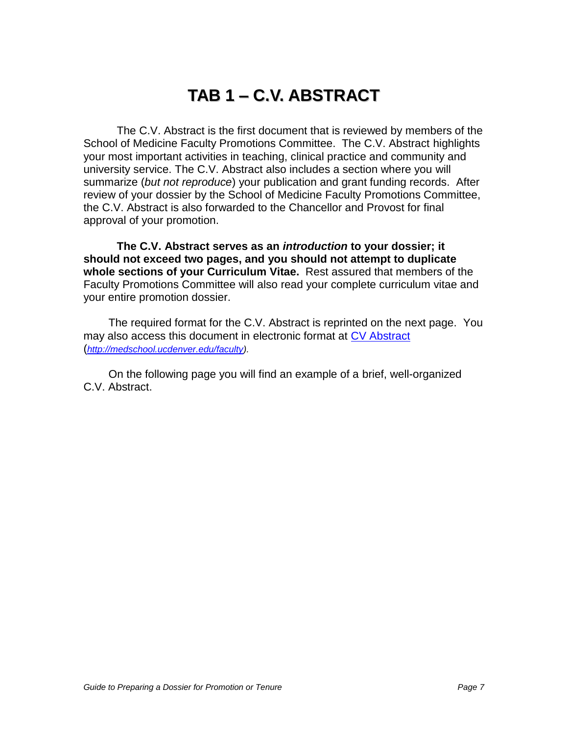# TAB 1 – C.V. ABSTRACT

The C.V. Abstract is the first document that is reviewed by members of the School of Medicine Faculty Promotions Committee. The C.V. Abstract highlights your most important activities in teaching, clinical practice and community and university service. The C.V. Abstract also includes a section where you will summarize (*but not reproduce*) your publication and grant funding records. After review of your dossier by the School of Medicine Faculty Promotions Committee, the C.V. Abstract is also forwarded to the Chancellor and Provost for final approval of your promotion.

**The C.V. Abstract serves as an *introduction* to your dossier; it should not exceed two pages, and you should not attempt to duplicate whole sections of your Curriculum Vitae.** Rest assured that members of the Faculty Promotions Committee will also read your complete curriculum vitae and your entire promotion dossier.

The required format for the C.V. Abstract is reprinted on the next page. You may also access this document in electronic format at [CV Abstract](http://medschool.ucdenver.edu/faculty) (*http://medschool.ucdenver.edu/faculty*).

On the following page you will find an example of a brief, well-organized C.V. Abstract.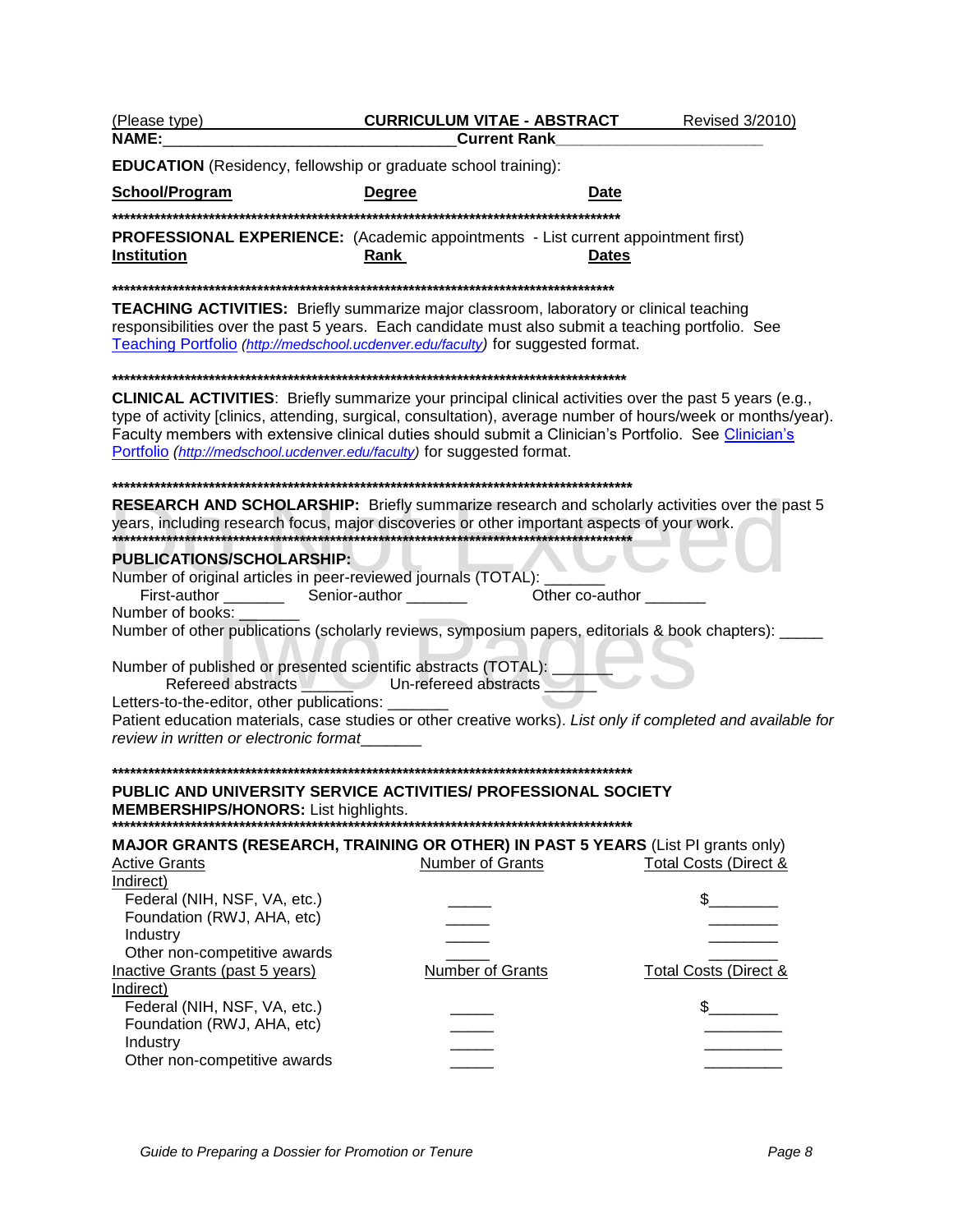(Please type) **CURRICULUM VITAE - ABSTRACT** Revised 3/2010)

**NAME:**_________________________________ **Current Rank**_______________________

**EDUCATION** (Residency, fellowship or graduate school training):

| School/Program | Degree | Date |
|---|---|---|

*****************************************************************************************

**PROFESSIONAL EXPERIENCE:** (Academic appointments - List current appointment first)

| Institution | Rank | Dates |
|---|---|---|

*****************************************************************************************

**TEACHING ACTIVITIES:** Briefly summarize major classroom, laboratory or clinical teaching responsibilities over the past 5 years. Each candidate must also submit a teaching portfolio. See Teaching Portfolio *(http://medschool.ucdenver.edu/faculty)* for suggested format.

*****************************************************************************************

**CLINICAL ACTIVITIES**: Briefly summarize your principal clinical activities over the past 5 years (e.g., type of activity [clinics, attending, surgical, consultation), average number of hours/week or months/year). Faculty members with extensive clinical duties should submit a Clinician's Portfolio. See Clinician's Portfolio *(http://medschool.ucdenver.edu/faculty)* for suggested format.

*****************************************************************************************

**RESEARCH AND SCHOLARSHIP:** Briefly summarize research and scholarly activities over the past 5 years, including research focus, major discoveries or other important aspects of your work.

*****************************************************************************************

Do Not Exceed Two Pages

**PUBLICATIONS/SCHOLARSHIP:**

Number of original articles in peer-reviewed journals (TOTAL): _______
First-author _______ Senior-author _______ Other co-author _______
Number of books: _______
Number of other publications (scholarly reviews, symposium papers, editorials & book chapters): _____

Number of published or presented scientific abstracts (TOTAL): _______
Refereed abstracts ______ Un-refereed abstracts ______
Letters-to-the-editor, other publications: _______
Patient education materials, case studies or other creative works). *List only if completed and available for review in written or electronic format*_______

*****************************************************************************************

**PUBLIC AND UNIVERSITY SERVICE ACTIVITIES/ PROFESSIONAL SOCIETY MEMBERSHIPS/HONORS:** List highlights.

*****************************************************************************************

**MAJOR GRANTS (RESEARCH, TRAINING OR OTHER) IN PAST 5 YEARS** (List PI grants only)

| Active Grants | Number of Grants | Total Costs (Direct & Indirect) |
|---|---|---|
| Federal (NIH, NSF, VA, etc.) | _____ | $________ |
| Foundation (RWJ, AHA, etc) | _____ | ________ |
| Industry | _____ | ________ |
| Other non-competitive awards | _____ | ________ |

| Inactive Grants (past 5 years) | Number of Grants | Total Costs (Direct & Indirect) |
|---|---|---|
| Federal (NIH, NSF, VA, etc.) | _____ | $________ |
| Foundation (RWJ, AHA, etc) | _____ | _________ |
| Industry | _____ | _________ |
| Other non-competitive awards | _____ | _________ |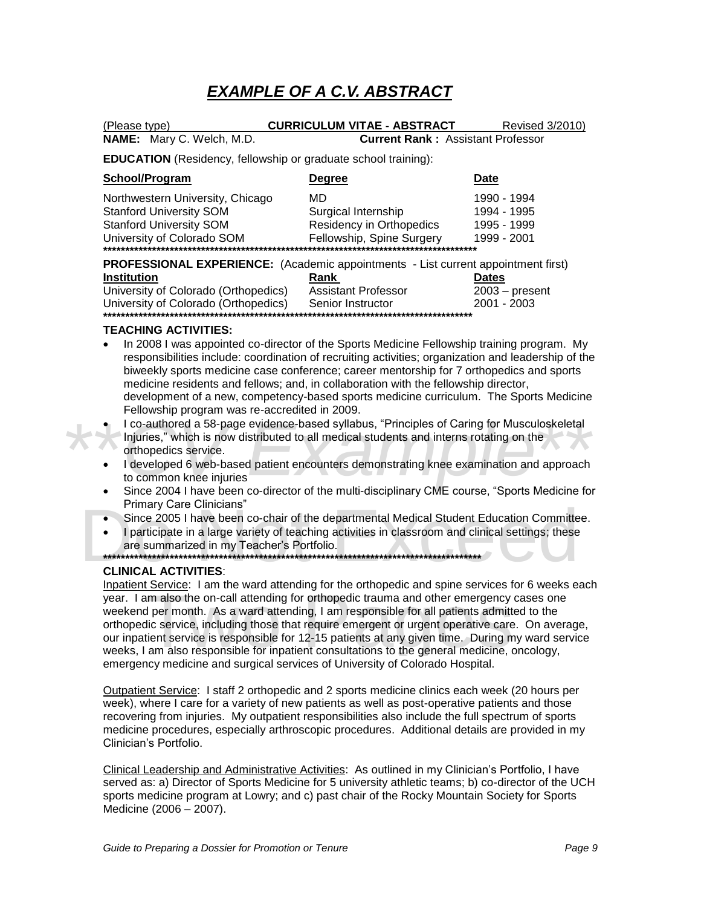# *EXAMPLE OF A C.V. ABSTRACT*

(Please type) **CURRICULUM VITAE - ABSTRACT** Revised 3/2010)

**NAME:** Mary C. Welch, M.D. **Current Rank :** Assistant Professor

**EDUCATION** (Residency, fellowship or graduate school training):

| **School/Program** | **Degree** | **Date** |
|---|---|---|
| Northwestern University, Chicago | MD | 1990 - 1994 |
| Stanford University SOM | Surgical Internship | 1994 - 1995 |
| Stanford University SOM | Residency in Orthopedics | 1995 - 1999 |
| University of Colorado SOM | Fellowship, Spine Surgery | 1999 - 2001 |

*******************************************************************************************

**PROFESSIONAL EXPERIENCE:** (Academic appointments - List current appointment first)

| **Institution** | **Rank** | **Dates** |
|---|---|---|
| University of Colorado (Orthopedics) | Assistant Professor | 2003 – present |
| University of Colorado (Orthopedics) | Senior Instructor | 2001 - 2003 |

*******************************************************************************************

**TEACHING ACTIVITIES:**

- In 2008 I was appointed co-director of the Sports Medicine Fellowship training program. My responsibilities include: coordination of recruiting activities; organization and leadership of the biweekly sports medicine case conference; career mentorship for 7 orthopedics and sports medicine residents and fellows; and, in collaboration with the fellowship director, development of a new, competency-based sports medicine curriculum. The Sports Medicine Fellowship program was re-accredited in 2009.
- I co-authored a 58-page evidence-based syllabus, "Principles of Caring for Musculoskeletal Injuries," which is now distributed to all medical students and interns rotating on the orthopedics service.
- I developed 6 web-based patient encounters demonstrating knee examination and approach to common knee injuries
- Since 2004 I have been co-director of the multi-disciplinary CME course, "Sports Medicine for Primary Care Clinicians"
- Since 2005 I have been co-chair of the departmental Medical Student Education Committee.
- I participate in a large variety of teaching activities in classroom and clinical settings; these are summarized in my Teacher's Portfolio.

*******************************************************************************************

**CLINICAL ACTIVITIES**:

Inpatient Service: I am the ward attending for the orthopedic and spine services for 6 weeks each year. I am also the on-call attending for orthopedic trauma and other emergency cases one weekend per month. As a ward attending, I am responsible for all patients admitted to the orthopedic service, including those that require emergent or urgent operative care. On average, our inpatient service is responsible for 12-15 patients at any given time. During my ward service weeks, I am also responsible for inpatient consultations to the general medicine, oncology, emergency medicine and surgical services of University of Colorado Hospital.

Outpatient Service: I staff 2 orthopedic and 2 sports medicine clinics each week (20 hours per week), where I care for a variety of new patients as well as post-operative patients and those recovering from injuries. My outpatient responsibilities also include the full spectrum of sports medicine procedures, especially arthroscopic procedures. Additional details are provided in my Clinician's Portfolio.

Clinical Leadership and Administrative Activities: As outlined in my Clinician's Portfolio, I have served as: a) Director of Sports Medicine for 5 university athletic teams; b) co-director of the UCH sports medicine program at Lowry; and c) past chair of the Rocky Mountain Society for Sports Medicine (2006 – 2007).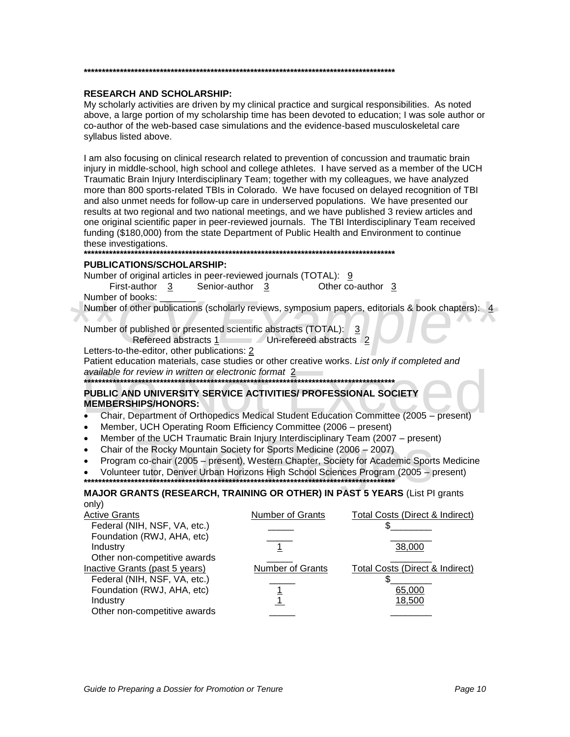******************************************************************************************

**RESEARCH AND SCHOLARSHIP:**

My scholarly activities are driven by my clinical practice and surgical responsibilities. As noted above, a large portion of my scholarship time has been devoted to education; I was sole author or co-author of the web-based case simulations and the evidence-based musculoskeletal care syllabus listed above.

I am also focusing on clinical research related to prevention of concussion and traumatic brain injury in middle-school, high school and college athletes. I have served as a member of the UCH Traumatic Brain Injury Interdisciplinary Team; together with my colleagues, we have analyzed more than 800 sports-related TBIs in Colorado. We have focused on delayed recognition of TBI and also unmet needs for follow-up care in underserved populations. We have presented our results at two regional and two national meetings, and we have published 3 review articles and one original scientific paper in peer-reviewed journals. The TBI Interdisciplinary Team received funding ($180,000) from the state Department of Public Health and Environment to continue these investigations.

******************************************************************************************

**PUBLICATIONS/SCHOLARSHIP:**

Number of original articles in peer-reviewed journals (TOTAL): 9
First-author 3 Senior-author 3 Other co-author 3

Number of books: _______

Number of other publications (scholarly reviews, symposium papers, editorials & book chapters): 4

Number of published or presented scientific abstracts (TOTAL): 3
Refereed abstracts 1 Un-refereed abstracts 2

Letters-to-the-editor, other publications: 2

Patient education materials, case studies or other creative works. *List only if completed and available for review in written or electronic format* 2

******************************************************************************************

**PUBLIC AND UNIVERSITY SERVICE ACTIVITIES/ PROFESSIONAL SOCIETY MEMBERSHIPS/HONORS:**

- Chair, Department of Orthopedics Medical Student Education Committee (2005 – present)
- Member, UCH Operating Room Efficiency Committee (2006 – present)
- Member of the UCH Traumatic Brain Injury Interdisciplinary Team (2007 – present)
- Chair of the Rocky Mountain Society for Sports Medicine (2006 – 2007)
- Program co-chair (2005 – present), Western Chapter, Society for Academic Sports Medicine
- Volunteer tutor, Denver Urban Horizons High School Sciences Program (2005 – present)

******************************************************************************************

**MAJOR GRANTS (RESEARCH, TRAINING OR OTHER) IN PAST 5 YEARS** (List PI grants only)

| Active Grants | Number of Grants | Total Costs (Direct & Indirect) |
|---|---|---|
| Federal (NIH, NSF, VA, etc.) | _____ | $________ |
| Foundation (RWJ, AHA, etc) | _____ | ________ |
| Industry | 1 | 38,000 |
| Other non-competitive awards | _____ | ________ |
| **Inactive Grants (past 5 years)** | **Number of Grants** | **Total Costs (Direct & Indirect)** |
| Federal (NIH, NSF, VA, etc.) | _____ | $________ |
| Foundation (RWJ, AHA, etc) | 1 | 65,000 |
| Industry | 1 | 18,500 |
| Other non-competitive awards | _____ | ________ |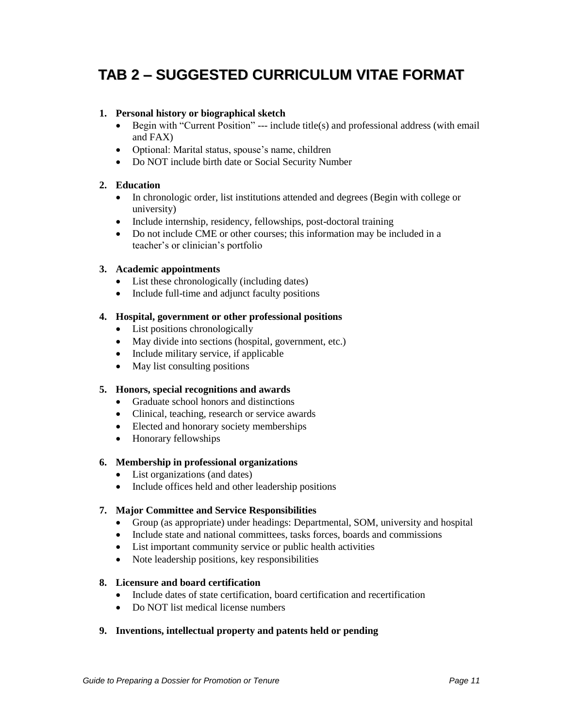# TAB 2 – SUGGESTED CURRICULUM VITAE FORMAT

1. **Personal history or biographical sketch**
   - Begin with "Current Position" --- include title(s) and professional address (with email and FAX)
   - Optional: Marital status, spouse's name, children
   - Do NOT include birth date or Social Security Number

2. **Education**
   - In chronologic order, list institutions attended and degrees (Begin with college or university)
   - Include internship, residency, fellowships, post-doctoral training
   - Do not include CME or other courses; this information may be included in a teacher's or clinician's portfolio

3. **Academic appointments**
   - List these chronologically (including dates)
   - Include full-time and adjunct faculty positions

4. **Hospital, government or other professional positions**
   - List positions chronologically
   - May divide into sections (hospital, government, etc.)
   - Include military service, if applicable
   - May list consulting positions

5. **Honors, special recognitions and awards**
   - Graduate school honors and distinctions
   - Clinical, teaching, research or service awards
   - Elected and honorary society memberships
   - Honorary fellowships

6. **Membership in professional organizations**
   - List organizations (and dates)
   - Include offices held and other leadership positions

7. **Major Committee and Service Responsibilities**
   - Group (as appropriate) under headings: Departmental, SOM, university and hospital
   - Include state and national committees, tasks forces, boards and commissions
   - List important community service or public health activities
   - Note leadership positions, key responsibilities

8. **Licensure and board certification**
   - Include dates of state certification, board certification and recertification
   - Do NOT list medical license numbers

9. **Inventions, intellectual property and patents held or pending**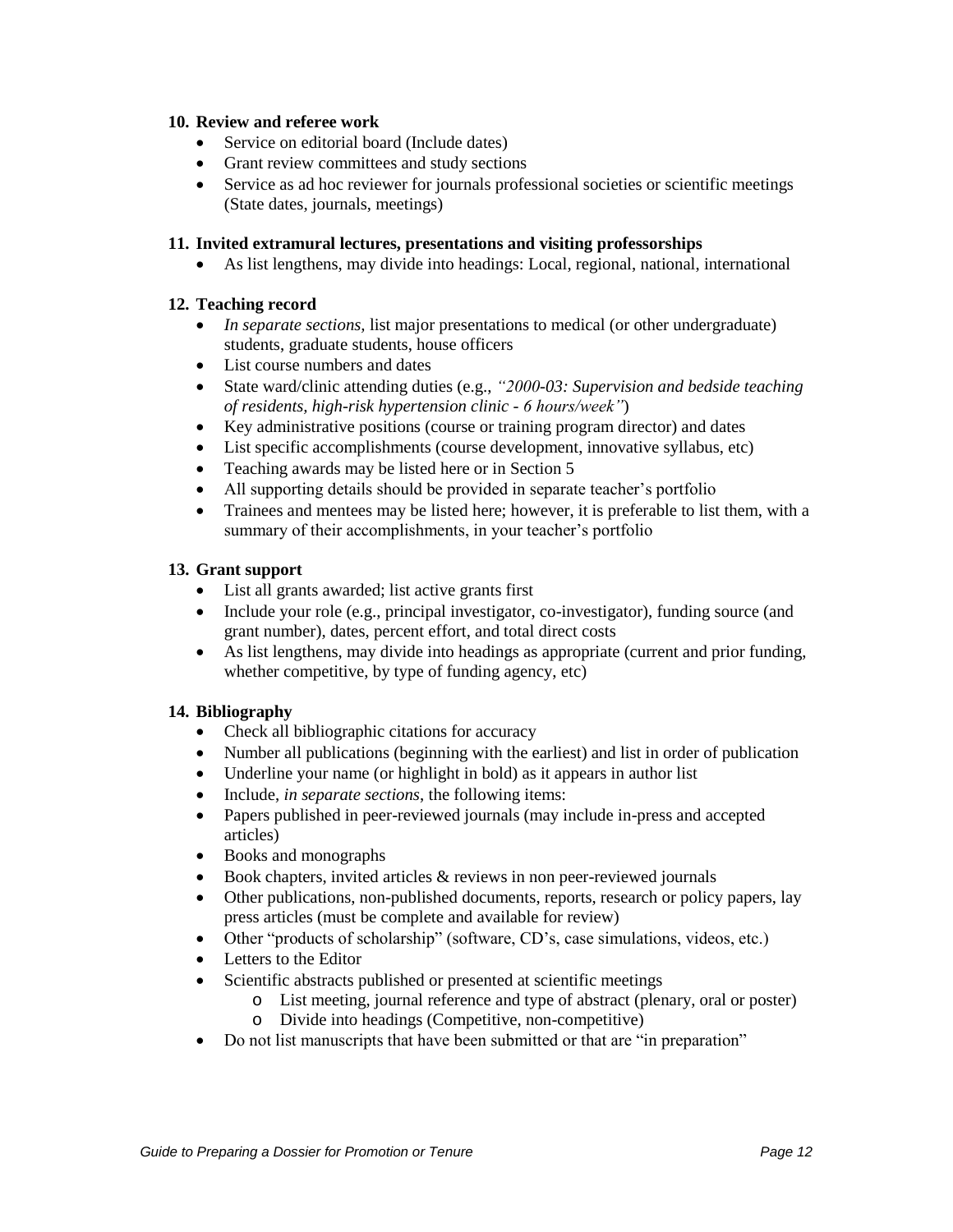**10. Review and referee work**

- Service on editorial board (Include dates)
- Grant review committees and study sections
- Service as ad hoc reviewer for journals professional societies or scientific meetings (State dates, journals, meetings)

**11. Invited extramural lectures, presentations and visiting professorships**

- As list lengthens, may divide into headings: Local, regional, national, international

**12. Teaching record**

- *In separate sections,* list major presentations to medical (or other undergraduate) students, graduate students, house officers
- List course numbers and dates
- State ward/clinic attending duties (e.g., *"2000-03: Supervision and bedside teaching of residents, high-risk hypertension clinic - 6 hours/week"*)
- Key administrative positions (course or training program director) and dates
- List specific accomplishments (course development, innovative syllabus, etc)
- Teaching awards may be listed here or in Section 5
- All supporting details should be provided in separate teacher's portfolio
- Trainees and mentees may be listed here; however, it is preferable to list them, with a summary of their accomplishments, in your teacher's portfolio

**13. Grant support**

- List all grants awarded; list active grants first
- Include your role (e.g., principal investigator, co-investigator), funding source (and grant number), dates, percent effort, and total direct costs
- As list lengthens, may divide into headings as appropriate (current and prior funding, whether competitive, by type of funding agency, etc)

**14. Bibliography**

- Check all bibliographic citations for accuracy
- Number all publications (beginning with the earliest) and list in order of publication
- Underline your name (or highlight in bold) as it appears in author list
- Include, *in separate sections*, the following items:
- Papers published in peer-reviewed journals (may include in-press and accepted articles)
- Books and monographs
- Book chapters, invited articles & reviews in non peer-reviewed journals
- Other publications, non-published documents, reports, research or policy papers, lay press articles (must be complete and available for review)
- Other "products of scholarship" (software, CD's, case simulations, videos, etc.)
- Letters to the Editor
- Scientific abstracts published or presented at scientific meetings
  - List meeting, journal reference and type of abstract (plenary, oral or poster)
  - Divide into headings (Competitive, non-competitive)
- Do not list manuscripts that have been submitted or that are "in preparation"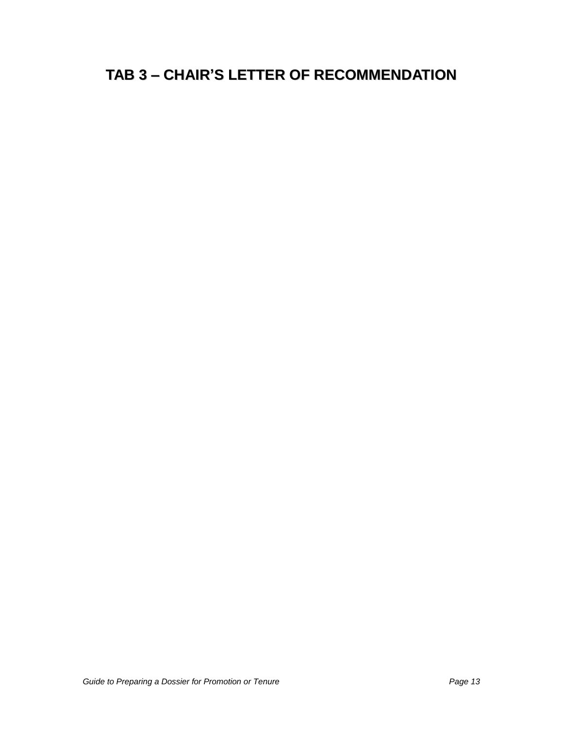# TAB 3 – CHAIR'S LETTER OF RECOMMENDATION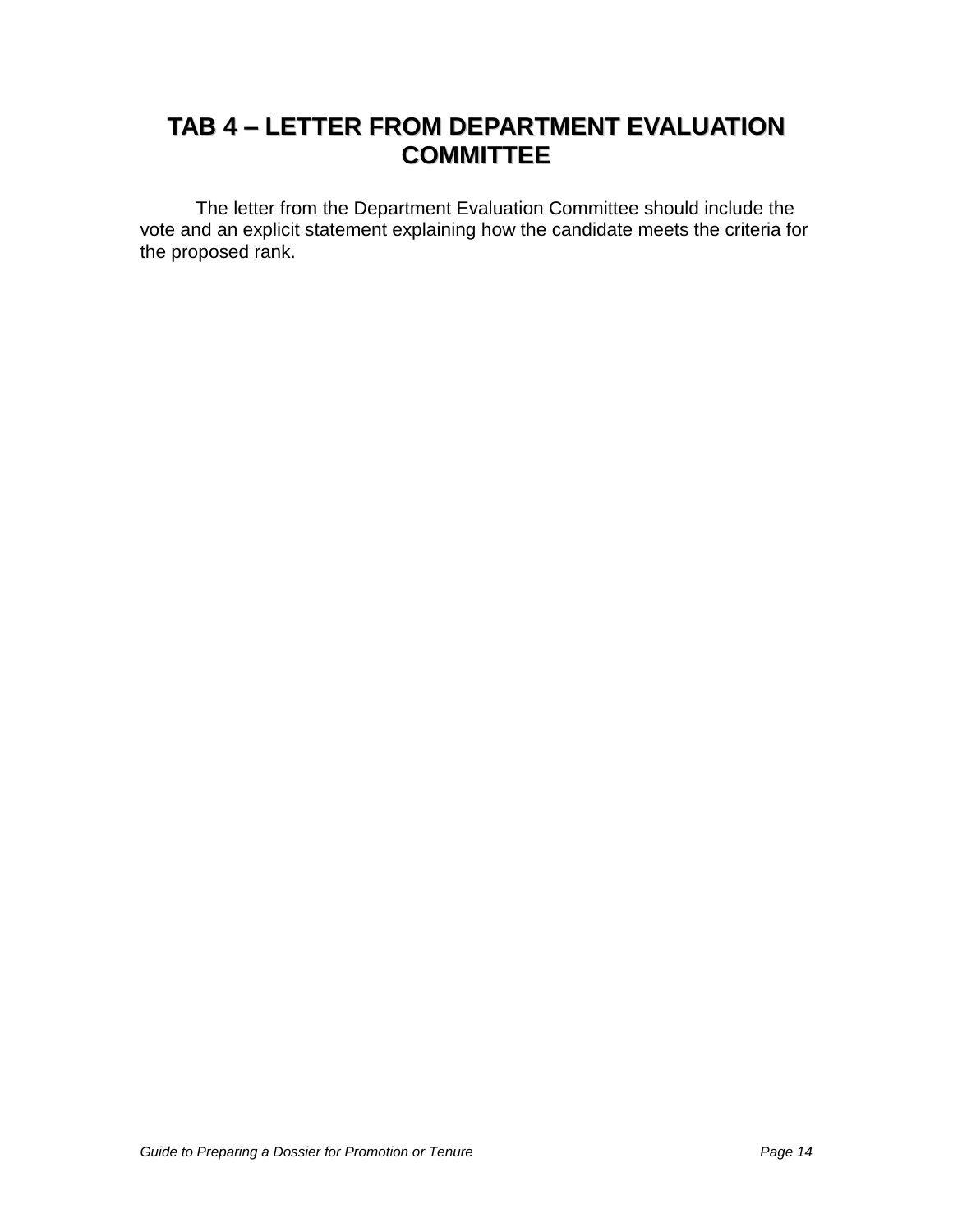# TAB 4 – LETTER FROM DEPARTMENT EVALUATION COMMITTEE

The letter from the Department Evaluation Committee should include the vote and an explicit statement explaining how the candidate meets the criteria for the proposed rank.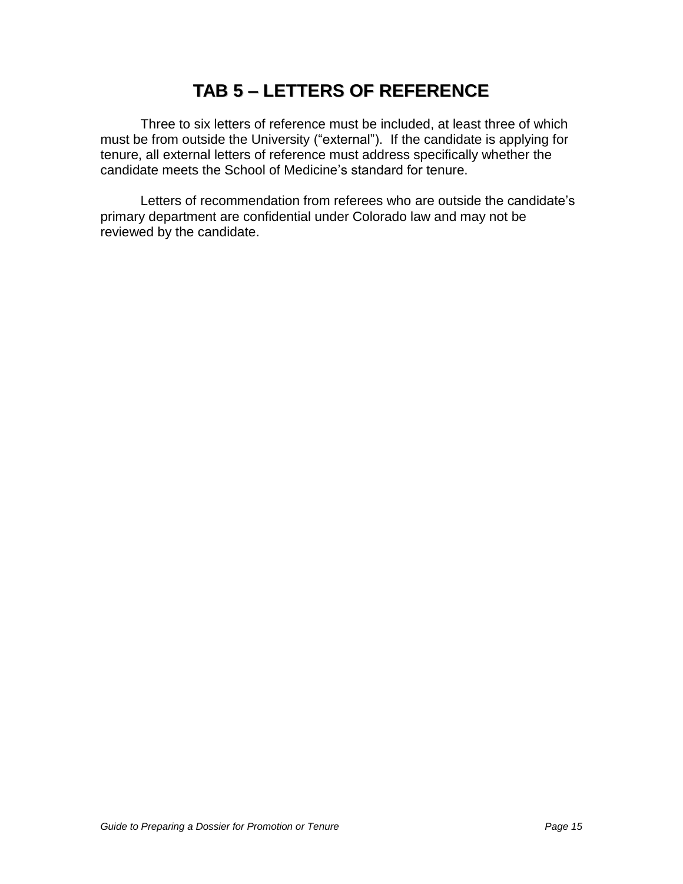# TAB 5 – LETTERS OF REFERENCE

Three to six letters of reference must be included, at least three of which must be from outside the University ("external"). If the candidate is applying for tenure, all external letters of reference must address specifically whether the candidate meets the School of Medicine's standard for tenure.

Letters of recommendation from referees who are outside the candidate's primary department are confidential under Colorado law and may not be reviewed by the candidate.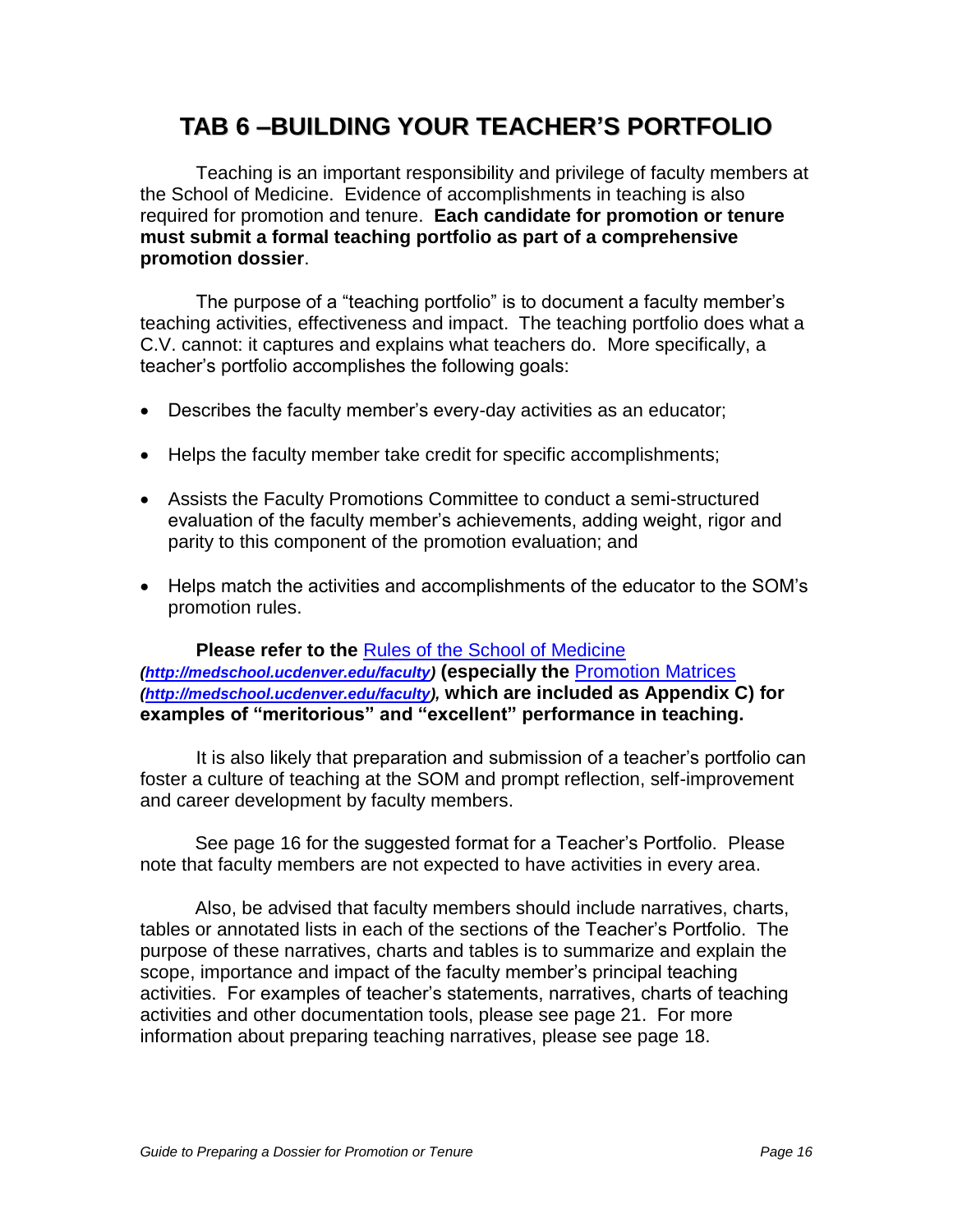# TAB 6 –BUILDING YOUR TEACHER'S PORTFOLIO

Teaching is an important responsibility and privilege of faculty members at the School of Medicine. Evidence of accomplishments in teaching is also required for promotion and tenure. **Each candidate for promotion or tenure must submit a formal teaching portfolio as part of a comprehensive promotion dossier**.

The purpose of a "teaching portfolio" is to document a faculty member's teaching activities, effectiveness and impact. The teaching portfolio does what a C.V. cannot: it captures and explains what teachers do. More specifically, a teacher's portfolio accomplishes the following goals:

- Describes the faculty member's every-day activities as an educator;
- Helps the faculty member take credit for specific accomplishments;
- Assists the Faculty Promotions Committee to conduct a semi-structured evaluation of the faculty member's achievements, adding weight, rigor and parity to this component of the promotion evaluation; and
- Helps match the activities and accomplishments of the educator to the SOM's promotion rules.

**Please refer to the** [Rules of the School of Medicine](http://medschool.ucdenver.edu/faculty) ***(http://medschool.ucdenver.edu/faculty)*** **(especially the** [Promotion Matrices](http://medschool.ucdenver.edu/faculty) ***(http://medschool.ucdenver.edu/faculty)*, which are included as Appendix C) for examples of "meritorious" and "excellent" performance in teaching.**

It is also likely that preparation and submission of a teacher's portfolio can foster a culture of teaching at the SOM and prompt reflection, self-improvement and career development by faculty members.

See page 16 for the suggested format for a Teacher's Portfolio. Please note that faculty members are not expected to have activities in every area.

Also, be advised that faculty members should include narratives, charts, tables or annotated lists in each of the sections of the Teacher's Portfolio. The purpose of these narratives, charts and tables is to summarize and explain the scope, importance and impact of the faculty member's principal teaching activities. For examples of teacher's statements, narratives, charts of teaching activities and other documentation tools, please see page 21. For more information about preparing teaching narratives, please see page 18.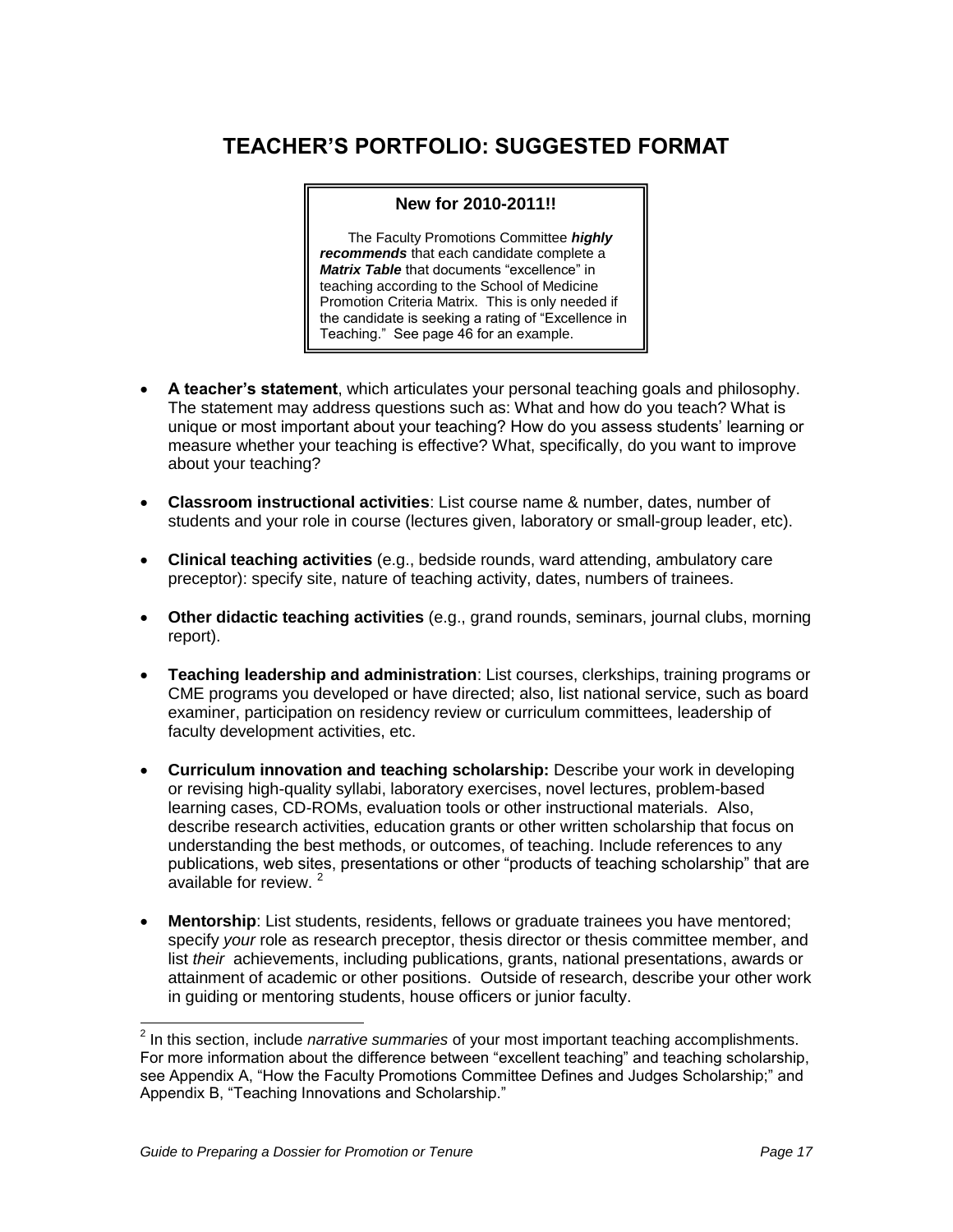# TEACHER'S PORTFOLIO: SUGGESTED FORMAT

> **New for 2010-2011!!**
>
> The Faculty Promotions Committee ***highly recommends*** that each candidate complete a ***Matrix Table*** that documents "excellence" in teaching according to the School of Medicine Promotion Criteria Matrix. This is only needed if the candidate is seeking a rating of "Excellence in Teaching." See page 46 for an example.

- **A teacher's statement**, which articulates your personal teaching goals and philosophy. The statement may address questions such as: What and how do you teach? What is unique or most important about your teaching? How do you assess students' learning or measure whether your teaching is effective? What, specifically, do you want to improve about your teaching?

- **Classroom instructional activities**: List course name & number, dates, number of students and your role in course (lectures given, laboratory or small-group leader, etc).

- **Clinical teaching activities** (e.g., bedside rounds, ward attending, ambulatory care preceptor): specify site, nature of teaching activity, dates, numbers of trainees.

- **Other didactic teaching activities** (e.g., grand rounds, seminars, journal clubs, morning report).

- **Teaching leadership and administration**: List courses, clerkships, training programs or CME programs you developed or have directed; also, list national service, such as board examiner, participation on residency review or curriculum committees, leadership of faculty development activities, etc.

- **Curriculum innovation and teaching scholarship:** Describe your work in developing or revising high-quality syllabi, laboratory exercises, novel lectures, problem-based learning cases, CD-ROMs, evaluation tools or other instructional materials. Also, describe research activities, education grants or other written scholarship that focus on understanding the best methods, or outcomes, of teaching. Include references to any publications, web sites, presentations or other "products of teaching scholarship" that are available for review. [2]

- **Mentorship**: List students, residents, fellows or graduate trainees you have mentored; specify *your* role as research preceptor, thesis director or thesis committee member, and list *their* achievements, including publications, grants, national presentations, awards or attainment of academic or other positions. Outside of research, describe your other work in guiding or mentoring students, house officers or junior faculty.

---

[2] In this section, include *narrative summaries* of your most important teaching accomplishments. For more information about the difference between "excellent teaching" and teaching scholarship, see Appendix A, "How the Faculty Promotions Committee Defines and Judges Scholarship;" and Appendix B, "Teaching Innovations and Scholarship."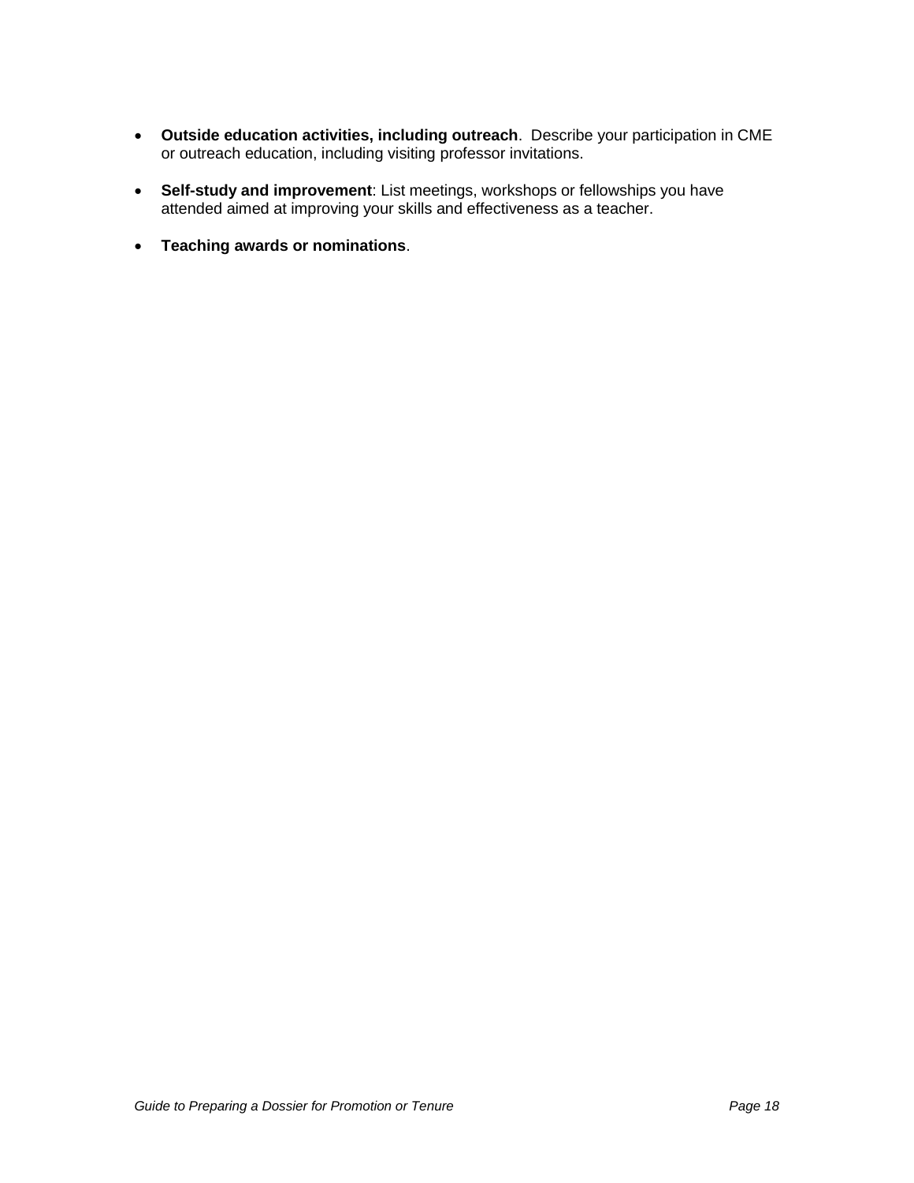- **Outside education activities, including outreach**. Describe your participation in CME or outreach education, including visiting professor invitations.

- **Self-study and improvement**: List meetings, workshops or fellowships you have attended aimed at improving your skills and effectiveness as a teacher.

- **Teaching awards or nominations**.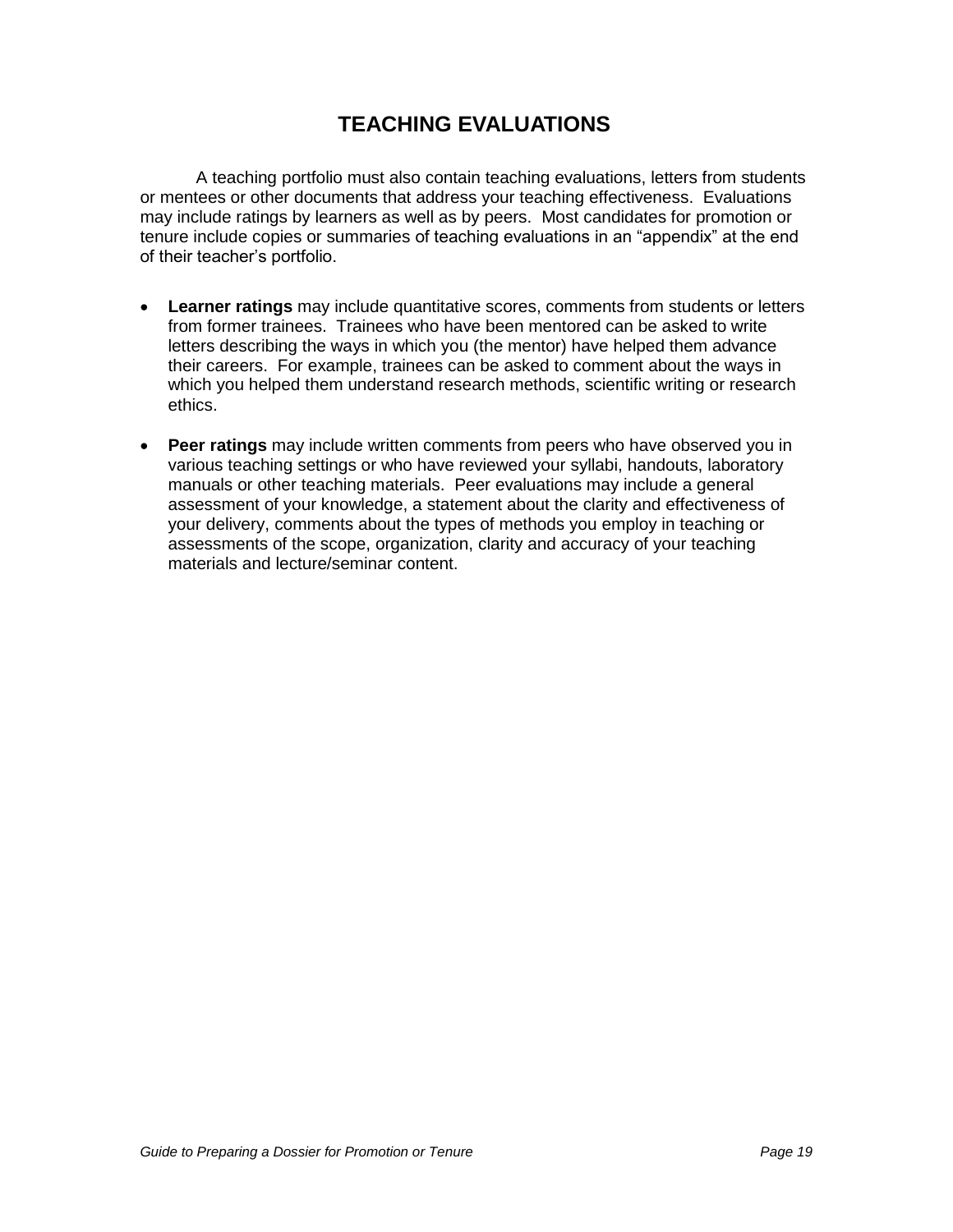# TEACHING EVALUATIONS

A teaching portfolio must also contain teaching evaluations, letters from students or mentees or other documents that address your teaching effectiveness. Evaluations may include ratings by learners as well as by peers. Most candidates for promotion or tenure include copies or summaries of teaching evaluations in an "appendix" at the end of their teacher's portfolio.

- **Learner ratings** may include quantitative scores, comments from students or letters from former trainees. Trainees who have been mentored can be asked to write letters describing the ways in which you (the mentor) have helped them advance their careers. For example, trainees can be asked to comment about the ways in which you helped them understand research methods, scientific writing or research ethics.

- **Peer ratings** may include written comments from peers who have observed you in various teaching settings or who have reviewed your syllabi, handouts, laboratory manuals or other teaching materials. Peer evaluations may include a general assessment of your knowledge, a statement about the clarity and effectiveness of your delivery, comments about the types of methods you employ in teaching or assessments of the scope, organization, clarity and accuracy of your teaching materials and lecture/seminar content.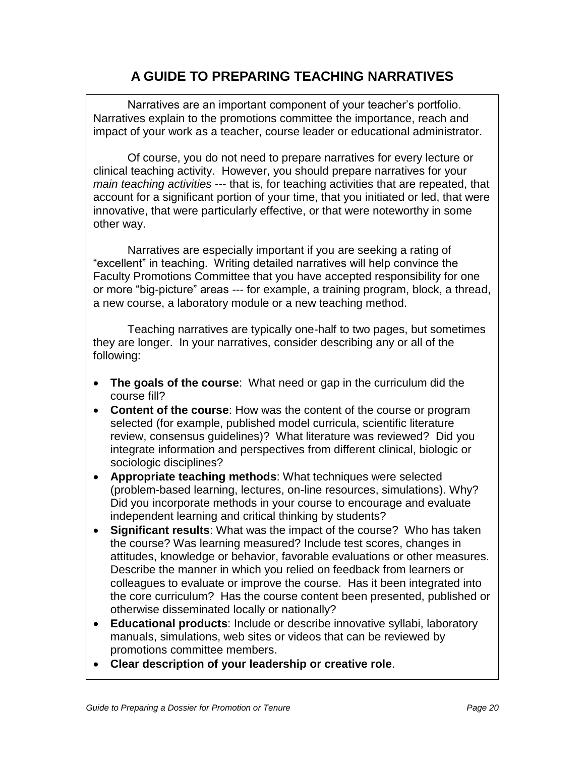# A GUIDE TO PREPARING TEACHING NARRATIVES

Narratives are an important component of your teacher's portfolio. Narratives explain to the promotions committee the importance, reach and impact of your work as a teacher, course leader or educational administrator.

Of course, you do not need to prepare narratives for every lecture or clinical teaching activity. However, you should prepare narratives for your *main teaching activities* --- that is, for teaching activities that are repeated, that account for a significant portion of your time, that you initiated or led, that were innovative, that were particularly effective, or that were noteworthy in some other way.

Narratives are especially important if you are seeking a rating of "excellent" in teaching. Writing detailed narratives will help convince the Faculty Promotions Committee that you have accepted responsibility for one or more "big-picture" areas --- for example, a training program, block, a thread, a new course, a laboratory module or a new teaching method.

Teaching narratives are typically one-half to two pages, but sometimes they are longer. In your narratives, consider describing any or all of the following:

- **The goals of the course**: What need or gap in the curriculum did the course fill?
- **Content of the course**: How was the content of the course or program selected (for example, published model curricula, scientific literature review, consensus guidelines)? What literature was reviewed? Did you integrate information and perspectives from different clinical, biologic or sociologic disciplines?
- **Appropriate teaching methods**: What techniques were selected (problem-based learning, lectures, on-line resources, simulations). Why? Did you incorporate methods in your course to encourage and evaluate independent learning and critical thinking by students?
- **Significant results**: What was the impact of the course? Who has taken the course? Was learning measured? Include test scores, changes in attitudes, knowledge or behavior, favorable evaluations or other measures. Describe the manner in which you relied on feedback from learners or colleagues to evaluate or improve the course. Has it been integrated into the core curriculum? Has the course content been presented, published or otherwise disseminated locally or nationally?
- **Educational products**: Include or describe innovative syllabi, laboratory manuals, simulations, web sites or videos that can be reviewed by promotions committee members.
- **Clear description of your leadership or creative role**.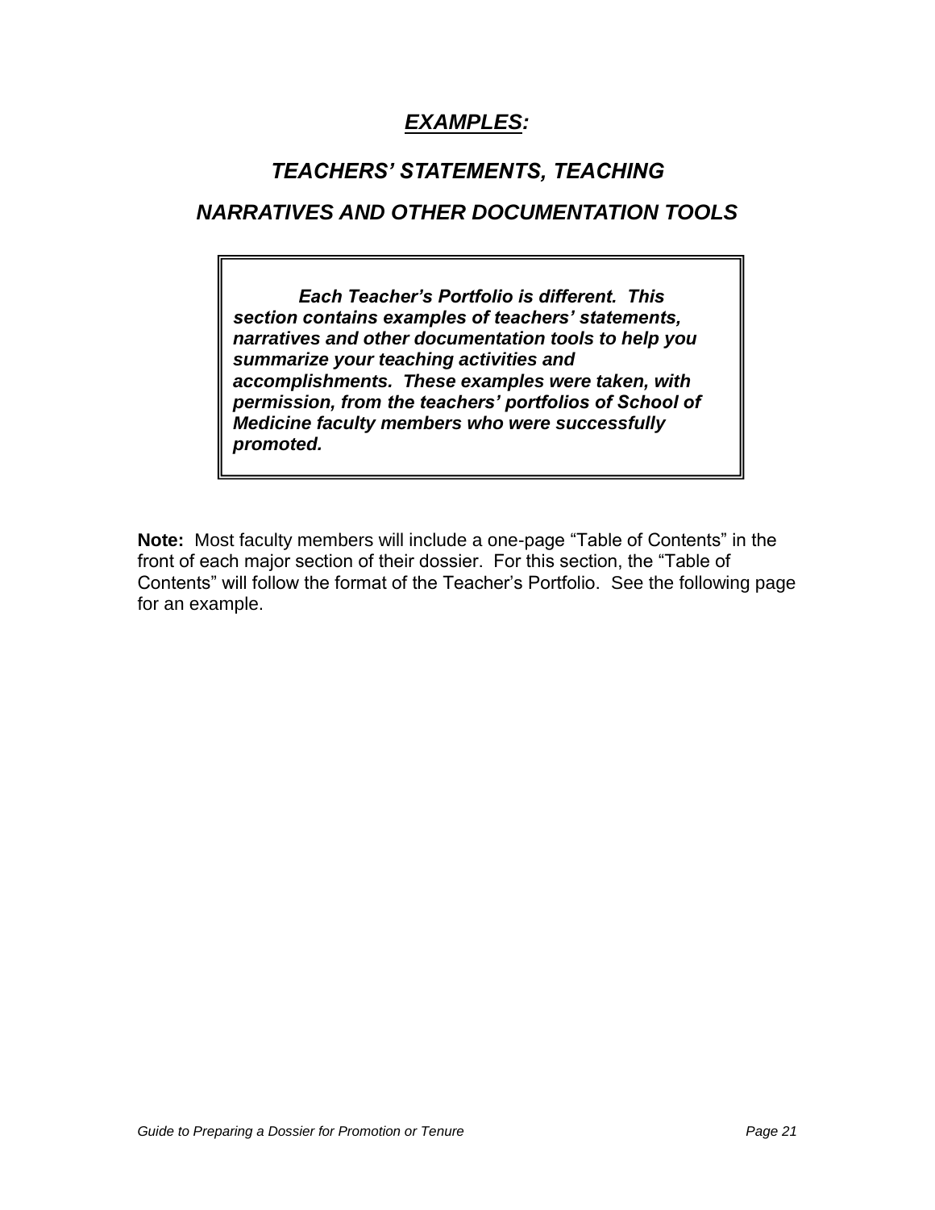# ***EXAMPLES:***

## *TEACHERS' STATEMENTS, TEACHING NARRATIVES AND OTHER DOCUMENTATION TOOLS*

> ***Each Teacher's Portfolio is different. This section contains examples of teachers' statements, narratives and other documentation tools to help you summarize your teaching activities and accomplishments. These examples were taken, with permission, from the teachers' portfolios of School of Medicine faculty members who were successfully promoted.***

**Note:** Most faculty members will include a one-page "Table of Contents" in the front of each major section of their dossier. For this section, the "Table of Contents" will follow the format of the Teacher's Portfolio. See the following page for an example.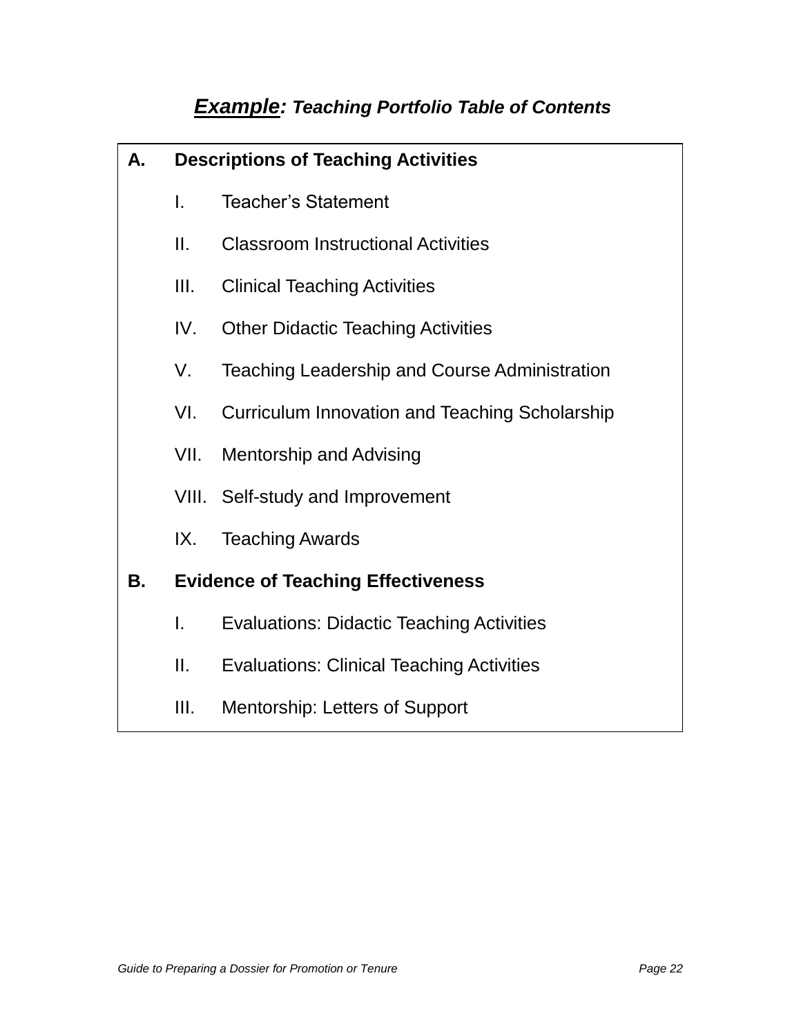## ***Example*: Teaching Portfolio Table of Contents**

**A. Descriptions of Teaching Activities**

- I. Teacher's Statement
- II. Classroom Instructional Activities
- III. Clinical Teaching Activities
- IV. Other Didactic Teaching Activities
- V. Teaching Leadership and Course Administration
- VI. Curriculum Innovation and Teaching Scholarship
- VII. Mentorship and Advising
- VIII. Self-study and Improvement
- IX. Teaching Awards

**B. Evidence of Teaching Effectiveness**

- I. Evaluations: Didactic Teaching Activities
- II. Evaluations: Clinical Teaching Activities
- III. Mentorship: Letters of Support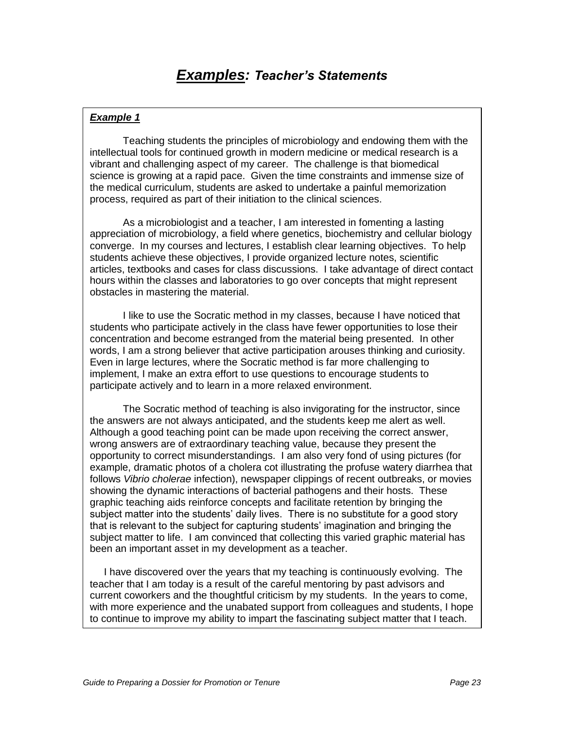# ***Examples:*** *Teacher's Statements*

***Example 1***

Teaching students the principles of microbiology and endowing them with the intellectual tools for continued growth in modern medicine or medical research is a vibrant and challenging aspect of my career. The challenge is that biomedical science is growing at a rapid pace. Given the time constraints and immense size of the medical curriculum, students are asked to undertake a painful memorization process, required as part of their initiation to the clinical sciences.

As a microbiologist and a teacher, I am interested in fomenting a lasting appreciation of microbiology, a field where genetics, biochemistry and cellular biology converge. In my courses and lectures, I establish clear learning objectives. To help students achieve these objectives, I provide organized lecture notes, scientific articles, textbooks and cases for class discussions. I take advantage of direct contact hours within the classes and laboratories to go over concepts that might represent obstacles in mastering the material.

I like to use the Socratic method in my classes, because I have noticed that students who participate actively in the class have fewer opportunities to lose their concentration and become estranged from the material being presented. In other words, I am a strong believer that active participation arouses thinking and curiosity. Even in large lectures, where the Socratic method is far more challenging to implement, I make an extra effort to use questions to encourage students to participate actively and to learn in a more relaxed environment.

The Socratic method of teaching is also invigorating for the instructor, since the answers are not always anticipated, and the students keep me alert as well. Although a good teaching point can be made upon receiving the correct answer, wrong answers are of extraordinary teaching value, because they present the opportunity to correct misunderstandings. I am also very fond of using pictures (for example, dramatic photos of a cholera cot illustrating the profuse watery diarrhea that follows *Vibrio cholerae* infection), newspaper clippings of recent outbreaks, or movies showing the dynamic interactions of bacterial pathogens and their hosts. These graphic teaching aids reinforce concepts and facilitate retention by bringing the subject matter into the students' daily lives. There is no substitute for a good story that is relevant to the subject for capturing students' imagination and bringing the subject matter to life. I am convinced that collecting this varied graphic material has been an important asset in my development as a teacher.

I have discovered over the years that my teaching is continuously evolving. The teacher that I am today is a result of the careful mentoring by past advisors and current coworkers and the thoughtful criticism by my students. In the years to come, with more experience and the unabated support from colleagues and students, I hope to continue to improve my ability to impart the fascinating subject matter that I teach.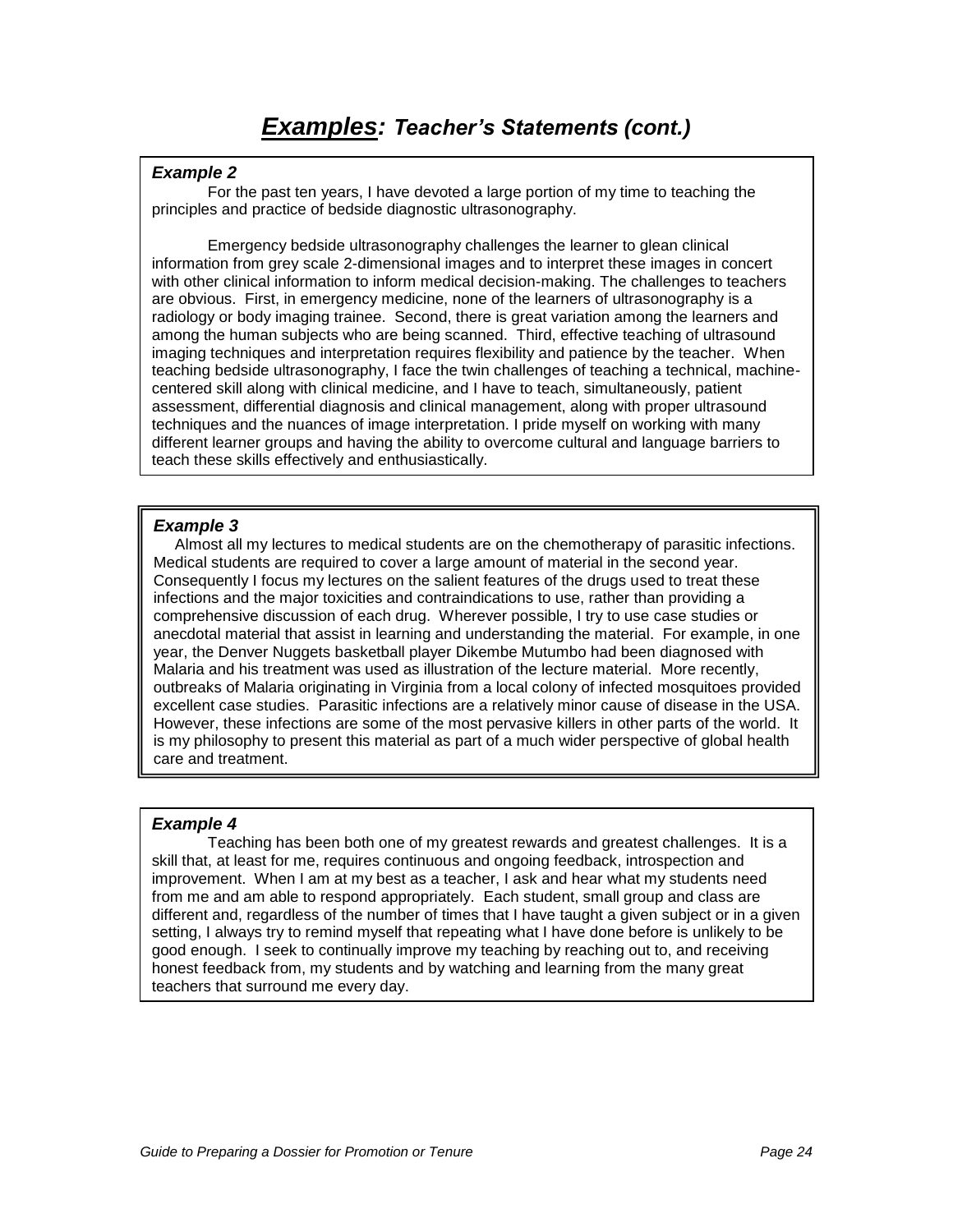# ***Examples:*** *Teacher's Statements (cont.)*

***Example 2***

For the past ten years, I have devoted a large portion of my time to teaching the principles and practice of bedside diagnostic ultrasonography.

Emergency bedside ultrasonography challenges the learner to glean clinical information from grey scale 2-dimensional images and to interpret these images in concert with other clinical information to inform medical decision-making. The challenges to teachers are obvious. First, in emergency medicine, none of the learners of ultrasonography is a radiology or body imaging trainee. Second, there is great variation among the learners and among the human subjects who are being scanned. Third, effective teaching of ultrasound imaging techniques and interpretation requires flexibility and patience by the teacher. When teaching bedside ultrasonography, I face the twin challenges of teaching a technical, machine-centered skill along with clinical medicine, and I have to teach, simultaneously, patient assessment, differential diagnosis and clinical management, along with proper ultrasound techniques and the nuances of image interpretation. I pride myself on working with many different learner groups and having the ability to overcome cultural and language barriers to teach these skills effectively and enthusiastically.

***Example 3***

Almost all my lectures to medical students are on the chemotherapy of parasitic infections. Medical students are required to cover a large amount of material in the second year. Consequently I focus my lectures on the salient features of the drugs used to treat these infections and the major toxicities and contraindications to use, rather than providing a comprehensive discussion of each drug. Wherever possible, I try to use case studies or anecdotal material that assist in learning and understanding the material. For example, in one year, the Denver Nuggets basketball player Dikembe Mutumbo had been diagnosed with Malaria and his treatment was used as illustration of the lecture material. More recently, outbreaks of Malaria originating in Virginia from a local colony of infected mosquitoes provided excellent case studies. Parasitic infections are a relatively minor cause of disease in the USA. However, these infections are some of the most pervasive killers in other parts of the world. It is my philosophy to present this material as part of a much wider perspective of global health care and treatment.

***Example 4***

Teaching has been both one of my greatest rewards and greatest challenges. It is a skill that, at least for me, requires continuous and ongoing feedback, introspection and improvement. When I am at my best as a teacher, I ask and hear what my students need from me and am able to respond appropriately. Each student, small group and class are different and, regardless of the number of times that I have taught a given subject or in a given setting, I always try to remind myself that repeating what I have done before is unlikely to be good enough. I seek to continually improve my teaching by reaching out to, and receiving honest feedback from, my students and by watching and learning from the many great teachers that surround me every day.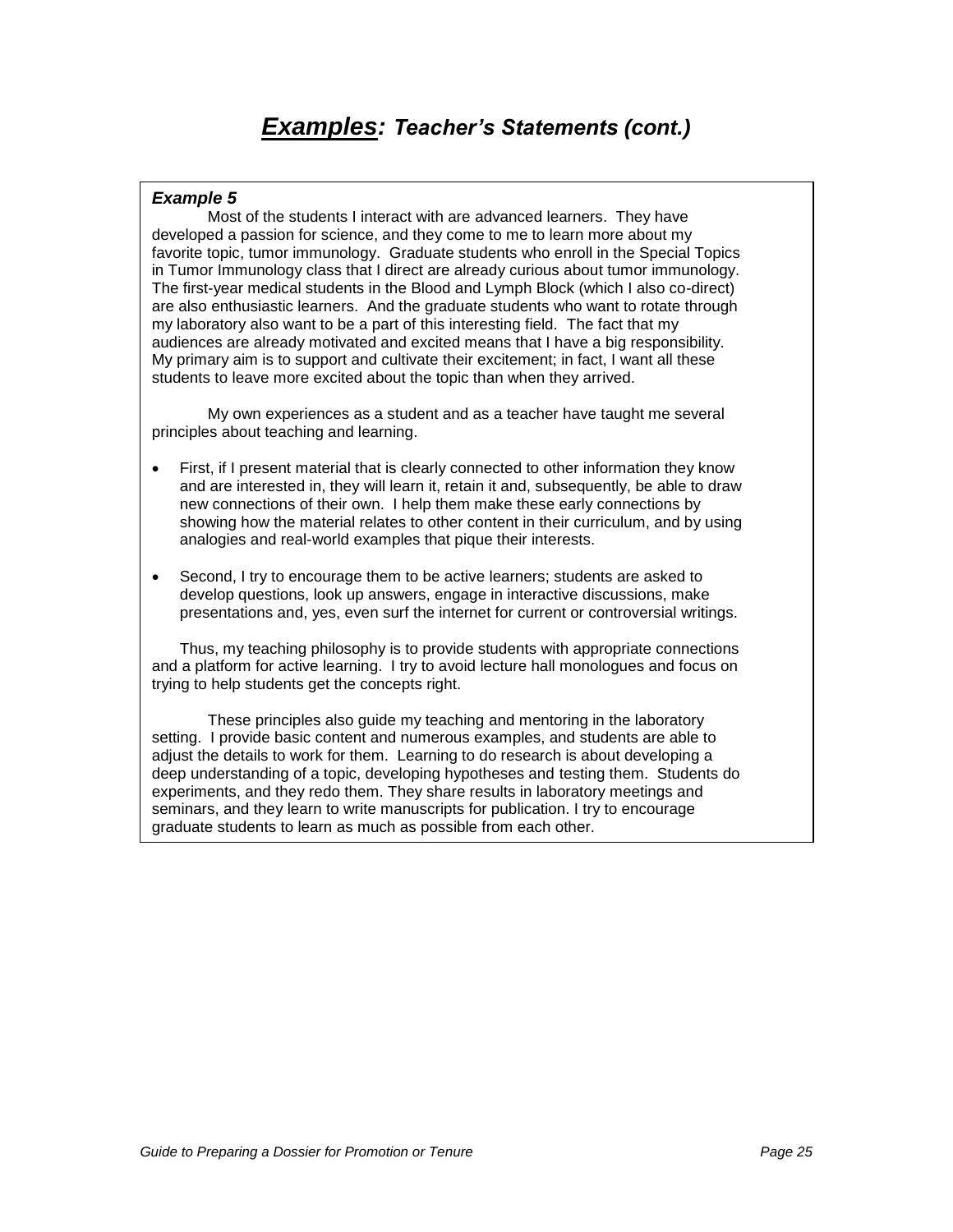# ***Examples:*** *Teacher's Statements (cont.)*

***Example 5***

Most of the students I interact with are advanced learners. They have developed a passion for science, and they come to me to learn more about my favorite topic, tumor immunology. Graduate students who enroll in the Special Topics in Tumor Immunology class that I direct are already curious about tumor immunology. The first-year medical students in the Blood and Lymph Block (which I also co-direct) are also enthusiastic learners. And the graduate students who want to rotate through my laboratory also want to be a part of this interesting field. The fact that my audiences are already motivated and excited means that I have a big responsibility. My primary aim is to support and cultivate their excitement; in fact, I want all these students to leave more excited about the topic than when they arrived.

My own experiences as a student and as a teacher have taught me several principles about teaching and learning.

- First, if I present material that is clearly connected to other information they know and are interested in, they will learn it, retain it and, subsequently, be able to draw new connections of their own. I help them make these early connections by showing how the material relates to other content in their curriculum, and by using analogies and real-world examples that pique their interests.
- Second, I try to encourage them to be active learners; students are asked to develop questions, look up answers, engage in interactive discussions, make presentations and, yes, even surf the internet for current or controversial writings.

Thus, my teaching philosophy is to provide students with appropriate connections and a platform for active learning. I try to avoid lecture hall monologues and focus on trying to help students get the concepts right.

These principles also guide my teaching and mentoring in the laboratory setting. I provide basic content and numerous examples, and students are able to adjust the details to work for them. Learning to do research is about developing a deep understanding of a topic, developing hypotheses and testing them. Students do experiments, and they redo them. They share results in laboratory meetings and seminars, and they learn to write manuscripts for publication. I try to encourage graduate students to learn as much as possible from each other.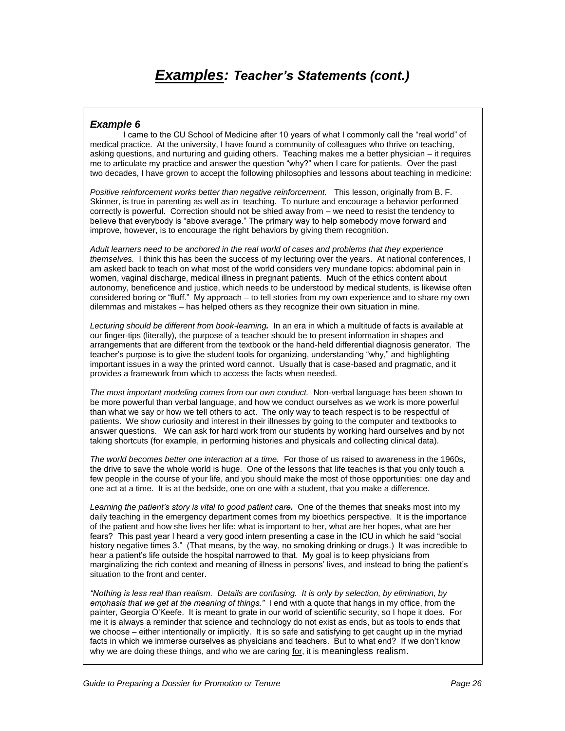# *Examples: Teacher's Statements (cont.)*

### *Example 6*

I came to the CU School of Medicine after 10 years of what I commonly call the "real world" of medical practice. At the university, I have found a community of colleagues who thrive on teaching, asking questions, and nurturing and guiding others. Teaching makes me a better physician – it requires me to articulate my practice and answer the question "why?" when I care for patients. Over the past two decades, I have grown to accept the following philosophies and lessons about teaching in medicine:

*Positive reinforcement works better than negative reinforcement.* This lesson, originally from B. F. Skinner, is true in parenting as well as in teaching. To nurture and encourage a behavior performed correctly is powerful. Correction should not be shied away from – we need to resist the tendency to believe that everybody is "above average." The primary way to help somebody move forward and improve, however, is to encourage the right behaviors by giving them recognition.

*Adult learners need to be anchored in the real world of cases and problems that they experience themselves.* I think this has been the success of my lecturing over the years. At national conferences, I am asked back to teach on what most of the world considers very mundane topics: abdominal pain in women, vaginal discharge, medical illness in pregnant patients. Much of the ethics content about autonomy, beneficence and justice, which needs to be understood by medical students, is likewise often considered boring or "fluff." My approach – to tell stories from my own experience and to share my own dilemmas and mistakes – has helped others as they recognize their own situation in mine.

*Lecturing should be different from book-learning.* In an era in which a multitude of facts is available at our finger-tips (literally), the purpose of a teacher should be to present information in shapes and arrangements that are different from the textbook or the hand-held differential diagnosis generator. The teacher's purpose is to give the student tools for organizing, understanding "why," and highlighting important issues in a way the printed word cannot. Usually that is case-based and pragmatic, and it provides a framework from which to access the facts when needed.

*The most important modeling comes from our own conduct.* Non-verbal language has been shown to be more powerful than verbal language, and how we conduct ourselves as we work is more powerful than what we say or how we tell others to act. The only way to teach respect is to be respectful of patients. We show curiosity and interest in their illnesses by going to the computer and textbooks to answer questions. We can ask for hard work from our students by working hard ourselves and by not taking shortcuts (for example, in performing histories and physicals and collecting clinical data).

*The world becomes better one interaction at a time.* For those of us raised to awareness in the 1960s, the drive to save the whole world is huge. One of the lessons that life teaches is that you only touch a few people in the course of your life, and you should make the most of those opportunities: one day and one act at a time. It is at the bedside, one on one with a student, that you make a difference.

*Learning the patient's story is vital to good patient care.* One of the themes that sneaks most into my daily teaching in the emergency department comes from my bioethics perspective. It is the importance of the patient and how she lives her life: what is important to her, what are her hopes, what are her fears? This past year I heard a very good intern presenting a case in the ICU in which he said "social history negative times 3." (That means, by the way, no smoking drinking or drugs.) It was incredible to hear a patient's life outside the hospital narrowed to that. My goal is to keep physicians from marginalizing the rich context and meaning of illness in persons' lives, and instead to bring the patient's situation to the front and center.

*"Nothing is less real than realism. Details are confusing. It is only by selection, by elimination, by emphasis that we get at the meaning of things."* I end with a quote that hangs in my office, from the painter, Georgia O'Keefe. It is meant to grate in our world of scientific security, so I hope it does. For me it is always a reminder that science and technology do not exist as ends, but as tools to ends that we choose – either intentionally or implicitly. It is so safe and satisfying to get caught up in the myriad facts in which we immerse ourselves as physicians and teachers. But to what end? If we don't know why we are doing these things, and who we are caring <u>for</u>, it is meaningless realism.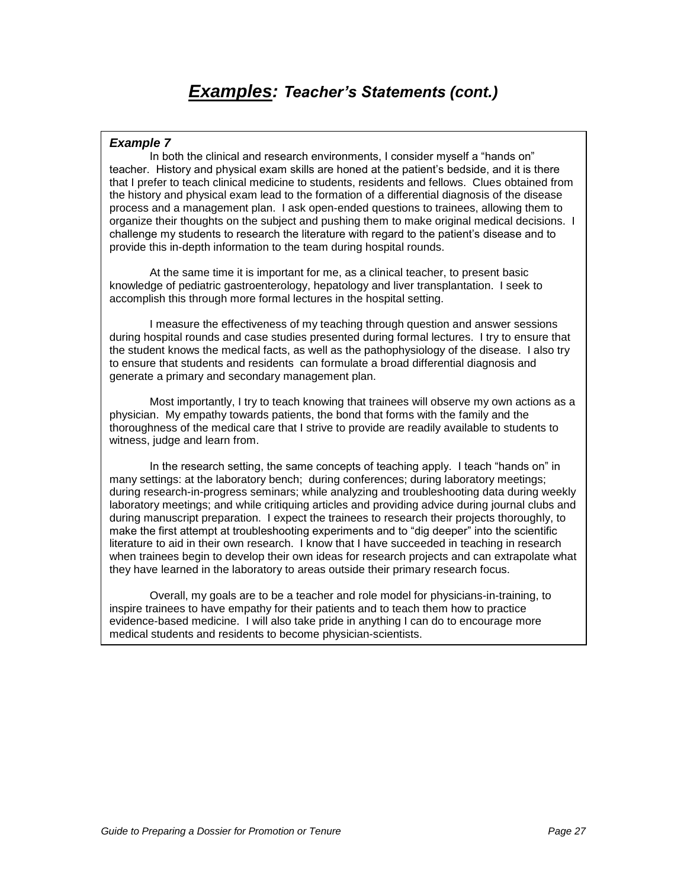# ***Examples:*** ***Teacher's Statements (cont.)***

***Example 7***

In both the clinical and research environments, I consider myself a "hands on" teacher. History and physical exam skills are honed at the patient's bedside, and it is there that I prefer to teach clinical medicine to students, residents and fellows. Clues obtained from the history and physical exam lead to the formation of a differential diagnosis of the disease process and a management plan. I ask open-ended questions to trainees, allowing them to organize their thoughts on the subject and pushing them to make original medical decisions. I challenge my students to research the literature with regard to the patient's disease and to provide this in-depth information to the team during hospital rounds.

At the same time it is important for me, as a clinical teacher, to present basic knowledge of pediatric gastroenterology, hepatology and liver transplantation. I seek to accomplish this through more formal lectures in the hospital setting.

I measure the effectiveness of my teaching through question and answer sessions during hospital rounds and case studies presented during formal lectures. I try to ensure that the student knows the medical facts, as well as the pathophysiology of the disease. I also try to ensure that students and residents can formulate a broad differential diagnosis and generate a primary and secondary management plan.

Most importantly, I try to teach knowing that trainees will observe my own actions as a physician. My empathy towards patients, the bond that forms with the family and the thoroughness of the medical care that I strive to provide are readily available to students to witness, judge and learn from.

In the research setting, the same concepts of teaching apply. I teach "hands on" in many settings: at the laboratory bench; during conferences; during laboratory meetings; during research-in-progress seminars; while analyzing and troubleshooting data during weekly laboratory meetings; and while critiquing articles and providing advice during journal clubs and during manuscript preparation. I expect the trainees to research their projects thoroughly, to make the first attempt at troubleshooting experiments and to "dig deeper" into the scientific literature to aid in their own research. I know that I have succeeded in teaching in research when trainees begin to develop their own ideas for research projects and can extrapolate what they have learned in the laboratory to areas outside their primary research focus.

Overall, my goals are to be a teacher and role model for physicians-in-training, to inspire trainees to have empathy for their patients and to teach them how to practice evidence-based medicine. I will also take pride in anything I can do to encourage more medical students and residents to become physician-scientists.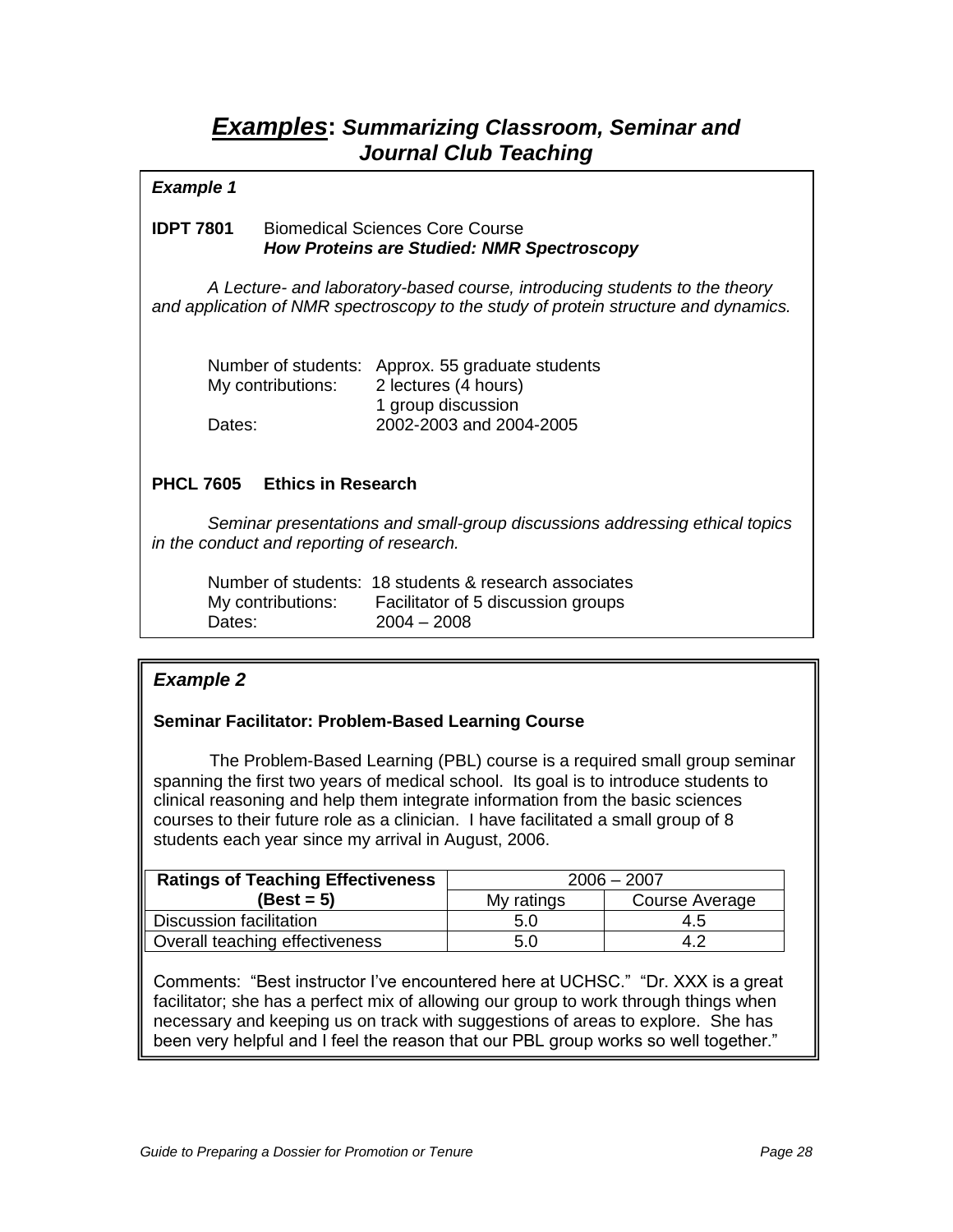# ***Examples*: *Summarizing Classroom, Seminar and Journal Club Teaching***

***Example 1***

**IDPT 7801** Biomedical Sciences Core Course
***How Proteins are Studied: NMR Spectroscopy***

*A Lecture- and laboratory-based course, introducing students to the theory and application of NMR spectroscopy to the study of protein structure and dynamics.*

Number of students: Approx. 55 graduate students
My contributions: 2 lectures (4 hours)
1 group discussion
Dates: 2002-2003 and 2004-2005

**PHCL 7605 Ethics in Research**

*Seminar presentations and small-group discussions addressing ethical topics in the conduct and reporting of research.*

Number of students: 18 students & research associates
My contributions: Facilitator of 5 discussion groups
Dates: 2004 – 2008

***Example 2***

**Seminar Facilitator: Problem-Based Learning Course**

The Problem-Based Learning (PBL) course is a required small group seminar spanning the first two years of medical school. Its goal is to introduce students to clinical reasoning and help them integrate information from the basic sciences courses to their future role as a clinician. I have facilitated a small group of 8 students each year since my arrival in August, 2006.

| **Ratings of Teaching Effectiveness (Best = 5)** | 2006 – 2007 | |
|---|---|---|
| | My ratings | Course Average |
| Discussion facilitation | 5.0 | 4.5 |
| Overall teaching effectiveness | 5.0 | 4.2 |

Comments: "Best instructor I've encountered here at UCHSC." "Dr. XXX is a great facilitator; she has a perfect mix of allowing our group to work through things when necessary and keeping us on track with suggestions of areas to explore. She has been very helpful and I feel the reason that our PBL group works so well together."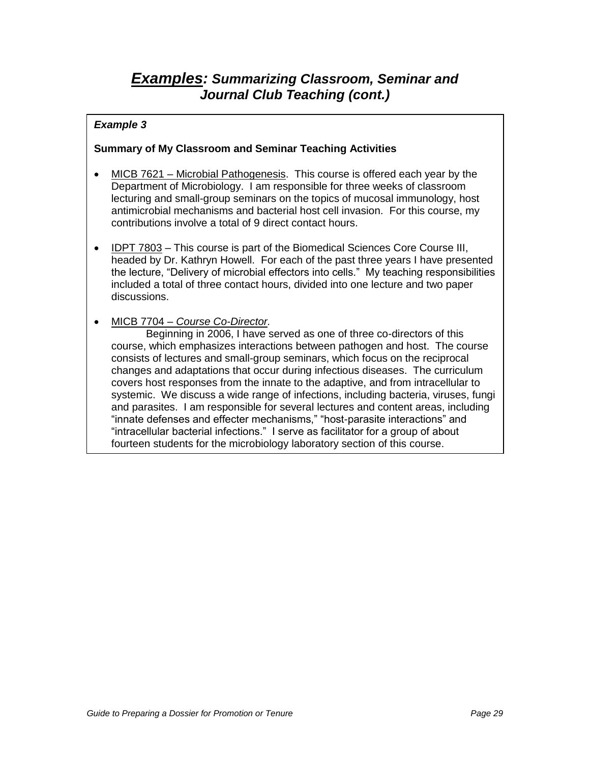# ***Examples:*** *Summarizing Classroom, Seminar and Journal Club Teaching (cont.)*

***Example 3***

**Summary of My Classroom and Seminar Teaching Activities**

- MICB 7621 – Microbial Pathogenesis. This course is offered each year by the Department of Microbiology. I am responsible for three weeks of classroom lecturing and small-group seminars on the topics of mucosal immunology, host antimicrobial mechanisms and bacterial host cell invasion. For this course, my contributions involve a total of 9 direct contact hours.

- IDPT 7803 – This course is part of the Biomedical Sciences Core Course III, headed by Dr. Kathryn Howell. For each of the past three years I have presented the lecture, "Delivery of microbial effectors into cells." My teaching responsibilities included a total of three contact hours, divided into one lecture and two paper discussions.

- MICB 7704 – *Course Co-Director.*
  Beginning in 2006, I have served as one of three co-directors of this course, which emphasizes interactions between pathogen and host. The course consists of lectures and small-group seminars, which focus on the reciprocal changes and adaptations that occur during infectious diseases. The curriculum covers host responses from the innate to the adaptive, and from intracellular to systemic. We discuss a wide range of infections, including bacteria, viruses, fungi and parasites. I am responsible for several lectures and content areas, including "innate defenses and effecter mechanisms," "host-parasite interactions" and "intracellular bacterial infections." I serve as facilitator for a group of about fourteen students for the microbiology laboratory section of this course.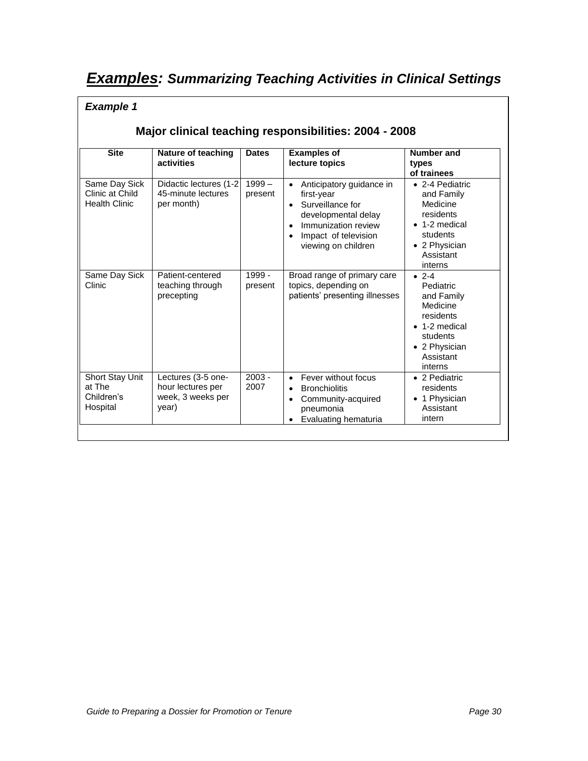# ***Examples:*** ***Summarizing Teaching Activities in Clinical Settings***

***Example 1***

### Major clinical teaching responsibilities: 2004 - 2008

| Site | Nature of teaching activities | Dates | Examples of lecture topics | Number and types of trainees |
|---|---|---|---|---|
| Same Day Sick Clinic at Child Health Clinic | Didactic lectures (1-2 45-minute lectures per month) | 1999 – present | • Anticipatory guidance in first-year<br>• Surveillance for developmental delay<br>• Immunization review<br>• Impact of television viewing on children | • 2-4 Pediatric and Family Medicine residents<br>• 1-2 medical students<br>• 2 Physician Assistant interns |
| Same Day Sick Clinic | Patient-centered teaching through precepting | 1999 - present | Broad range of primary care topics, depending on patients' presenting illnesses | • 2-4 Pediatric and Family Medicine residents<br>• 1-2 medical students<br>• 2 Physician Assistant interns |
| Short Stay Unit at The Children's Hospital | Lectures (3-5 one-hour lectures per week, 3 weeks per year) | 2003 - 2007 | • Fever without focus<br>• Bronchiolitis<br>• Community-acquired pneumonia<br>• Evaluating hematuria | • 2 Pediatric residents<br>• 1 Physician Assistant intern |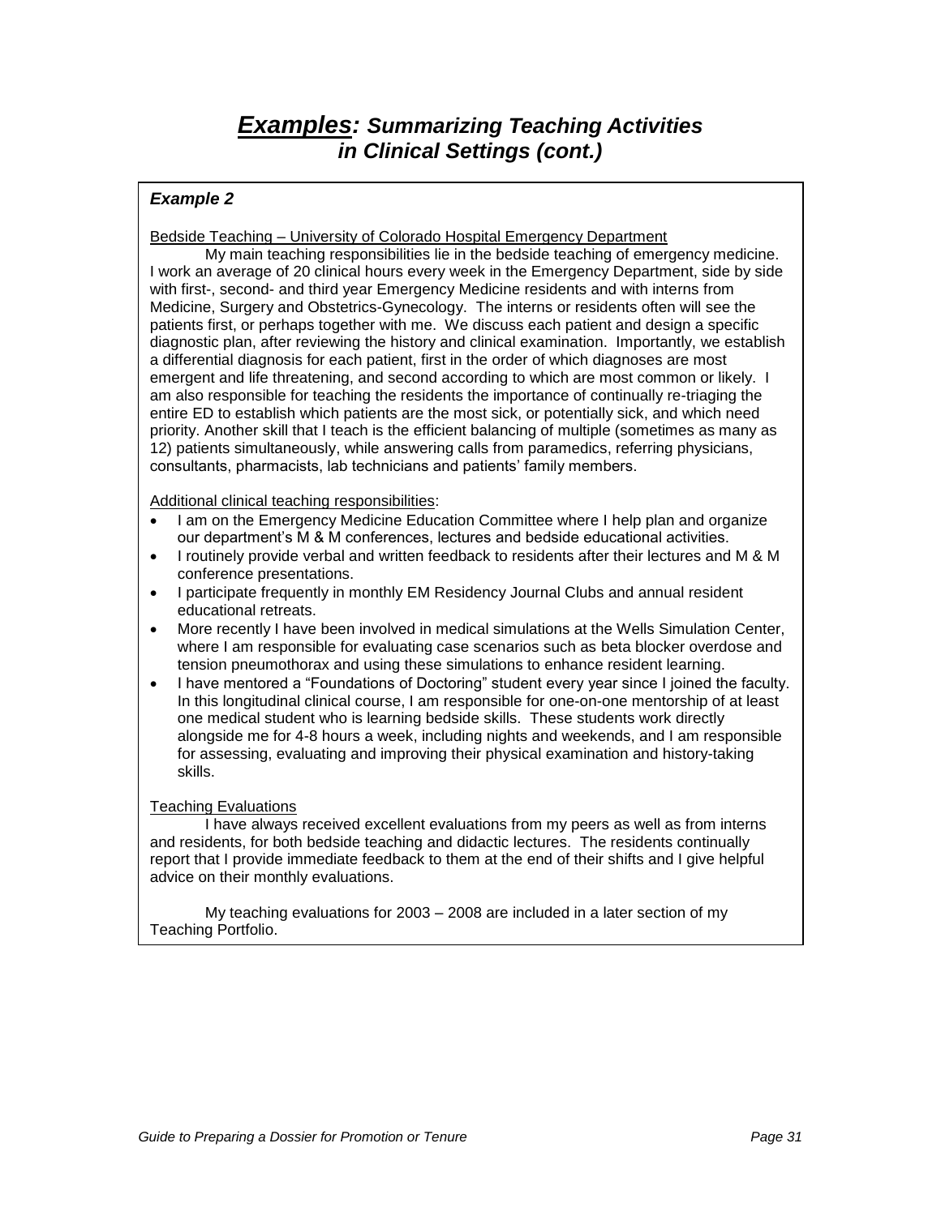# ***Examples:*** *Summarizing Teaching Activities in Clinical Settings (cont.)*

***Example 2***

Bedside Teaching – University of Colorado Hospital Emergency Department

My main teaching responsibilities lie in the bedside teaching of emergency medicine. I work an average of 20 clinical hours every week in the Emergency Department, side by side with first-, second- and third year Emergency Medicine residents and with interns from Medicine, Surgery and Obstetrics-Gynecology. The interns or residents often will see the patients first, or perhaps together with me. We discuss each patient and design a specific diagnostic plan, after reviewing the history and clinical examination. Importantly, we establish a differential diagnosis for each patient, first in the order of which diagnoses are most emergent and life threatening, and second according to which are most common or likely. I am also responsible for teaching the residents the importance of continually re-triaging the entire ED to establish which patients are the most sick, or potentially sick, and which need priority. Another skill that I teach is the efficient balancing of multiple (sometimes as many as 12) patients simultaneously, while answering calls from paramedics, referring physicians, consultants, pharmacists, lab technicians and patients' family members.

Additional clinical teaching responsibilities:

- I am on the Emergency Medicine Education Committee where I help plan and organize our department's M & M conferences, lectures and bedside educational activities.
- I routinely provide verbal and written feedback to residents after their lectures and M & M conference presentations.
- I participate frequently in monthly EM Residency Journal Clubs and annual resident educational retreats.
- More recently I have been involved in medical simulations at the Wells Simulation Center, where I am responsible for evaluating case scenarios such as beta blocker overdose and tension pneumothorax and using these simulations to enhance resident learning.
- I have mentored a "Foundations of Doctoring" student every year since I joined the faculty. In this longitudinal clinical course, I am responsible for one-on-one mentorship of at least one medical student who is learning bedside skills. These students work directly alongside me for 4-8 hours a week, including nights and weekends, and I am responsible for assessing, evaluating and improving their physical examination and history-taking skills.

Teaching Evaluations

I have always received excellent evaluations from my peers as well as from interns and residents, for both bedside teaching and didactic lectures. The residents continually report that I provide immediate feedback to them at the end of their shifts and I give helpful advice on their monthly evaluations.

My teaching evaluations for 2003 – 2008 are included in a later section of my Teaching Portfolio.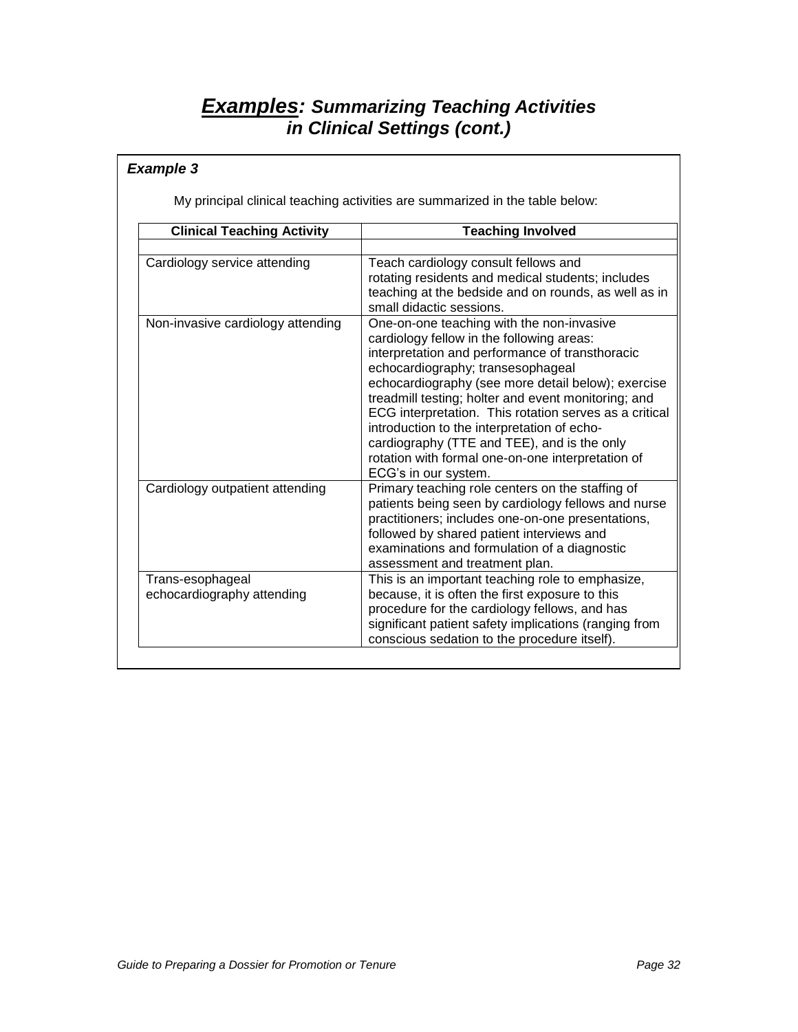# ***Examples:*** ***Summarizing Teaching Activities in Clinical Settings (cont.)***

***Example 3***

My principal clinical teaching activities are summarized in the table below:

| Clinical Teaching Activity | Teaching Involved |
|---|---|
| | |
| Cardiology service attending | Teach cardiology consult fellows and rotating residents and medical students; includes teaching at the bedside and on rounds, as well as in small didactic sessions. |
| Non-invasive cardiology attending | One-on-one teaching with the non-invasive cardiology fellow in the following areas: interpretation and performance of transthoracic echocardiography; transesophageal echocardiography (see more detail below); exercise treadmill testing; holter and event monitoring; and ECG interpretation. This rotation serves as a critical introduction to the interpretation of echo-cardiography (TTE and TEE), and is the only rotation with formal one-on-one interpretation of ECG's in our system. |
| Cardiology outpatient attending | Primary teaching role centers on the staffing of patients being seen by cardiology fellows and nurse practitioners; includes one-on-one presentations, followed by shared patient interviews and examinations and formulation of a diagnostic assessment and treatment plan. |
| Trans-esophageal echocardiography attending | This is an important teaching role to emphasize, because, it is often the first exposure to this procedure for the cardiology fellows, and has significant patient safety implications (ranging from conscious sedation to the procedure itself). |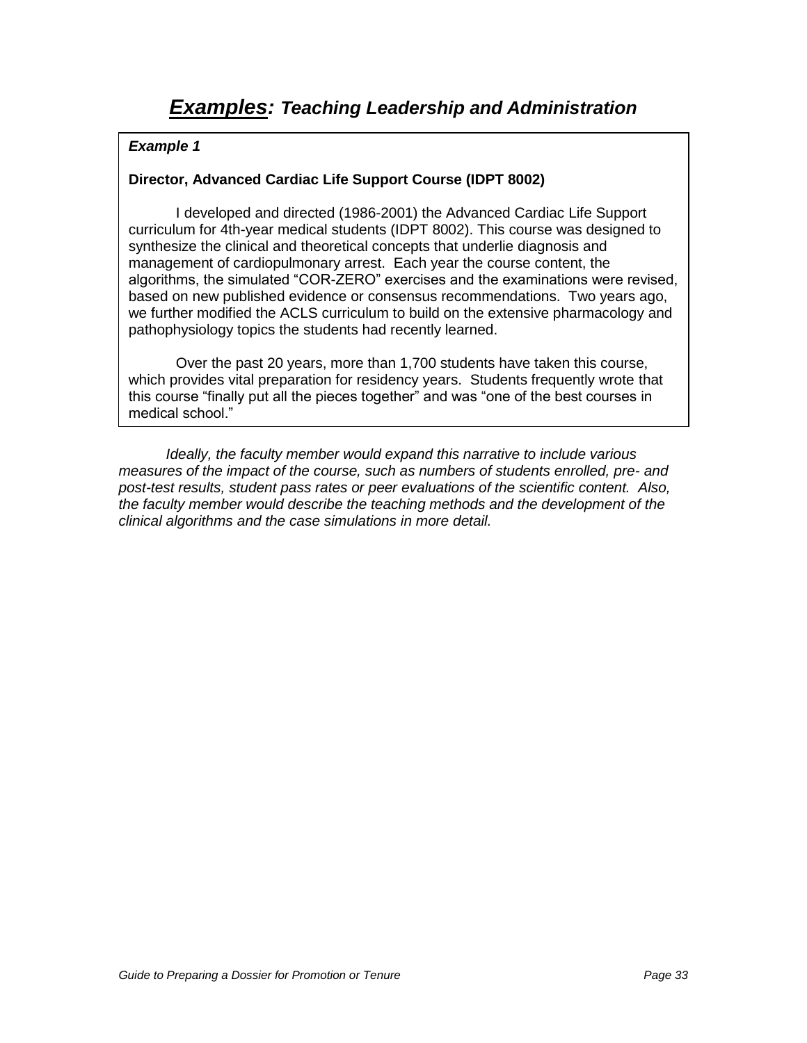# ***Examples:*** *Teaching Leadership and Administration*

***Example 1***

**Director, Advanced Cardiac Life Support Course (IDPT 8002)**

I developed and directed (1986-2001) the Advanced Cardiac Life Support curriculum for 4th-year medical students (IDPT 8002). This course was designed to synthesize the clinical and theoretical concepts that underlie diagnosis and management of cardiopulmonary arrest. Each year the course content, the algorithms, the simulated "COR-ZERO" exercises and the examinations were revised, based on new published evidence or consensus recommendations. Two years ago, we further modified the ACLS curriculum to build on the extensive pharmacology and pathophysiology topics the students had recently learned.

Over the past 20 years, more than 1,700 students have taken this course, which provides vital preparation for residency years. Students frequently wrote that this course "finally put all the pieces together" and was "one of the best courses in medical school."

*Ideally, the faculty member would expand this narrative to include various measures of the impact of the course, such as numbers of students enrolled, pre- and post-test results, student pass rates or peer evaluations of the scientific content. Also, the faculty member would describe the teaching methods and the development of the clinical algorithms and the case simulations in more detail.*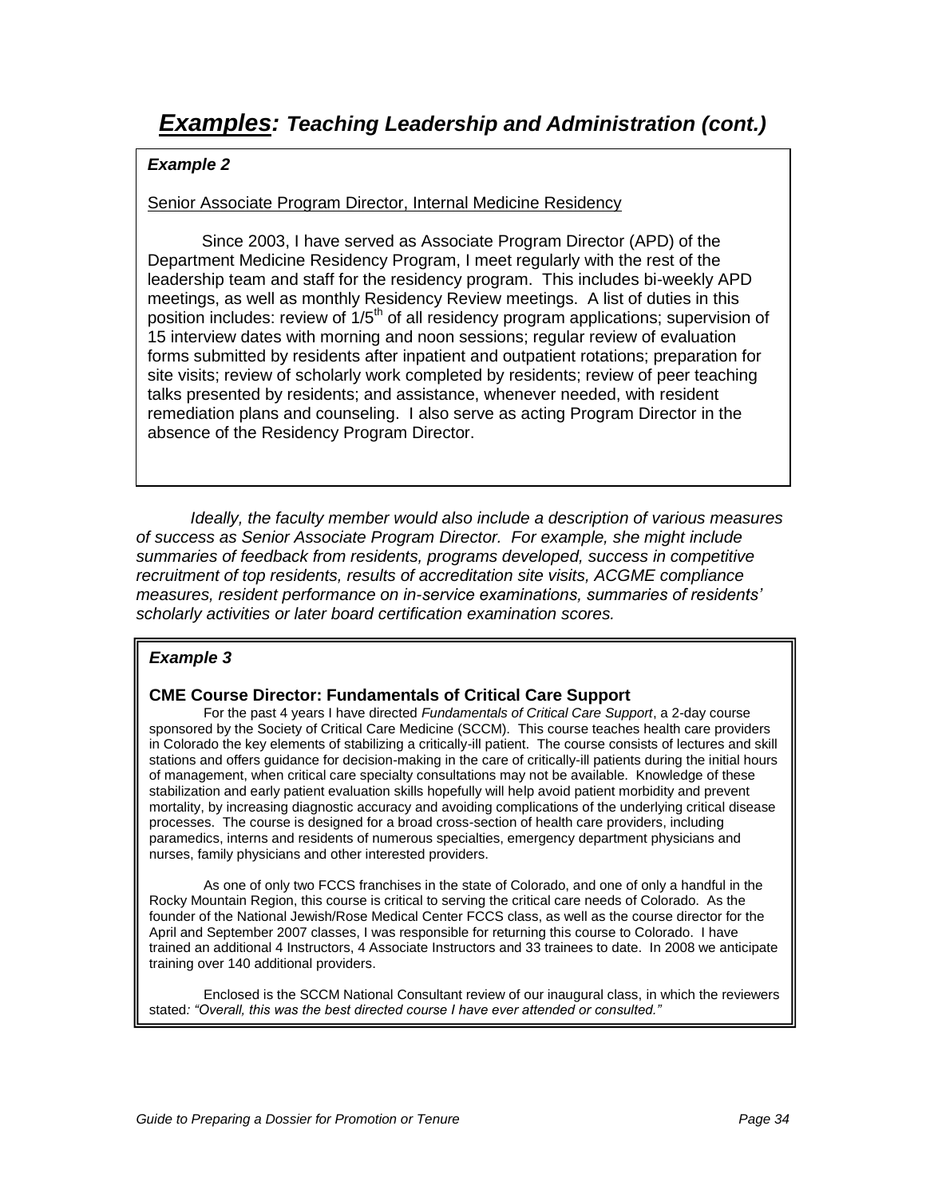# ***Examples:*** *Teaching Leadership and Administration (cont.)*

***Example 2***

Senior Associate Program Director, Internal Medicine Residency

Since 2003, I have served as Associate Program Director (APD) of the Department Medicine Residency Program, I meet regularly with the rest of the leadership team and staff for the residency program. This includes bi-weekly APD meetings, as well as monthly Residency Review meetings. A list of duties in this position includes: review of 1/5th of all residency program applications; supervision of 15 interview dates with morning and noon sessions; regular review of evaluation forms submitted by residents after inpatient and outpatient rotations; preparation for site visits; review of scholarly work completed by residents; review of peer teaching talks presented by residents; and assistance, whenever needed, with resident remediation plans and counseling. I also serve as acting Program Director in the absence of the Residency Program Director.

*Ideally, the faculty member would also include a description of various measures of success as Senior Associate Program Director. For example, she might include summaries of feedback from residents, programs developed, success in competitive recruitment of top residents, results of accreditation site visits, ACGME compliance measures, resident performance on in-service examinations, summaries of residents' scholarly activities or later board certification examination scores.*

***Example 3***

**CME Course Director: Fundamentals of Critical Care Support**

For the past 4 years I have directed *Fundamentals of Critical Care Support*, a 2-day course sponsored by the Society of Critical Care Medicine (SCCM). This course teaches health care providers in Colorado the key elements of stabilizing a critically-ill patient. The course consists of lectures and skill stations and offers guidance for decision-making in the care of critically-ill patients during the initial hours of management, when critical care specialty consultations may not be available. Knowledge of these stabilization and early patient evaluation skills hopefully will help avoid patient morbidity and prevent mortality, by increasing diagnostic accuracy and avoiding complications of the underlying critical disease processes. The course is designed for a broad cross-section of health care providers, including paramedics, interns and residents of numerous specialties, emergency department physicians and nurses, family physicians and other interested providers.

As one of only two FCCS franchises in the state of Colorado, and one of only a handful in the Rocky Mountain Region, this course is critical to serving the critical care needs of Colorado. As the founder of the National Jewish/Rose Medical Center FCCS class, as well as the course director for the April and September 2007 classes, I was responsible for returning this course to Colorado. I have trained an additional 4 Instructors, 4 Associate Instructors and 33 trainees to date. In 2008 we anticipate training over 140 additional providers.

Enclosed is the SCCM National Consultant review of our inaugural class, in which the reviewers stated*: "Overall, this was the best directed course I have ever attended or consulted."*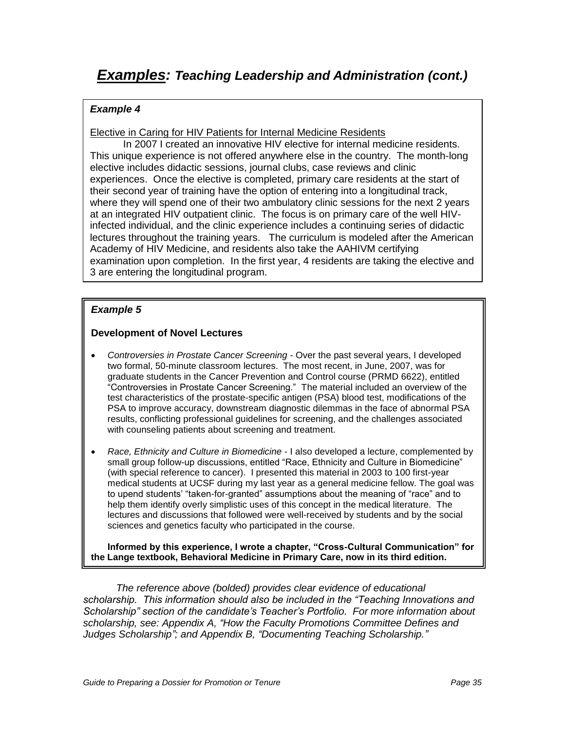# ***Examples:*** *Teaching Leadership and Administration (cont.)*

***Example 4***

Elective in Caring for HIV Patients for Internal Medicine Residents

In 2007 I created an innovative HIV elective for internal medicine residents. This unique experience is not offered anywhere else in the country. The month-long elective includes didactic sessions, journal clubs, case reviews and clinic experiences. Once the elective is completed, primary care residents at the start of their second year of training have the option of entering into a longitudinal track, where they will spend one of their two ambulatory clinic sessions for the next 2 years at an integrated HIV outpatient clinic. The focus is on primary care of the well HIV-infected individual, and the clinic experience includes a continuing series of didactic lectures throughout the training years. The curriculum is modeled after the American Academy of HIV Medicine, and residents also take the AAHIVM certifying examination upon completion. In the first year, 4 residents are taking the elective and 3 are entering the longitudinal program.

***Example 5***

**Development of Novel Lectures**

- *Controversies in Prostate Cancer Screening* - Over the past several years, I developed two formal, 50-minute classroom lectures. The most recent, in June, 2007, was for graduate students in the Cancer Prevention and Control course (PRMD 6622), entitled "Controversies in Prostate Cancer Screening." The material included an overview of the test characteristics of the prostate-specific antigen (PSA) blood test, modifications of the PSA to improve accuracy, downstream diagnostic dilemmas in the face of abnormal PSA results, conflicting professional guidelines for screening, and the challenges associated with counseling patients about screening and treatment.
- *Race, Ethnicity and Culture in Biomedicine* - I also developed a lecture, complemented by small group follow-up discussions, entitled "Race, Ethnicity and Culture in Biomedicine" (with special reference to cancer). I presented this material in 2003 to 100 first-year medical students at UCSF during my last year as a general medicine fellow. The goal was to upend students' "taken-for-granted" assumptions about the meaning of "race" and to help them identify overly simplistic uses of this concept in the medical literature. The lectures and discussions that followed were well-received by students and by the social sciences and genetics faculty who participated in the course.

**Informed by this experience, I wrote a chapter, "Cross-Cultural Communication" for the Lange textbook, Behavioral Medicine in Primary Care, now in its third edition.**

*The reference above (bolded) provides clear evidence of educational scholarship. This information should also be included in the "Teaching Innovations and Scholarship" section of the candidate's Teacher's Portfolio. For more information about scholarship, see: Appendix A, "How the Faculty Promotions Committee Defines and Judges Scholarship"; and Appendix B, "Documenting Teaching Scholarship."*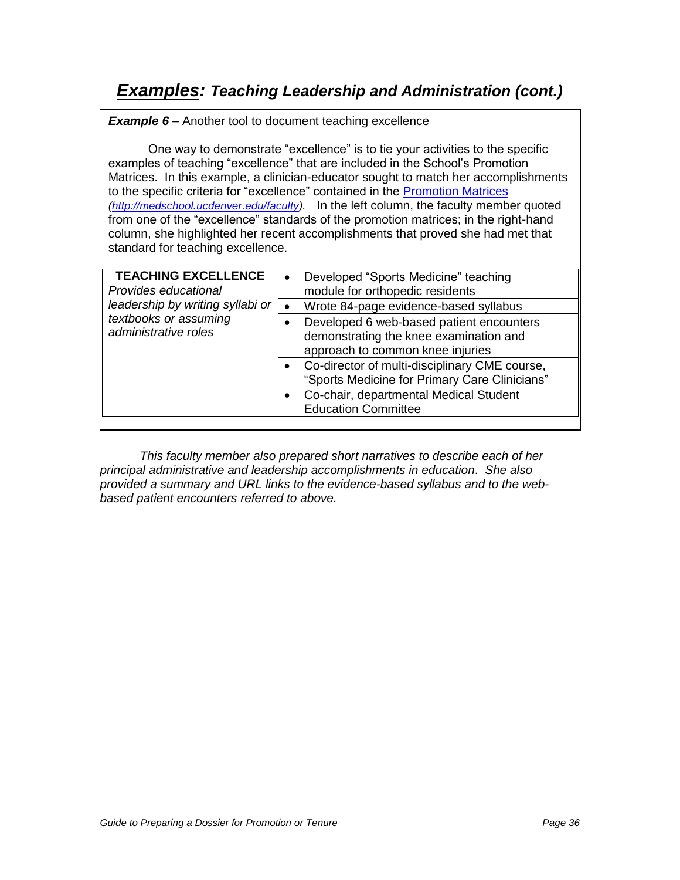## ***Examples:*** *Teaching Leadership and Administration (cont.)*

***Example 6*** – Another tool to document teaching excellence

One way to demonstrate "excellence" is to tie your activities to the specific examples of teaching "excellence" that are included in the School's Promotion Matrices. In this example, a clinician-educator sought to match her accomplishments to the specific criteria for "excellence" contained in the [Promotion Matrices](http://medschool.ucdenver.edu/faculty) *(http://medschool.ucdenver.edu/faculty)*. In the left column, the faculty member quoted from one of the "excellence" standards of the promotion matrices; in the right-hand column, she highlighted her recent accomplishments that proved she had met that standard for teaching excellence.

| **TEACHING EXCELLENCE** *Provides educational leadership by writing syllabi or textbooks or assuming administrative roles* | • Developed "Sports Medicine" teaching module for orthopedic residents |
|---|---|
| | • Wrote 84-page evidence-based syllabus |
| | • Developed 6 web-based patient encounters demonstrating the knee examination and approach to common knee injuries |
| | • Co-director of multi-disciplinary CME course, "Sports Medicine for Primary Care Clinicians" |
| | • Co-chair, departmental Medical Student Education Committee |

*This faculty member also prepared short narratives to describe each of her principal administrative and leadership accomplishments in education. She also provided a summary and URL links to the evidence-based syllabus and to the web-based patient encounters referred to above.*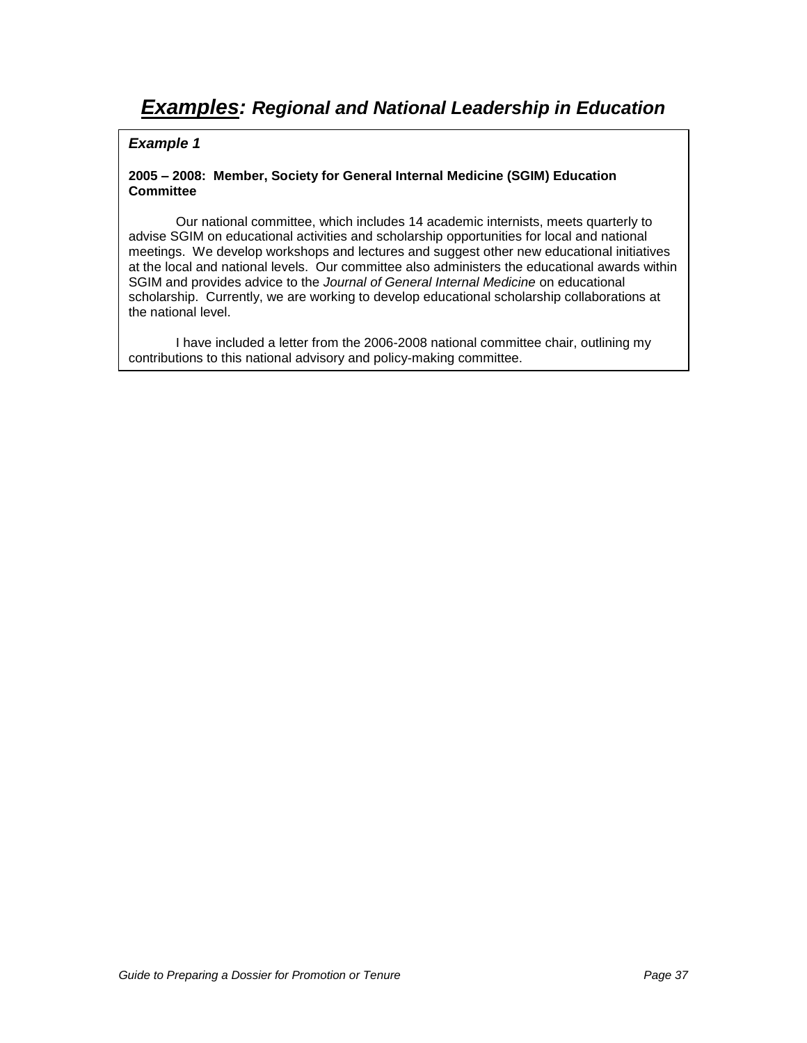# ***Examples:*** *Regional and National Leadership in Education*

***Example 1***

**2005 – 2008: Member, Society for General Internal Medicine (SGIM) Education Committee**

Our national committee, which includes 14 academic internists, meets quarterly to advise SGIM on educational activities and scholarship opportunities for local and national meetings. We develop workshops and lectures and suggest other new educational initiatives at the local and national levels. Our committee also administers the educational awards within SGIM and provides advice to the *Journal of General Internal Medicine* on educational scholarship. Currently, we are working to develop educational scholarship collaborations at the national level.

I have included a letter from the 2006-2008 national committee chair, outlining my contributions to this national advisory and policy-making committee.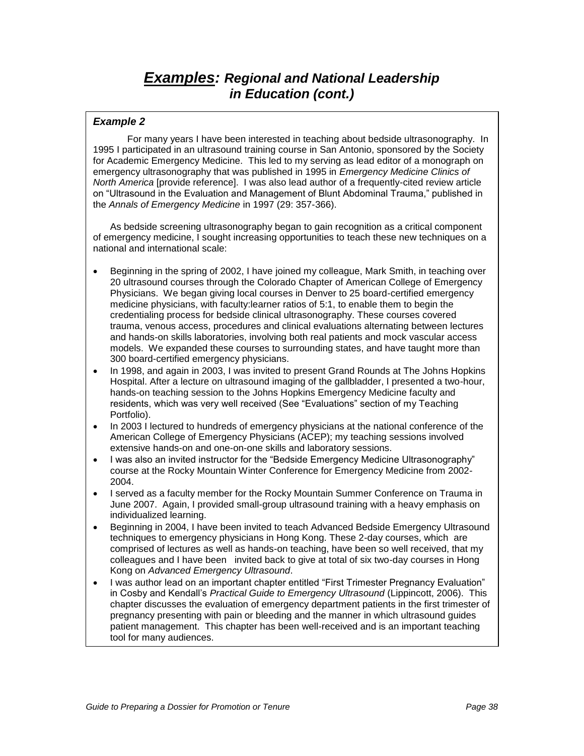# ***Examples:*** ***Regional and National Leadership in Education (cont.)***

### *Example 2*

For many years I have been interested in teaching about bedside ultrasonography. In 1995 I participated in an ultrasound training course in San Antonio, sponsored by the Society for Academic Emergency Medicine. This led to my serving as lead editor of a monograph on emergency ultrasonography that was published in 1995 in *Emergency Medicine Clinics of North America* [provide reference]. I was also lead author of a frequently-cited review article on "Ultrasound in the Evaluation and Management of Blunt Abdominal Trauma," published in the *Annals of Emergency Medicine* in 1997 (29: 357-366).

As bedside screening ultrasonography began to gain recognition as a critical component of emergency medicine, I sought increasing opportunities to teach these new techniques on a national and international scale:

- Beginning in the spring of 2002, I have joined my colleague, Mark Smith, in teaching over 20 ultrasound courses through the Colorado Chapter of American College of Emergency Physicians. We began giving local courses in Denver to 25 board-certified emergency medicine physicians, with faculty:learner ratios of 5:1, to enable them to begin the credentialing process for bedside clinical ultrasonography. These courses covered trauma, venous access, procedures and clinical evaluations alternating between lectures and hands-on skills laboratories, involving both real patients and mock vascular access models. We expanded these courses to surrounding states, and have taught more than 300 board-certified emergency physicians.
- In 1998, and again in 2003, I was invited to present Grand Rounds at The Johns Hopkins Hospital. After a lecture on ultrasound imaging of the gallbladder, I presented a two-hour, hands-on teaching session to the Johns Hopkins Emergency Medicine faculty and residents, which was very well received (See "Evaluations" section of my Teaching Portfolio).
- In 2003 I lectured to hundreds of emergency physicians at the national conference of the American College of Emergency Physicians (ACEP); my teaching sessions involved extensive hands-on and one-on-one skills and laboratory sessions.
- I was also an invited instructor for the "Bedside Emergency Medicine Ultrasonography" course at the Rocky Mountain Winter Conference for Emergency Medicine from 2002-2004.
- I served as a faculty member for the Rocky Mountain Summer Conference on Trauma in June 2007. Again, I provided small-group ultrasound training with a heavy emphasis on individualized learning.
- Beginning in 2004, I have been invited to teach Advanced Bedside Emergency Ultrasound techniques to emergency physicians in Hong Kong. These 2-day courses, which are comprised of lectures as well as hands-on teaching, have been so well received, that my colleagues and I have been invited back to give at total of six two-day courses in Hong Kong on *Advanced Emergency Ultrasound*.
- I was author lead on an important chapter entitled "First Trimester Pregnancy Evaluation" in Cosby and Kendall's *Practical Guide to Emergency Ultrasound* (Lippincott, 2006). This chapter discusses the evaluation of emergency department patients in the first trimester of pregnancy presenting with pain or bleeding and the manner in which ultrasound guides patient management. This chapter has been well-received and is an important teaching tool for many audiences.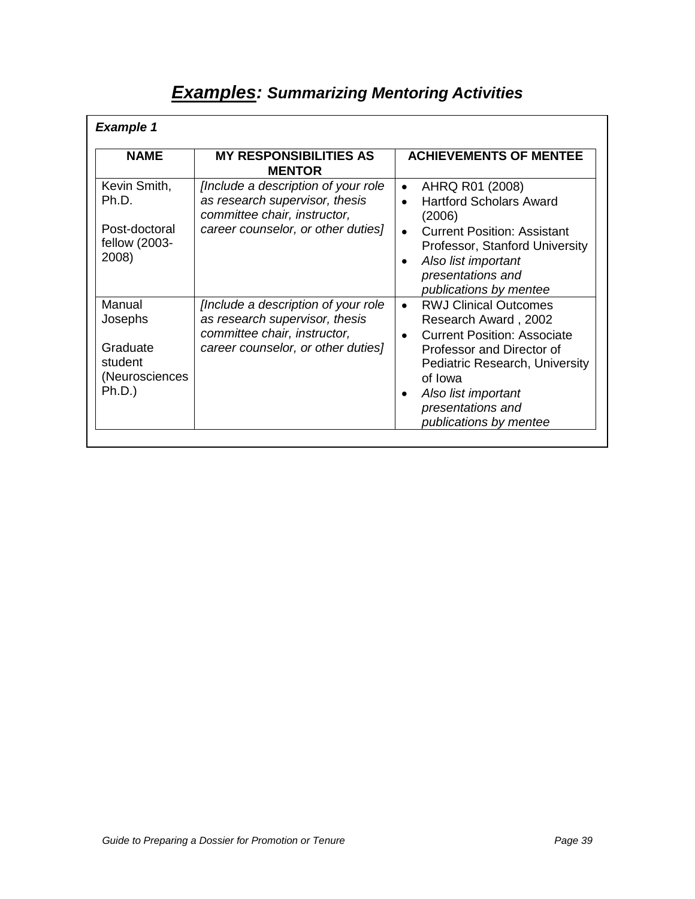# ***Examples:*** ***Summarizing Mentoring Activities***

***Example 1***

| NAME | MY RESPONSIBILITIES AS MENTOR | ACHIEVEMENTS OF MENTEE |
|---|---|---|
| Kevin Smith, Ph.D.<br><br>Post-doctoral fellow (2003-2008) | *[Include a description of your role as research supervisor, thesis committee chair, instructor, career counselor, or other duties]* | • AHRQ R01 (2008)<br>• Hartford Scholars Award (2006)<br>• Current Position: Assistant Professor, Stanford University<br>• *Also list important presentations and publications by mentee* |
| Manual Josephs<br><br>Graduate student (Neurosciences Ph.D.) | *[Include a description of your role as research supervisor, thesis committee chair, instructor, career counselor, or other duties]* | • RWJ Clinical Outcomes Research Award , 2002<br>• Current Position: Associate Professor and Director of Pediatric Research, University of Iowa<br>• *Also list important presentations and publications by mentee* |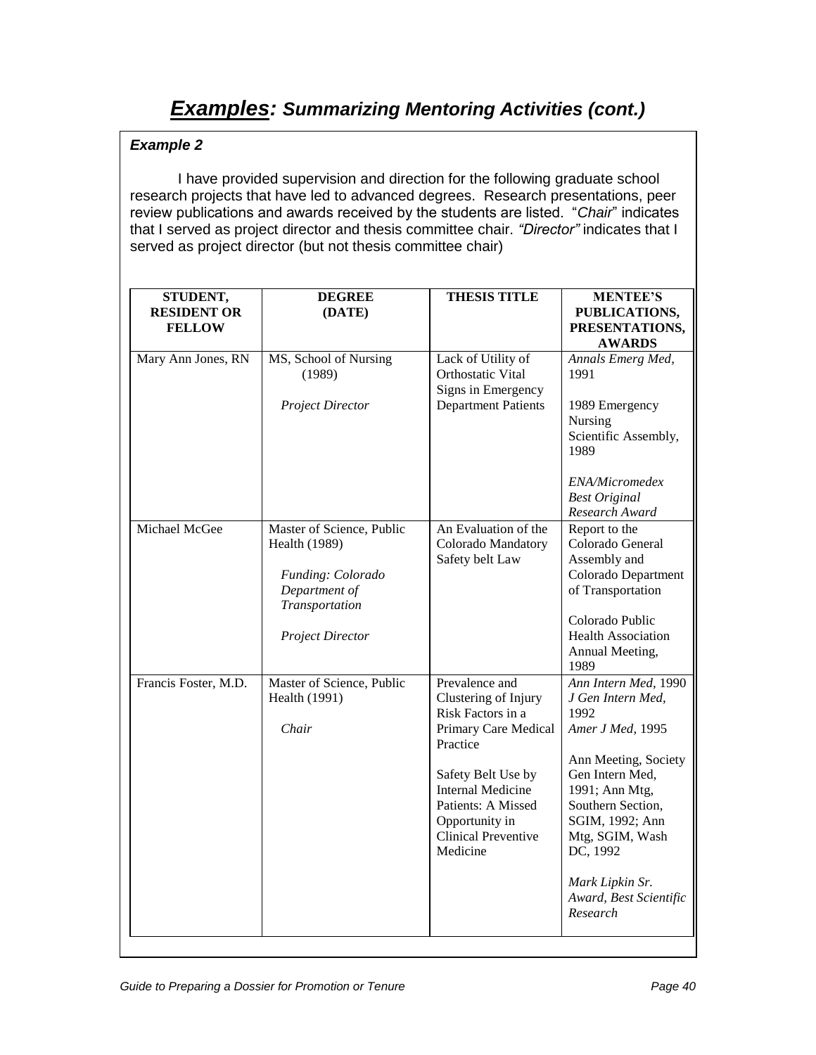# ***Examples:*** ***Summarizing Mentoring Activities (cont.)***

***Example 2***

I have provided supervision and direction for the following graduate school research projects that have led to advanced degrees. Research presentations, peer review publications and awards received by the students are listed. "*Chair*" indicates that I served as project director and thesis committee chair. *"Director"* indicates that I served as project director (but not thesis committee chair)

| STUDENT, RESIDENT OR FELLOW | DEGREE (DATE) | THESIS TITLE | MENTEE'S PUBLICATIONS, PRESENTATIONS, AWARDS |
|---|---|---|---|
| Mary Ann Jones, RN | MS, School of Nursing (1989)<br><br>*Project Director* | Lack of Utility of Orthostatic Vital Signs in Emergency Department Patients | *Annals Emerg Med,* 1991<br><br>1989 Emergency Nursing Scientific Assembly, 1989<br><br>*ENA/Micromedex Best Original Research Award* |
| Michael McGee | Master of Science, Public Health (1989)<br><br>*Funding: Colorado Department of Transportation*<br><br>*Project Director* | An Evaluation of the Colorado Mandatory Safety belt Law | Report to the Colorado General Assembly and Colorado Department of Transportation<br><br>Colorado Public Health Association Annual Meeting, 1989 |
| Francis Foster, M.D. | Master of Science, Public Health (1991)<br><br>*Chair* | Prevalence and Clustering of Injury Risk Factors in a Primary Care Medical Practice<br><br>Safety Belt Use by Internal Medicine Patients: A Missed Opportunity in Clinical Preventive Medicine | *Ann Intern Med,* 1990<br>*J Gen Intern Med,* 1992<br>*Amer J Med,* 1995<br><br>Ann Meeting, Society Gen Intern Med, 1991; Ann Mtg, Southern Section, SGIM, 1992; Ann Mtg, SGIM, Wash DC, 1992<br><br>*Mark Lipkin Sr. Award, Best Scientific Research* |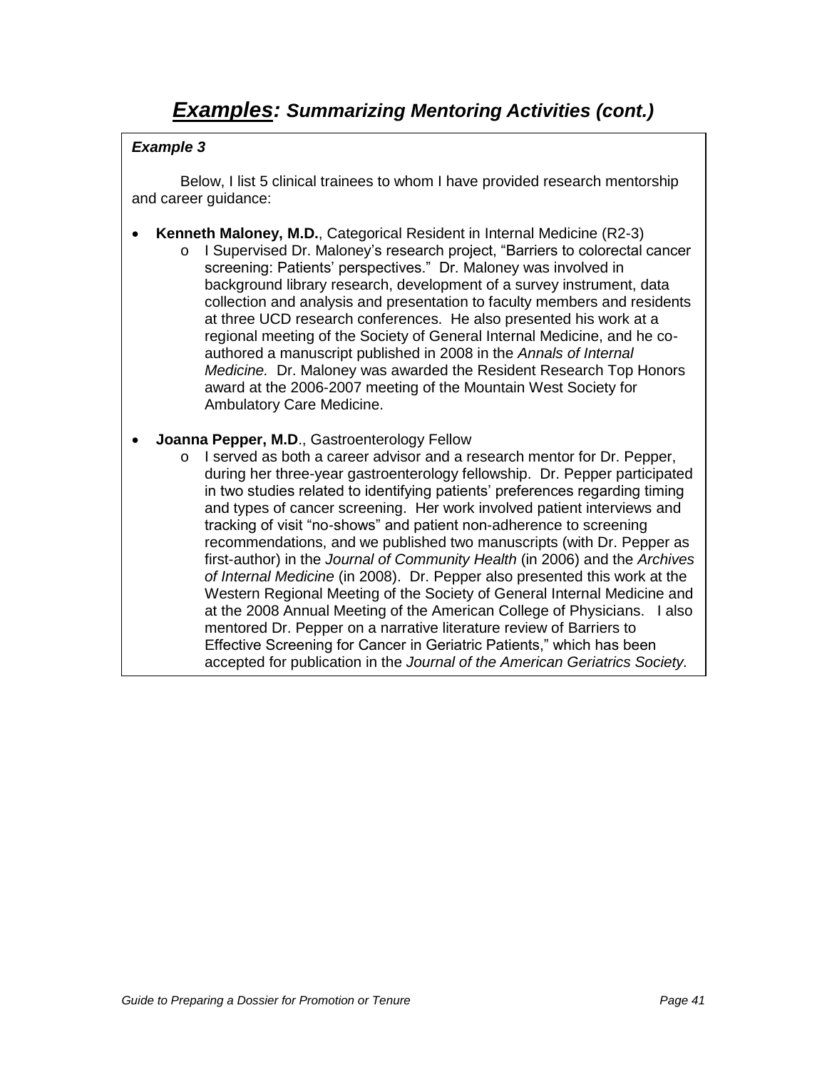# ***Examples:* Summarizing Mentoring Activities (cont.)**

***Example 3***

Below, I list 5 clinical trainees to whom I have provided research mentorship and career guidance:

- **Kenneth Maloney, M.D.**, Categorical Resident in Internal Medicine (R2-3)
  - I Supervised Dr. Maloney's research project, "Barriers to colorectal cancer screening: Patients' perspectives." Dr. Maloney was involved in background library research, development of a survey instrument, data collection and analysis and presentation to faculty members and residents at three UCD research conferences. He also presented his work at a regional meeting of the Society of General Internal Medicine, and he co-authored a manuscript published in 2008 in the *Annals of Internal Medicine.* Dr. Maloney was awarded the Resident Research Top Honors award at the 2006-2007 meeting of the Mountain West Society for Ambulatory Care Medicine.

- **Joanna Pepper, M.D**., Gastroenterology Fellow
  - I served as both a career advisor and a research mentor for Dr. Pepper, during her three-year gastroenterology fellowship. Dr. Pepper participated in two studies related to identifying patients' preferences regarding timing and types of cancer screening. Her work involved patient interviews and tracking of visit "no-shows" and patient non-adherence to screening recommendations, and we published two manuscripts (with Dr. Pepper as first-author) in the *Journal of Community Health* (in 2006) and the *Archives of Internal Medicine* (in 2008). Dr. Pepper also presented this work at the Western Regional Meeting of the Society of General Internal Medicine and at the 2008 Annual Meeting of the American College of Physicians. I also mentored Dr. Pepper on a narrative literature review of Barriers to Effective Screening for Cancer in Geriatric Patients," which has been accepted for publication in the *Journal of the American Geriatrics Society.*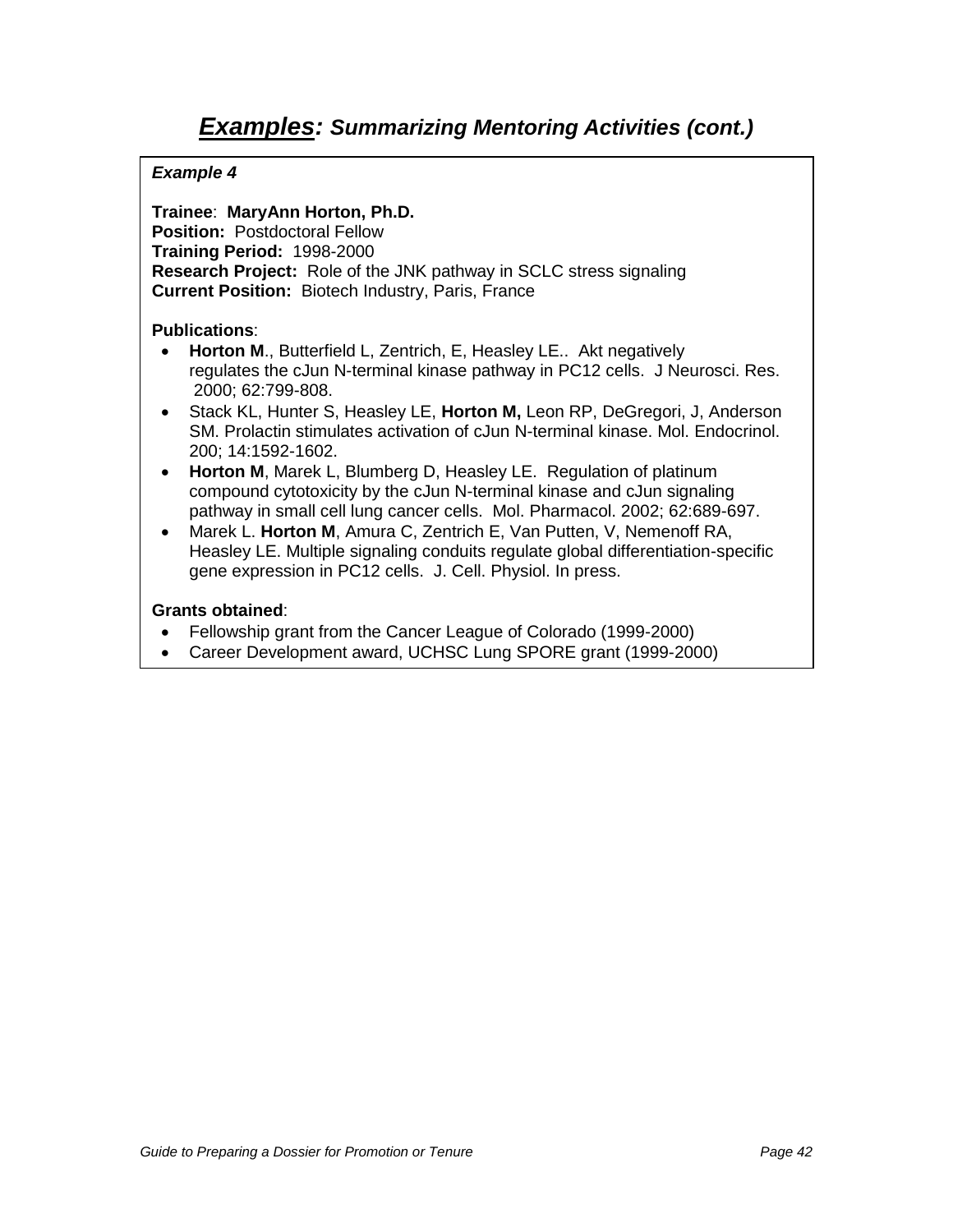# ***Examples:*** *Summarizing Mentoring Activities (cont.)*

***Example 4***

**Trainee**: **MaryAnn Horton, Ph.D.**
**Position:** Postdoctoral Fellow
**Training Period:** 1998-2000
**Research Project:** Role of the JNK pathway in SCLC stress signaling
**Current Position:** Biotech Industry, Paris, France

**Publications**:

- **Horton M**., Butterfield L, Zentrich, E, Heasley LE.. Akt negatively regulates the cJun N-terminal kinase pathway in PC12 cells. J Neurosci. Res. 2000; 62:799-808.
- Stack KL, Hunter S, Heasley LE, **Horton M,** Leon RP, DeGregori, J, Anderson SM. Prolactin stimulates activation of cJun N-terminal kinase. Mol. Endocrinol. 200; 14:1592-1602.
- **Horton M**, Marek L, Blumberg D, Heasley LE. Regulation of platinum compound cytotoxicity by the cJun N-terminal kinase and cJun signaling pathway in small cell lung cancer cells. Mol. Pharmacol. 2002; 62:689-697.
- Marek L. **Horton M**, Amura C, Zentrich E, Van Putten, V, Nemenoff RA, Heasley LE. Multiple signaling conduits regulate global differentiation-specific gene expression in PC12 cells. J. Cell. Physiol. In press.

**Grants obtained**:

- Fellowship grant from the Cancer League of Colorado (1999-2000)
- Career Development award, UCHSC Lung SPORE grant (1999-2000)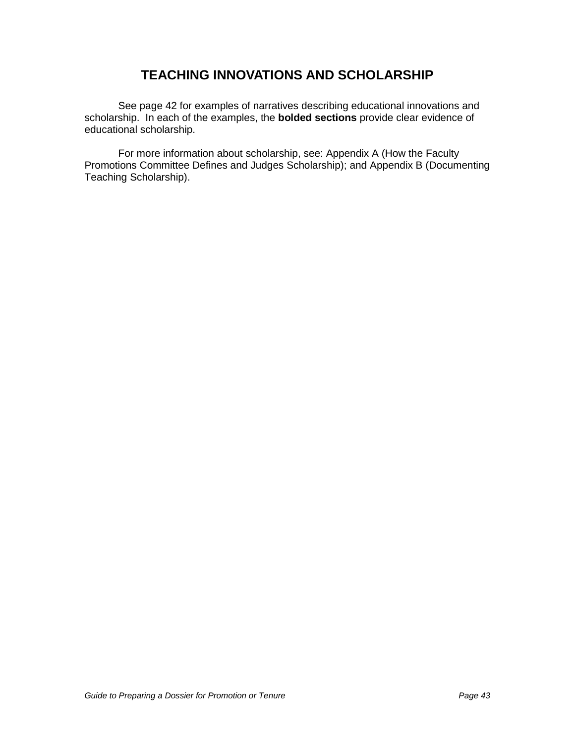# TEACHING INNOVATIONS AND SCHOLARSHIP

See page 42 for examples of narratives describing educational innovations and scholarship. In each of the examples, the **bolded sections** provide clear evidence of educational scholarship.

For more information about scholarship, see: Appendix A (How the Faculty Promotions Committee Defines and Judges Scholarship); and Appendix B (Documenting Teaching Scholarship).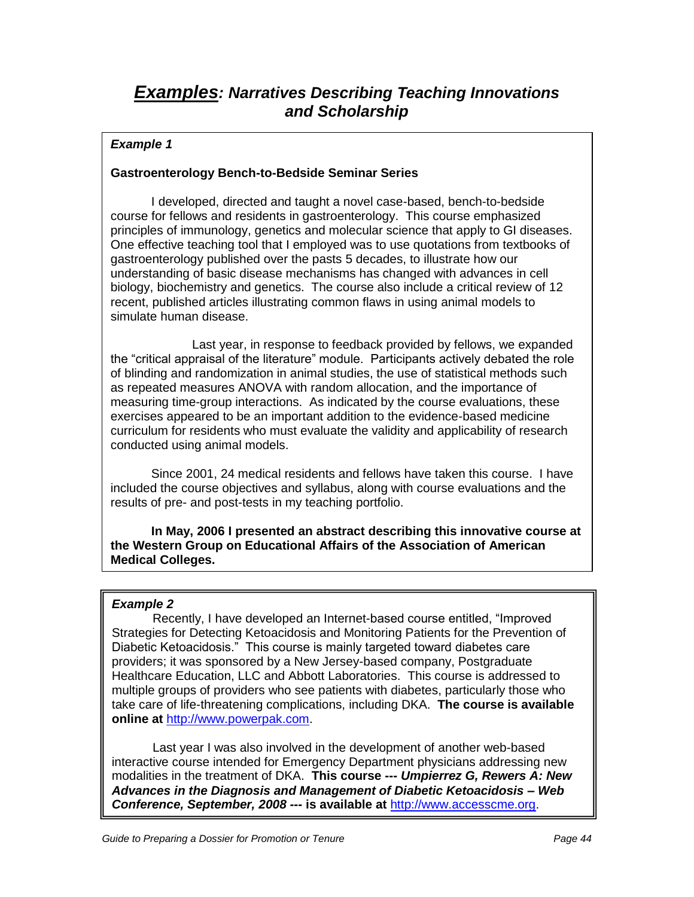# ***Examples**: Narratives Describing Teaching Innovations and Scholarship*

***Example 1***

**Gastroenterology Bench-to-Bedside Seminar Series**

I developed, directed and taught a novel case-based, bench-to-bedside course for fellows and residents in gastroenterology. This course emphasized principles of immunology, genetics and molecular science that apply to GI diseases. One effective teaching tool that I employed was to use quotations from textbooks of gastroenterology published over the pasts 5 decades, to illustrate how our understanding of basic disease mechanisms has changed with advances in cell biology, biochemistry and genetics. The course also include a critical review of 12 recent, published articles illustrating common flaws in using animal models to simulate human disease.

Last year, in response to feedback provided by fellows, we expanded the "critical appraisal of the literature" module. Participants actively debated the role of blinding and randomization in animal studies, the use of statistical methods such as repeated measures ANOVA with random allocation, and the importance of measuring time-group interactions. As indicated by the course evaluations, these exercises appeared to be an important addition to the evidence-based medicine curriculum for residents who must evaluate the validity and applicability of research conducted using animal models.

Since 2001, 24 medical residents and fellows have taken this course. I have included the course objectives and syllabus, along with course evaluations and the results of pre- and post-tests in my teaching portfolio.

**In May, 2006 I presented an abstract describing this innovative course at the Western Group on Educational Affairs of the Association of American Medical Colleges.**

***Example 2***

Recently, I have developed an Internet-based course entitled, "Improved Strategies for Detecting Ketoacidosis and Monitoring Patients for the Prevention of Diabetic Ketoacidosis." This course is mainly targeted toward diabetes care providers; it was sponsored by a New Jersey-based company, Postgraduate Healthcare Education, LLC and Abbott Laboratories. This course is addressed to multiple groups of providers who see patients with diabetes, particularly those who take care of life-threatening complications, including DKA. **The course is available online at** http://www.powerpak.com.

Last year I was also involved in the development of another web-based interactive course intended for Emergency Department physicians addressing new modalities in the treatment of DKA. **This course --- *Umpierrez G, Rewers A: New Advances in the Diagnosis and Management of Diabetic Ketoacidosis – Web Conference, September, 2008* --- is available at** http://www.accesscme.org.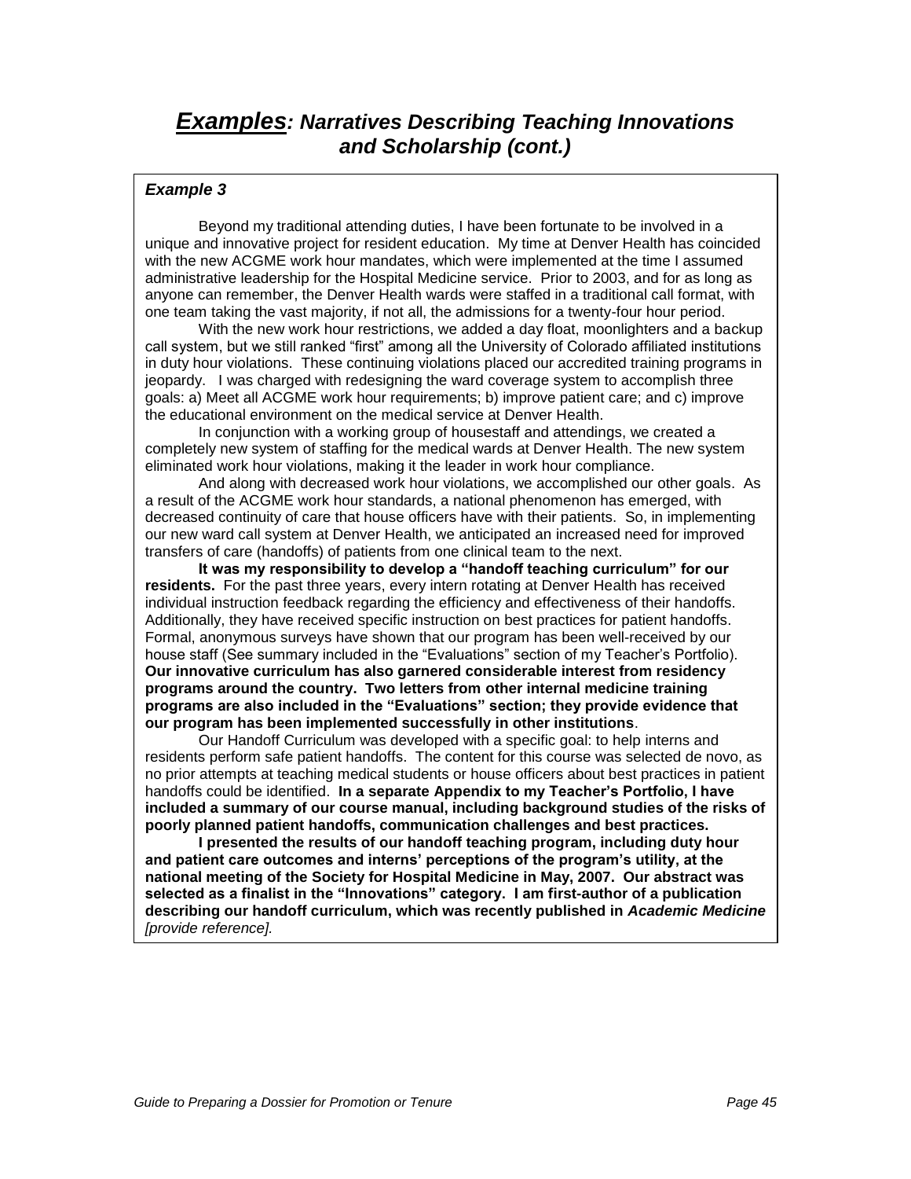# ***Examples**: Narratives Describing Teaching Innovations and Scholarship (cont.)*

### *Example 3*

Beyond my traditional attending duties, I have been fortunate to be involved in a unique and innovative project for resident education. My time at Denver Health has coincided with the new ACGME work hour mandates, which were implemented at the time I assumed administrative leadership for the Hospital Medicine service. Prior to 2003, and for as long as anyone can remember, the Denver Health wards were staffed in a traditional call format, with one team taking the vast majority, if not all, the admissions for a twenty-four hour period.

With the new work hour restrictions, we added a day float, moonlighters and a backup call system, but we still ranked "first" among all the University of Colorado affiliated institutions in duty hour violations. These continuing violations placed our accredited training programs in jeopardy. I was charged with redesigning the ward coverage system to accomplish three goals: a) Meet all ACGME work hour requirements; b) improve patient care; and c) improve the educational environment on the medical service at Denver Health.

In conjunction with a working group of housestaff and attendings, we created a completely new system of staffing for the medical wards at Denver Health. The new system eliminated work hour violations, making it the leader in work hour compliance.

And along with decreased work hour violations, we accomplished our other goals. As a result of the ACGME work hour standards, a national phenomenon has emerged, with decreased continuity of care that house officers have with their patients. So, in implementing our new ward call system at Denver Health, we anticipated an increased need for improved transfers of care (handoffs) of patients from one clinical team to the next.

**It was my responsibility to develop a "handoff teaching curriculum" for our residents.** For the past three years, every intern rotating at Denver Health has received individual instruction feedback regarding the efficiency and effectiveness of their handoffs. Additionally, they have received specific instruction on best practices for patient handoffs. Formal, anonymous surveys have shown that our program has been well-received by our house staff (See summary included in the "Evaluations" section of my Teacher's Portfolio). **Our innovative curriculum has also garnered considerable interest from residency programs around the country. Two letters from other internal medicine training programs are also included in the "Evaluations" section; they provide evidence that our program has been implemented successfully in other institutions**.

Our Handoff Curriculum was developed with a specific goal: to help interns and residents perform safe patient handoffs. The content for this course was selected de novo, as no prior attempts at teaching medical students or house officers about best practices in patient handoffs could be identified. **In a separate Appendix to my Teacher's Portfolio, I have included a summary of our course manual, including background studies of the risks of poorly planned patient handoffs, communication challenges and best practices.**

**I presented the results of our handoff teaching program, including duty hour and patient care outcomes and interns' perceptions of the program's utility, at the national meeting of the Society for Hospital Medicine in May, 2007. Our abstract was selected as a finalist in the "Innovations" category. I am first-author of a publication describing our handoff curriculum, which was recently published in *Academic Medicine*** *[provide reference].*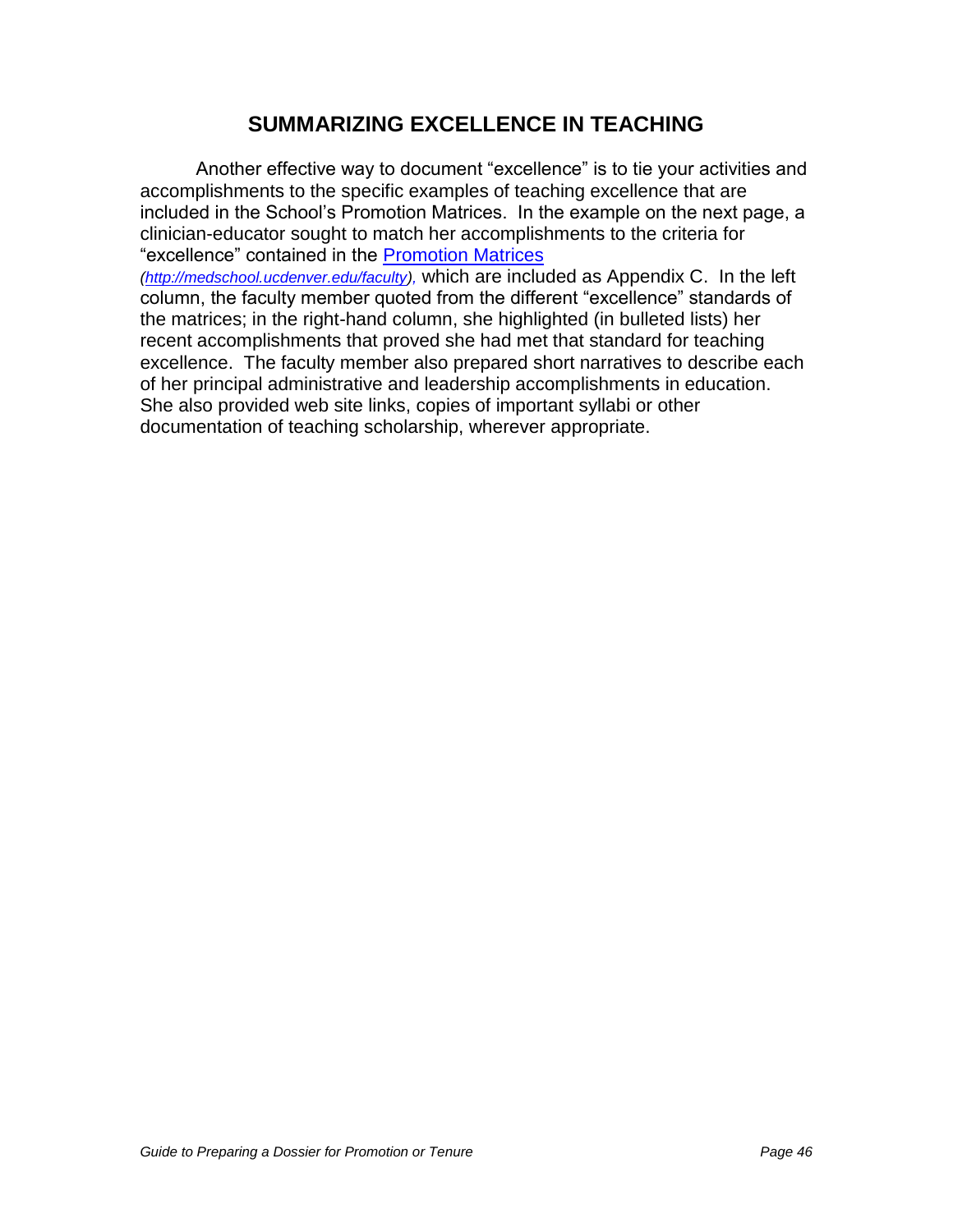## SUMMARIZING EXCELLENCE IN TEACHING

Another effective way to document "excellence" is to tie your activities and accomplishments to the specific examples of teaching excellence that are included in the School's Promotion Matrices. In the example on the next page, a clinician-educator sought to match her accomplishments to the criteria for "excellence" contained in the [Promotion Matrices](http://medschool.ucdenver.edu/faculty) *(http://medschool.ucdenver.edu/faculty)*, which are included as Appendix C. In the left column, the faculty member quoted from the different "excellence" standards of the matrices; in the right-hand column, she highlighted (in bulleted lists) her recent accomplishments that proved she had met that standard for teaching excellence. The faculty member also prepared short narratives to describe each of her principal administrative and leadership accomplishments in education. She also provided web site links, copies of important syllabi or other documentation of teaching scholarship, wherever appropriate.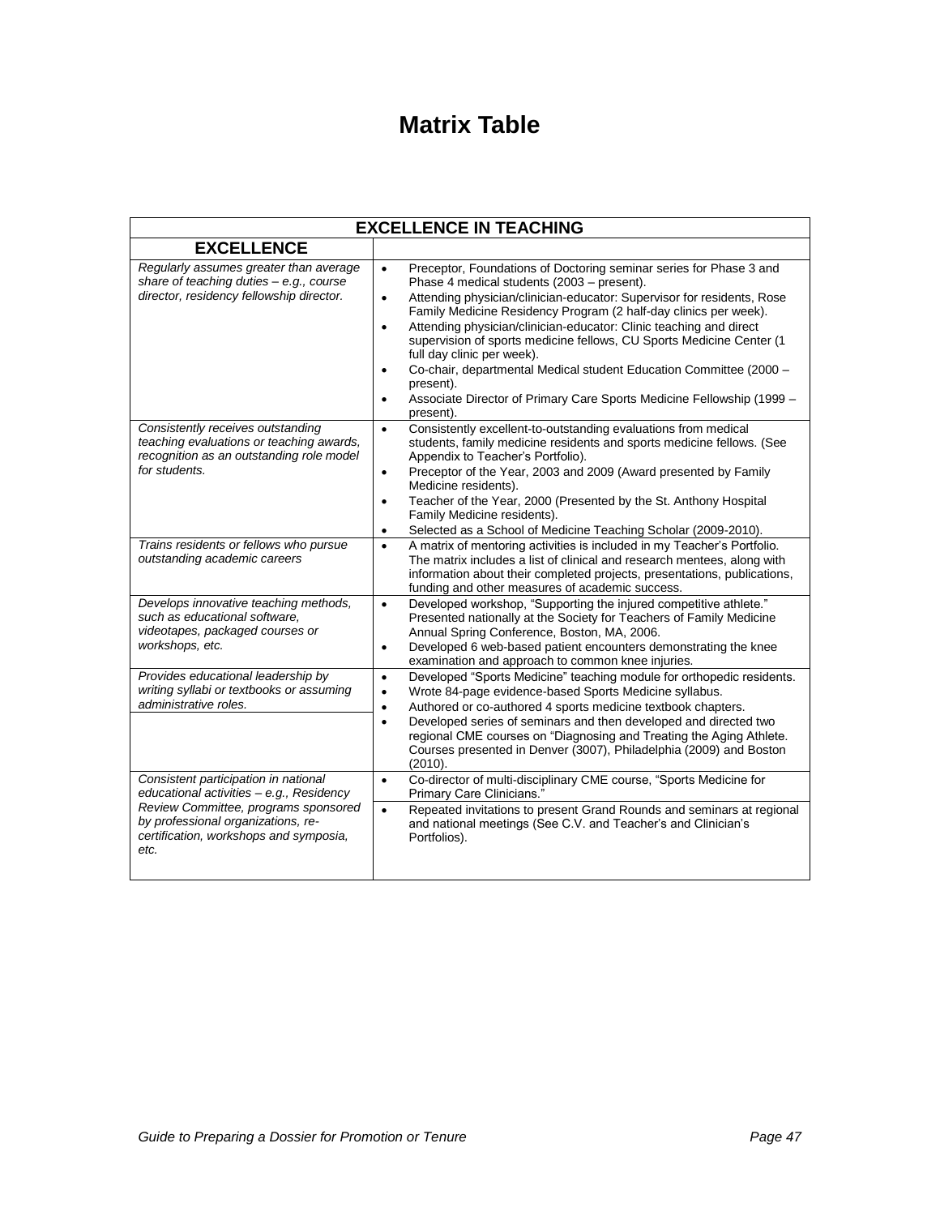# Matrix Table

| EXCELLENCE IN TEACHING | |
|---|---|
| **EXCELLENCE** | |
| *Regularly assumes greater than average share of teaching duties – e.g., course director, residency fellowship director.* | • Preceptor, Foundations of Doctoring seminar series for Phase 3 and Phase 4 medical students (2003 – present).<br>• Attending physician/clinician-educator: Supervisor for residents, Rose Family Medicine Residency Program (2 half-day clinics per week).<br>• Attending physician/clinician-educator: Clinic teaching and direct supervision of sports medicine fellows, CU Sports Medicine Center (1 full day clinic per week).<br>• Co-chair, departmental Medical student Education Committee (2000 – present).<br>• Associate Director of Primary Care Sports Medicine Fellowship (1999 – present). |
| *Consistently receives outstanding teaching evaluations or teaching awards, recognition as an outstanding role model for students.* | • Consistently excellent-to-outstanding evaluations from medical students, family medicine residents and sports medicine fellows. (See Appendix to Teacher's Portfolio).<br>• Preceptor of the Year, 2003 and 2009 (Award presented by Family Medicine residents).<br>• Teacher of the Year, 2000 (Presented by the St. Anthony Hospital Family Medicine residents).<br>• Selected as a School of Medicine Teaching Scholar (2009-2010). |
| *Trains residents or fellows who pursue outstanding academic careers* | • A matrix of mentoring activities is included in my Teacher's Portfolio. The matrix includes a list of clinical and research mentees, along with information about their completed projects, presentations, publications, funding and other measures of academic success. |
| *Develops innovative teaching methods, such as educational software, videotapes, packaged courses or workshops, etc.* | • Developed workshop, "Supporting the injured competitive athlete." Presented nationally at the Society for Teachers of Family Medicine Annual Spring Conference, Boston, MA, 2006.<br>• Developed 6 web-based patient encounters demonstrating the knee examination and approach to common knee injuries. |
| *Provides educational leadership by writing syllabi or textbooks or assuming administrative roles.* | • Developed "Sports Medicine" teaching module for orthopedic residents.<br>• Wrote 84-page evidence-based Sports Medicine syllabus.<br>• Authored or co-authored 4 sports medicine textbook chapters. |
| | • Developed series of seminars and then developed and directed two regional CME courses on "Diagnosing and Treating the Aging Athlete. Courses presented in Denver (3007), Philadelphia (2009) and Boston (2010). |
| *Consistent participation in national educational activities – e.g., Residency Review Committee, programs sponsored by professional organizations, re-certification, workshops and symposia, etc.* | • Co-director of multi-disciplinary CME course, "Sports Medicine for Primary Care Clinicians."<br>• Repeated invitations to present Grand Rounds and seminars at regional and national meetings (See C.V. and Teacher's and Clinician's Portfolios). |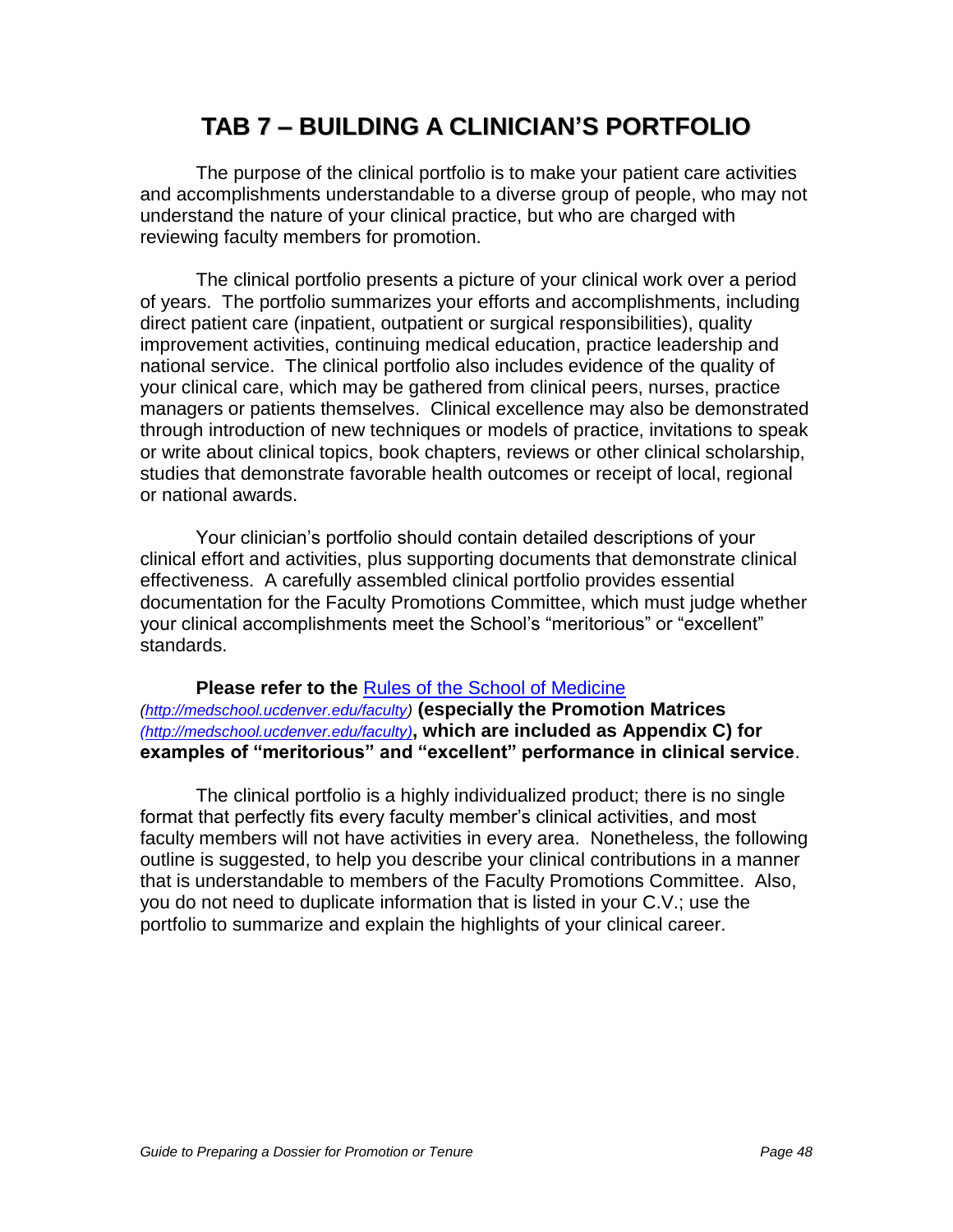# TAB 7 – BUILDING A CLINICIAN'S PORTFOLIO

The purpose of the clinical portfolio is to make your patient care activities and accomplishments understandable to a diverse group of people, who may not understand the nature of your clinical practice, but who are charged with reviewing faculty members for promotion.

The clinical portfolio presents a picture of your clinical work over a period of years. The portfolio summarizes your efforts and accomplishments, including direct patient care (inpatient, outpatient or surgical responsibilities), quality improvement activities, continuing medical education, practice leadership and national service. The clinical portfolio also includes evidence of the quality of your clinical care, which may be gathered from clinical peers, nurses, practice managers or patients themselves. Clinical excellence may also be demonstrated through introduction of new techniques or models of practice, invitations to speak or write about clinical topics, book chapters, reviews or other clinical scholarship, studies that demonstrate favorable health outcomes or receipt of local, regional or national awards.

Your clinician's portfolio should contain detailed descriptions of your clinical effort and activities, plus supporting documents that demonstrate clinical effectiveness. A carefully assembled clinical portfolio provides essential documentation for the Faculty Promotions Committee, which must judge whether your clinical accomplishments meet the School's "meritorious" or "excellent" standards.

**Please refer to the** [Rules of the School of Medicine](http://medschool.ucdenver.edu/faculty) *([http://medschool.ucdenver.edu/faculty](http://medschool.ucdenver.edu/faculty))* **(especially the Promotion Matrices** *([http://medschool.ucdenver.edu/faculty](http://medschool.ucdenver.edu/faculty))***, which are included as Appendix C) for examples of "meritorious" and "excellent" performance in clinical service**.

The clinical portfolio is a highly individualized product; there is no single format that perfectly fits every faculty member's clinical activities, and most faculty members will not have activities in every area. Nonetheless, the following outline is suggested, to help you describe your clinical contributions in a manner that is understandable to members of the Faculty Promotions Committee. Also, you do not need to duplicate information that is listed in your C.V.; use the portfolio to summarize and explain the highlights of your clinical career.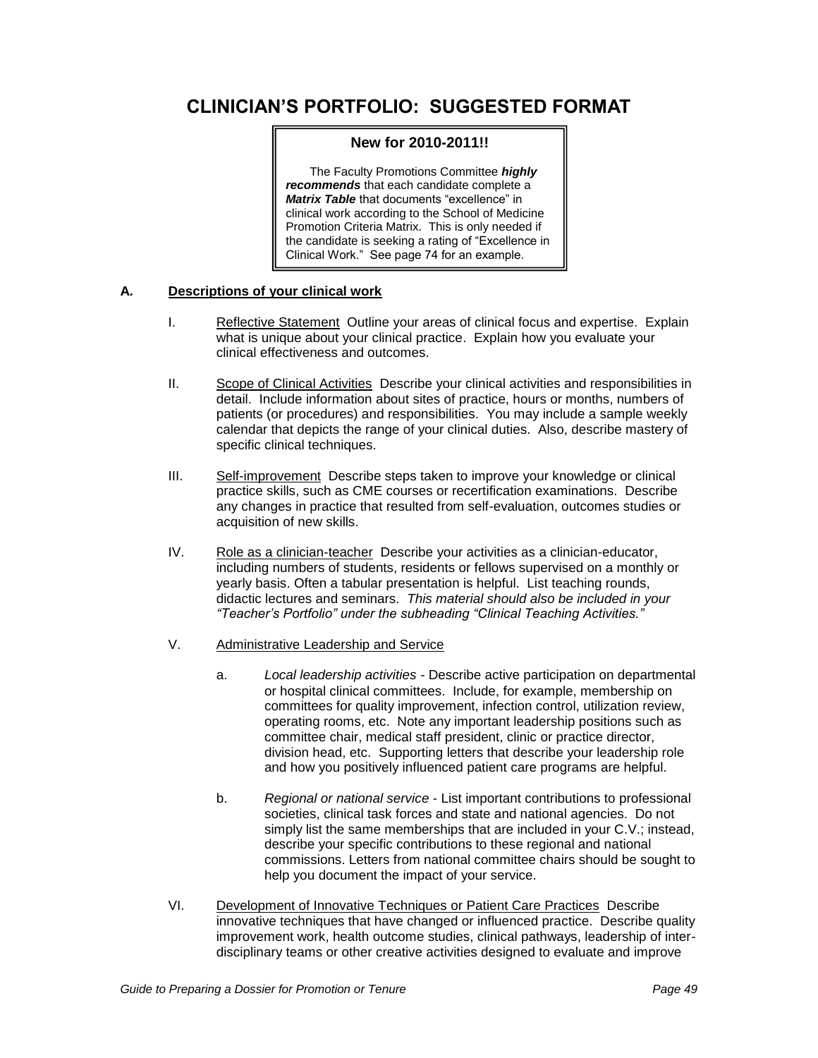# CLINICIAN'S PORTFOLIO: SUGGESTED FORMAT

> **New for 2010-2011!!**
>
> The Faculty Promotions Committee ***highly recommends*** that each candidate complete a ***Matrix Table*** that documents "excellence" in clinical work according to the School of Medicine Promotion Criteria Matrix. This is only needed if the candidate is seeking a rating of "Excellence in Clinical Work." See page 74 for an example.

**A. Descriptions of your clinical work**

I. Reflective Statement Outline your areas of clinical focus and expertise. Explain what is unique about your clinical practice. Explain how you evaluate your clinical effectiveness and outcomes.

II. Scope of Clinical Activities Describe your clinical activities and responsibilities in detail. Include information about sites of practice, hours or months, numbers of patients (or procedures) and responsibilities. You may include a sample weekly calendar that depicts the range of your clinical duties. Also, describe mastery of specific clinical techniques.

III. Self-improvement Describe steps taken to improve your knowledge or clinical practice skills, such as CME courses or recertification examinations. Describe any changes in practice that resulted from self-evaluation, outcomes studies or acquisition of new skills.

IV. Role as a clinician-teacher Describe your activities as a clinician-educator, including numbers of students, residents or fellows supervised on a monthly or yearly basis. Often a tabular presentation is helpful. List teaching rounds, didactic lectures and seminars. *This material should also be included in your "Teacher's Portfolio" under the subheading "Clinical Teaching Activities."*

V. Administrative Leadership and Service

   a. *Local leadership activities* - Describe active participation on departmental or hospital clinical committees. Include, for example, membership on committees for quality improvement, infection control, utilization review, operating rooms, etc. Note any important leadership positions such as committee chair, medical staff president, clinic or practice director, division head, etc. Supporting letters that describe your leadership role and how you positively influenced patient care programs are helpful.

   b. *Regional or national service* - List important contributions to professional societies, clinical task forces and state and national agencies. Do not simply list the same memberships that are included in your C.V.; instead, describe your specific contributions to these regional and national commissions. Letters from national committee chairs should be sought to help you document the impact of your service.

VI. Development of Innovative Techniques or Patient Care Practices Describe innovative techniques that have changed or influenced practice. Describe quality improvement work, health outcome studies, clinical pathways, leadership of inter-disciplinary teams or other creative activities designed to evaluate and improve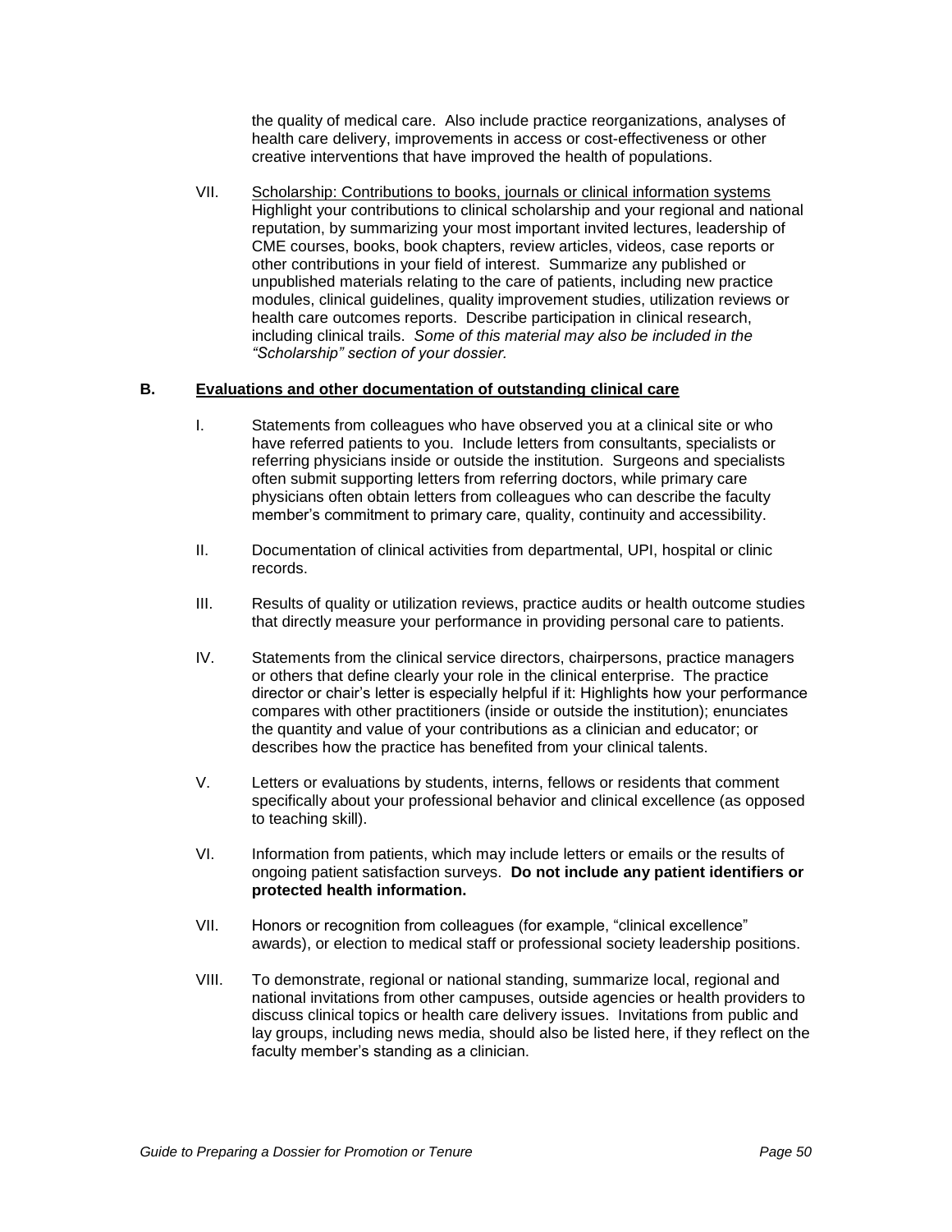the quality of medical care. Also include practice reorganizations, analyses of health care delivery, improvements in access or cost-effectiveness or other creative interventions that have improved the health of populations.

VII. Scholarship: Contributions to books, journals or clinical information systems
Highlight your contributions to clinical scholarship and your regional and national reputation, by summarizing your most important invited lectures, leadership of CME courses, books, book chapters, review articles, videos, case reports or other contributions in your field of interest. Summarize any published or unpublished materials relating to the care of patients, including new practice modules, clinical guidelines, quality improvement studies, utilization reviews or health care outcomes reports. Describe participation in clinical research, including clinical trails. *Some of this material may also be included in the "Scholarship" section of your dossier.*

## B. Evaluations and other documentation of outstanding clinical care

I. Statements from colleagues who have observed you at a clinical site or who have referred patients to you. Include letters from consultants, specialists or referring physicians inside or outside the institution. Surgeons and specialists often submit supporting letters from referring doctors, while primary care physicians often obtain letters from colleagues who can describe the faculty member's commitment to primary care, quality, continuity and accessibility.

II. Documentation of clinical activities from departmental, UPI, hospital or clinic records.

III. Results of quality or utilization reviews, practice audits or health outcome studies that directly measure your performance in providing personal care to patients.

IV. Statements from the clinical service directors, chairpersons, practice managers or others that define clearly your role in the clinical enterprise. The practice director or chair's letter is especially helpful if it: Highlights how your performance compares with other practitioners (inside or outside the institution); enunciates the quantity and value of your contributions as a clinician and educator; or describes how the practice has benefited from your clinical talents.

V. Letters or evaluations by students, interns, fellows or residents that comment specifically about your professional behavior and clinical excellence (as opposed to teaching skill).

VI. Information from patients, which may include letters or emails or the results of ongoing patient satisfaction surveys. **Do not include any patient identifiers or protected health information.**

VII. Honors or recognition from colleagues (for example, "clinical excellence" awards), or election to medical staff or professional society leadership positions.

VIII. To demonstrate, regional or national standing, summarize local, regional and national invitations from other campuses, outside agencies or health providers to discuss clinical topics or health care delivery issues. Invitations from public and lay groups, including news media, should also be listed here, if they reflect on the faculty member's standing as a clinician.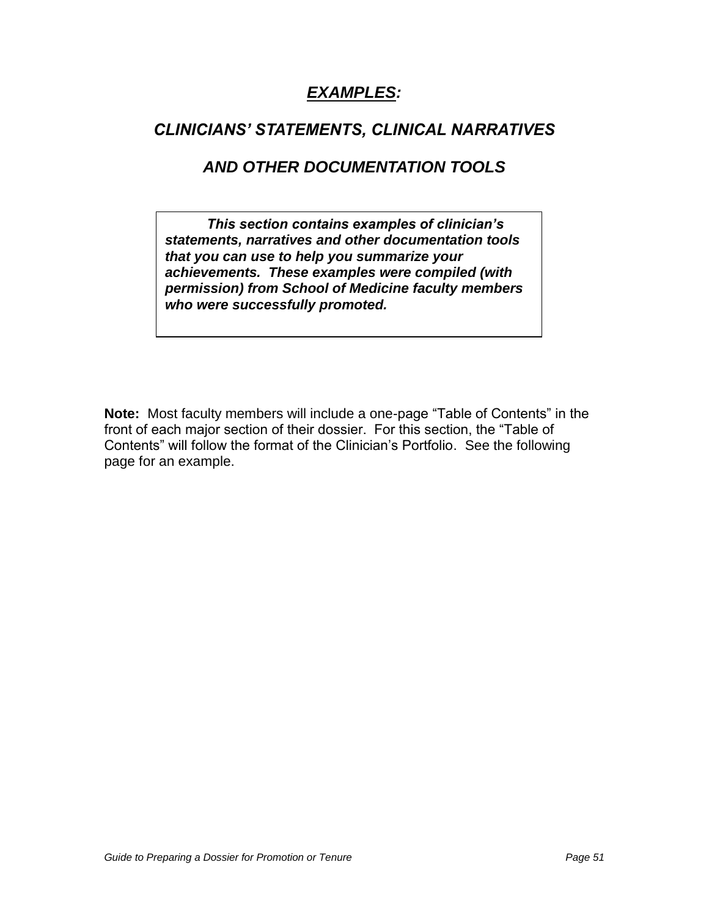# ***EXAMPLES:***

## *CLINICIANS' STATEMENTS, CLINICAL NARRATIVES*

## *AND OTHER DOCUMENTATION TOOLS*

> ***This section contains examples of clinician's statements, narratives and other documentation tools that you can use to help you summarize your achievements. These examples were compiled (with permission) from School of Medicine faculty members who were successfully promoted.***

**Note:** Most faculty members will include a one-page "Table of Contents" in the front of each major section of their dossier. For this section, the "Table of Contents" will follow the format of the Clinician's Portfolio. See the following page for an example.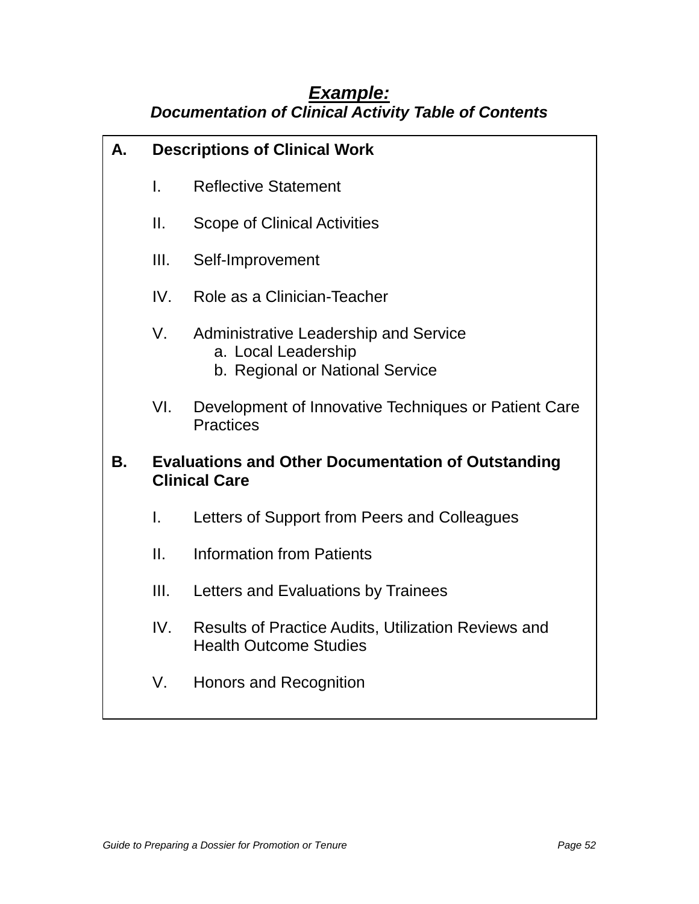## ***Example:***

***Documentation of Clinical Activity Table of Contents***

**A. Descriptions of Clinical Work**

- I. Reflective Statement
- II. Scope of Clinical Activities
- III. Self-Improvement
- IV. Role as a Clinician-Teacher
- V. Administrative Leadership and Service
  - a. Local Leadership
  - b. Regional or National Service
- VI. Development of Innovative Techniques or Patient Care Practices

**B. Evaluations and Other Documentation of Outstanding Clinical Care**

- I. Letters of Support from Peers and Colleagues
- II. Information from Patients
- III. Letters and Evaluations by Trainees
- IV. Results of Practice Audits, Utilization Reviews and Health Outcome Studies
- V. Honors and Recognition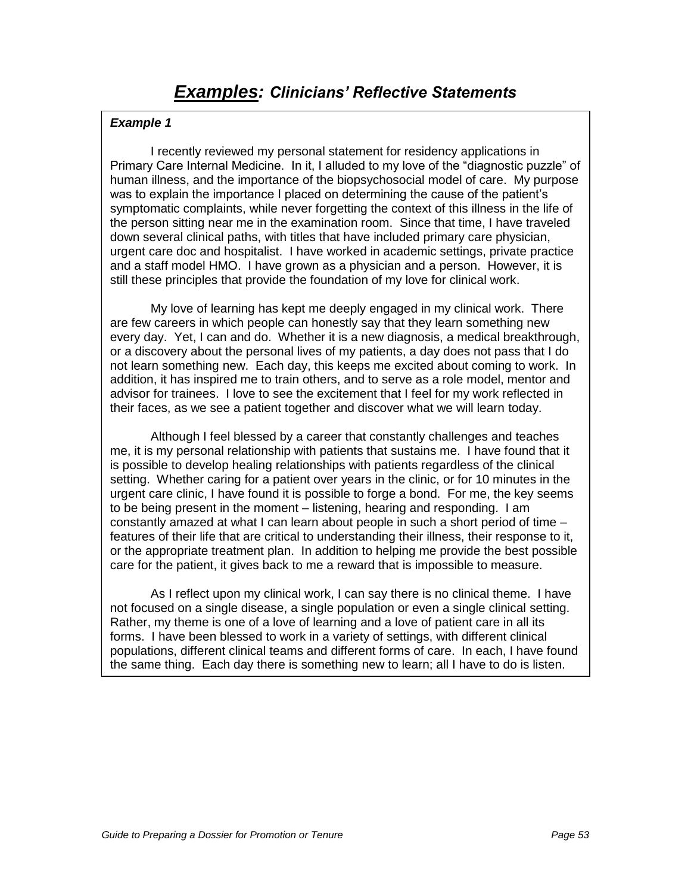# ***Examples:*** *Clinicians' Reflective Statements*

***Example 1***

I recently reviewed my personal statement for residency applications in Primary Care Internal Medicine. In it, I alluded to my love of the "diagnostic puzzle" of human illness, and the importance of the biopsychosocial model of care. My purpose was to explain the importance I placed on determining the cause of the patient's symptomatic complaints, while never forgetting the context of this illness in the life of the person sitting near me in the examination room. Since that time, I have traveled down several clinical paths, with titles that have included primary care physician, urgent care doc and hospitalist. I have worked in academic settings, private practice and a staff model HMO. I have grown as a physician and a person. However, it is still these principles that provide the foundation of my love for clinical work.

My love of learning has kept me deeply engaged in my clinical work. There are few careers in which people can honestly say that they learn something new every day. Yet, I can and do. Whether it is a new diagnosis, a medical breakthrough, or a discovery about the personal lives of my patients, a day does not pass that I do not learn something new. Each day, this keeps me excited about coming to work. In addition, it has inspired me to train others, and to serve as a role model, mentor and advisor for trainees. I love to see the excitement that I feel for my work reflected in their faces, as we see a patient together and discover what we will learn today.

Although I feel blessed by a career that constantly challenges and teaches me, it is my personal relationship with patients that sustains me. I have found that it is possible to develop healing relationships with patients regardless of the clinical setting. Whether caring for a patient over years in the clinic, or for 10 minutes in the urgent care clinic, I have found it is possible to forge a bond. For me, the key seems to be being present in the moment – listening, hearing and responding. I am constantly amazed at what I can learn about people in such a short period of time – features of their life that are critical to understanding their illness, their response to it, or the appropriate treatment plan. In addition to helping me provide the best possible care for the patient, it gives back to me a reward that is impossible to measure.

As I reflect upon my clinical work, I can say there is no clinical theme. I have not focused on a single disease, a single population or even a single clinical setting. Rather, my theme is one of a love of learning and a love of patient care in all its forms. I have been blessed to work in a variety of settings, with different clinical populations, different clinical teams and different forms of care. In each, I have found the same thing. Each day there is something new to learn; all I have to do is listen.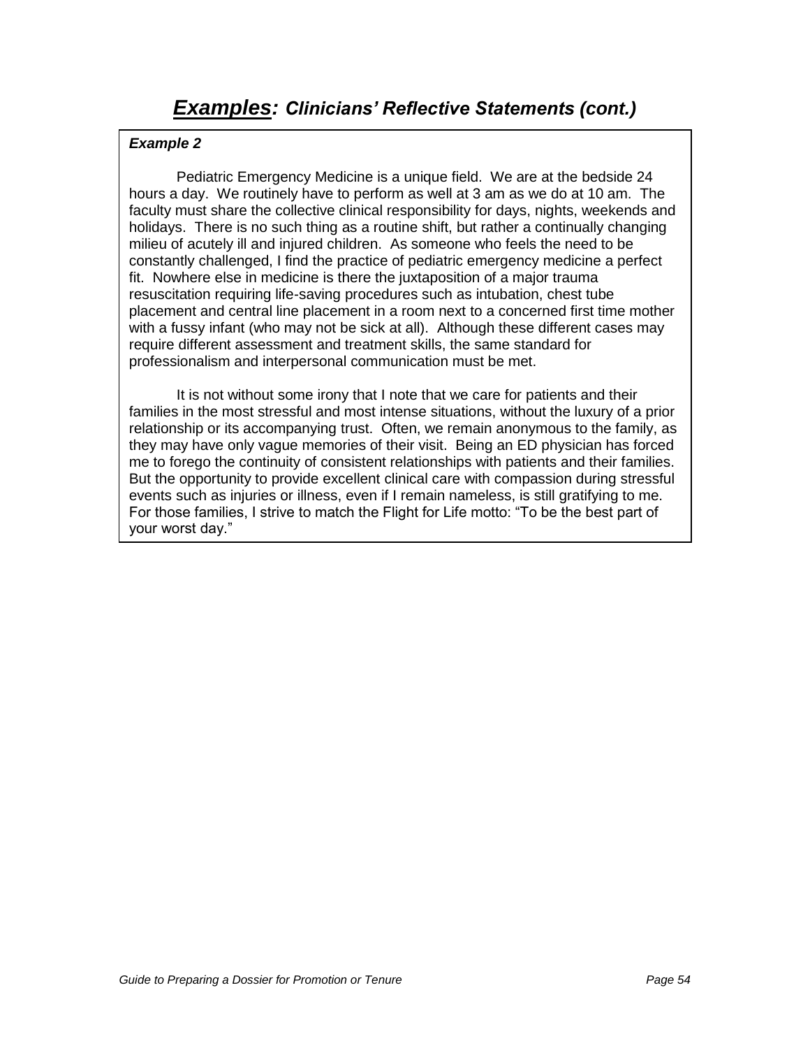# ***Examples:*** *Clinicians' Reflective Statements (cont.)*

***Example 2***

Pediatric Emergency Medicine is a unique field. We are at the bedside 24 hours a day. We routinely have to perform as well at 3 am as we do at 10 am. The faculty must share the collective clinical responsibility for days, nights, weekends and holidays. There is no such thing as a routine shift, but rather a continually changing milieu of acutely ill and injured children. As someone who feels the need to be constantly challenged, I find the practice of pediatric emergency medicine a perfect fit. Nowhere else in medicine is there the juxtaposition of a major trauma resuscitation requiring life-saving procedures such as intubation, chest tube placement and central line placement in a room next to a concerned first time mother with a fussy infant (who may not be sick at all). Although these different cases may require different assessment and treatment skills, the same standard for professionalism and interpersonal communication must be met.

It is not without some irony that I note that we care for patients and their families in the most stressful and most intense situations, without the luxury of a prior relationship or its accompanying trust. Often, we remain anonymous to the family, as they may have only vague memories of their visit. Being an ED physician has forced me to forego the continuity of consistent relationships with patients and their families. But the opportunity to provide excellent clinical care with compassion during stressful events such as injuries or illness, even if I remain nameless, is still gratifying to me. For those families, I strive to match the Flight for Life motto: "To be the best part of your worst day."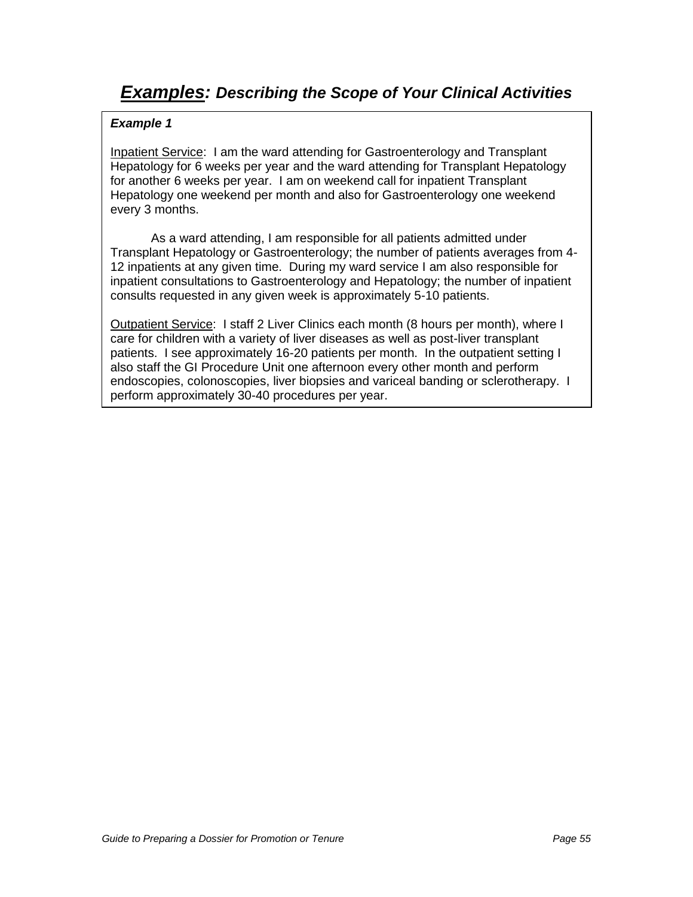# ***Examples:*** ***Describing the Scope of Your Clinical Activities***

***Example 1***

Inpatient Service: I am the ward attending for Gastroenterology and Transplant Hepatology for 6 weeks per year and the ward attending for Transplant Hepatology for another 6 weeks per year. I am on weekend call for inpatient Transplant Hepatology one weekend per month and also for Gastroenterology one weekend every 3 months.

As a ward attending, I am responsible for all patients admitted under Transplant Hepatology or Gastroenterology; the number of patients averages from 4-12 inpatients at any given time. During my ward service I am also responsible for inpatient consultations to Gastroenterology and Hepatology; the number of inpatient consults requested in any given week is approximately 5-10 patients.

Outpatient Service: I staff 2 Liver Clinics each month (8 hours per month), where I care for children with a variety of liver diseases as well as post-liver transplant patients. I see approximately 16-20 patients per month. In the outpatient setting I also staff the GI Procedure Unit one afternoon every other month and perform endoscopies, colonoscopies, liver biopsies and variceal banding or sclerotherapy. I perform approximately 30-40 procedures per year.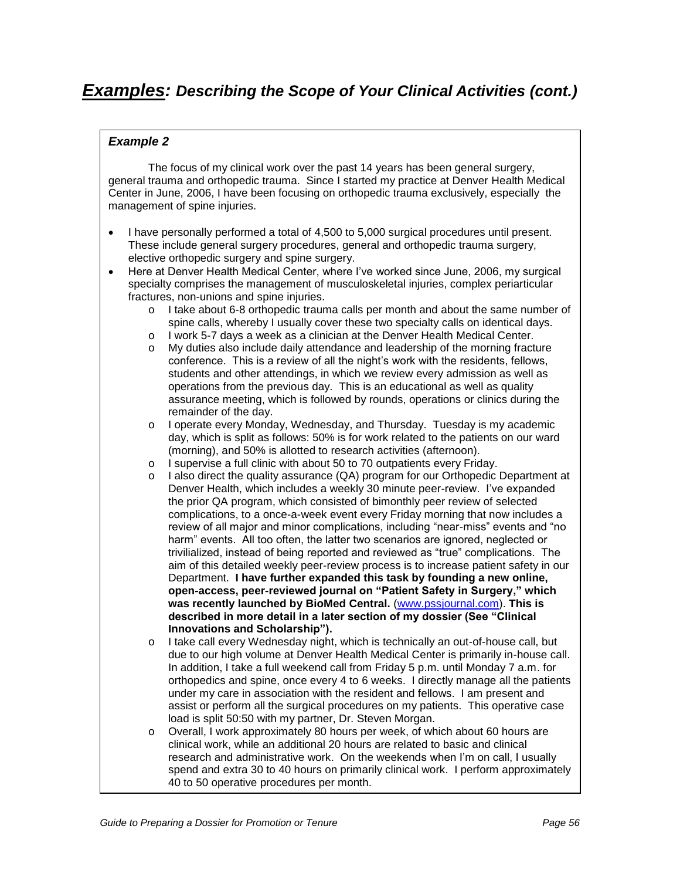# ***Examples:*** ***Describing the Scope of Your Clinical Activities (cont.)***

***Example 2***

The focus of my clinical work over the past 14 years has been general surgery, general trauma and orthopedic trauma. Since I started my practice at Denver Health Medical Center in June, 2006, I have been focusing on orthopedic trauma exclusively, especially the management of spine injuries.

- I have personally performed a total of 4,500 to 5,000 surgical procedures until present. These include general surgery procedures, general and orthopedic trauma surgery, elective orthopedic surgery and spine surgery.
- Here at Denver Health Medical Center, where I've worked since June, 2006, my surgical specialty comprises the management of musculoskeletal injuries, complex periarticular fractures, non-unions and spine injuries.
    - I take about 6-8 orthopedic trauma calls per month and about the same number of spine calls, whereby I usually cover these two specialty calls on identical days.
    - I work 5-7 days a week as a clinician at the Denver Health Medical Center.
    - My duties also include daily attendance and leadership of the morning fracture conference. This is a review of all the night's work with the residents, fellows, students and other attendings, in which we review every admission as well as operations from the previous day. This is an educational as well as quality assurance meeting, which is followed by rounds, operations or clinics during the remainder of the day.
    - I operate every Monday, Wednesday, and Thursday. Tuesday is my academic day, which is split as follows: 50% is for work related to the patients on our ward (morning), and 50% is allotted to research activities (afternoon).
    - I supervise a full clinic with about 50 to 70 outpatients every Friday.
    - I also direct the quality assurance (QA) program for our Orthopedic Department at Denver Health, which includes a weekly 30 minute peer-review. I've expanded the prior QA program, which consisted of bimonthly peer review of selected complications, to a once-a-week event every Friday morning that now includes a review of all major and minor complications, including "near-miss" events and "no harm" events. All too often, the latter two scenarios are ignored, neglected or trivialized, instead of being reported and reviewed as "true" complications. The aim of this detailed weekly peer-review process is to increase patient safety in our Department. **I have further expanded this task by founding a new online, open-access, peer-reviewed journal on "Patient Safety in Surgery," which was recently launched by BioMed Central.** (www.pssjournal.com). **This is described in more detail in a later section of my dossier (See "Clinical Innovations and Scholarship").**
    - I take call every Wednesday night, which is technically an out-of-house call, but due to our high volume at Denver Health Medical Center is primarily in-house call. In addition, I take a full weekend call from Friday 5 p.m. until Monday 7 a.m. for orthopedics and spine, once every 4 to 6 weeks. I directly manage all the patients under my care in association with the resident and fellows. I am present and assist or perform all the surgical procedures on my patients. This operative case load is split 50:50 with my partner, Dr. Steven Morgan.
    - Overall, I work approximately 80 hours per week, of which about 60 hours are clinical work, while an additional 20 hours are related to basic and clinical research and administrative work. On the weekends when I'm on call, I usually spend and extra 30 to 40 hours on primarily clinical work. I perform approximately 40 to 50 operative procedures per month.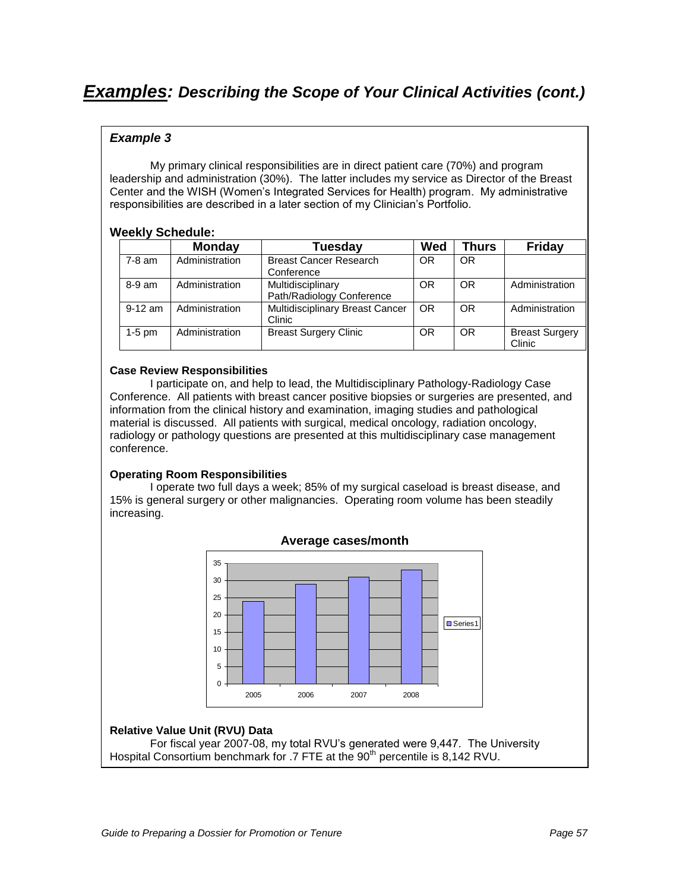# ***Examples:*** *Describing the Scope of Your Clinical Activities (cont.)*

### *Example 3*

My primary clinical responsibilities are in direct patient care (70%) and program leadership and administration (30%). The latter includes my service as Director of the Breast Center and the WISH (Women's Integrated Services for Health) program. My administrative responsibilities are described in a later section of my Clinician's Portfolio.

**Weekly Schedule:**

| | Monday | Tuesday | Wed | Thurs | Friday |
|---|---|---|---|---|---|
| 7-8 am | Administration | Breast Cancer Research Conference | OR | OR | |
| 8-9 am | Administration | Multidisciplinary Path/Radiology Conference | OR | OR | Administration |
| 9-12 am | Administration | Multidisciplinary Breast Cancer Clinic | OR | OR | Administration |
| 1-5 pm | Administration | Breast Surgery Clinic | OR | OR | Breast Surgery Clinic |

**Case Review Responsibilities**

I participate on, and help to lead, the Multidisciplinary Pathology-Radiology Case Conference. All patients with breast cancer positive biopsies or surgeries are presented, and information from the clinical history and examination, imaging studies and pathological material is discussed. All patients with surgical, medical oncology, radiation oncology, radiology or pathology questions are presented at this multidisciplinary case management conference.

**Operating Room Responsibilities**

I operate two full days a week; 85% of my surgical caseload is breast disease, and 15% is general surgery or other malignancies. Operating room volume has been steadily increasing.

**Average cases/month**

**Relative Value Unit (RVU) Data**

For fiscal year 2007-08, my total RVU's generated were 9,447. The University Hospital Consortium benchmark for .7 FTE at the 90th percentile is 8,142 RVU.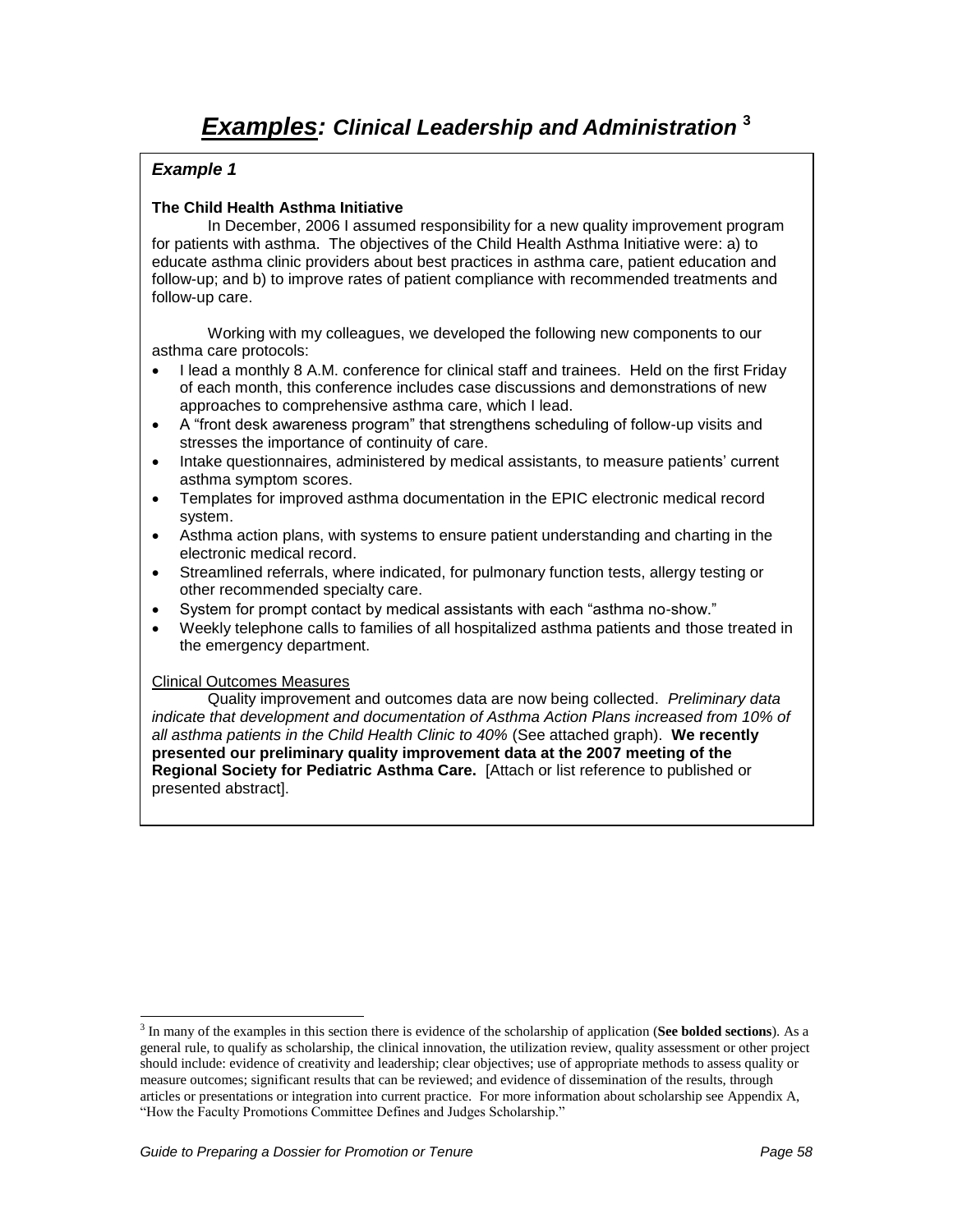# ***Examples:*** *Clinical Leadership and Administration* [3]

### *Example 1*

**The Child Health Asthma Initiative**

In December, 2006 I assumed responsibility for a new quality improvement program for patients with asthma. The objectives of the Child Health Asthma Initiative were: a) to educate asthma clinic providers about best practices in asthma care, patient education and follow-up; and b) to improve rates of patient compliance with recommended treatments and follow-up care.

Working with my colleagues, we developed the following new components to our asthma care protocols:

- I lead a monthly 8 A.M. conference for clinical staff and trainees. Held on the first Friday of each month, this conference includes case discussions and demonstrations of new approaches to comprehensive asthma care, which I lead.
- A "front desk awareness program" that strengthens scheduling of follow-up visits and stresses the importance of continuity of care.
- Intake questionnaires, administered by medical assistants, to measure patients' current asthma symptom scores.
- Templates for improved asthma documentation in the EPIC electronic medical record system.
- Asthma action plans, with systems to ensure patient understanding and charting in the electronic medical record.
- Streamlined referrals, where indicated, for pulmonary function tests, allergy testing or other recommended specialty care.
- System for prompt contact by medical assistants with each "asthma no-show."
- Weekly telephone calls to families of all hospitalized asthma patients and those treated in the emergency department.

<u>Clinical Outcomes Measures</u>

Quality improvement and outcomes data are now being collected. *Preliminary data indicate that development and documentation of Asthma Action Plans increased from 10% of all asthma patients in the Child Health Clinic to 40%* (See attached graph). **We recently presented our preliminary quality improvement data at the 2007 meeting of the Regional Society for Pediatric Asthma Care.** [Attach or list reference to published or presented abstract].

---

[3] In many of the examples in this section there is evidence of the scholarship of application (**See bolded sections**). As a general rule, to qualify as scholarship, the clinical innovation, the utilization review, quality assessment or other project should include: evidence of creativity and leadership; clear objectives; use of appropriate methods to assess quality or measure outcomes; significant results that can be reviewed; and evidence of dissemination of the results, through articles or presentations or integration into current practice. For more information about scholarship see Appendix A, "How the Faculty Promotions Committee Defines and Judges Scholarship."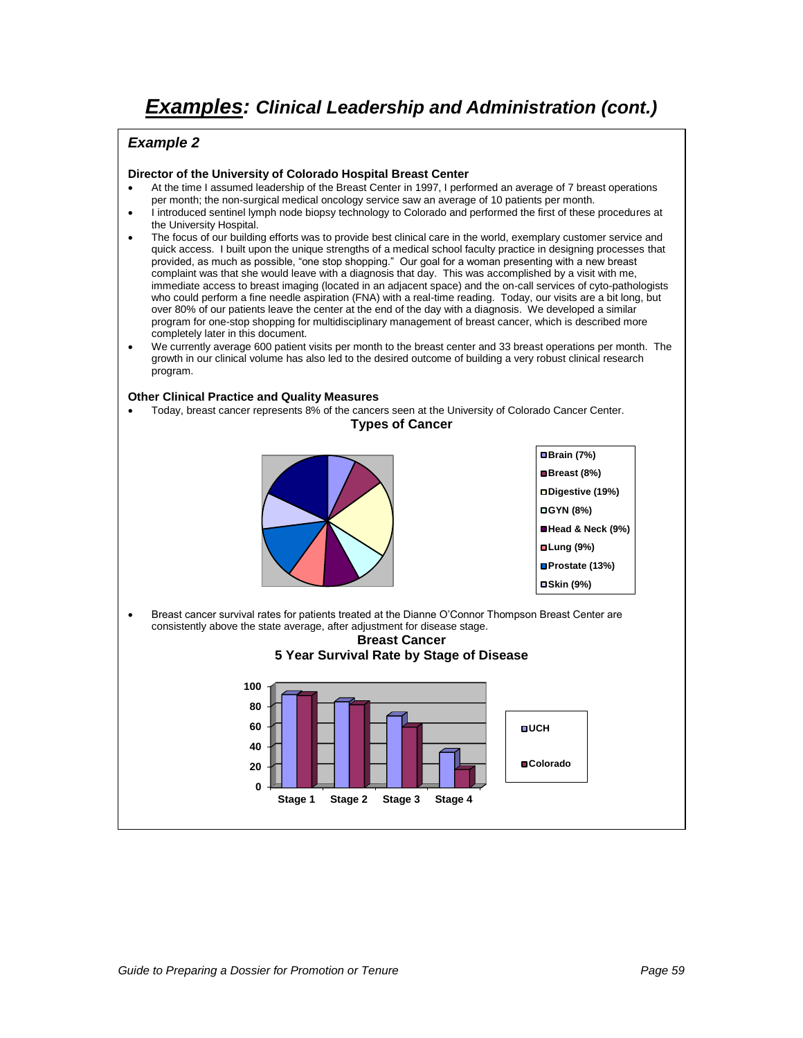# ***Examples***: *Clinical Leadership and Administration (cont.)*

## *Example 2*

**Director of the University of Colorado Hospital Breast Center**

- At the time I assumed leadership of the Breast Center in 1997, I performed an average of 7 breast operations per month; the non-surgical medical oncology service saw an average of 10 patients per month.
- I introduced sentinel lymph node biopsy technology to Colorado and performed the first of these procedures at the University Hospital.
- The focus of our building efforts was to provide best clinical care in the world, exemplary customer service and quick access. I built upon the unique strengths of a medical school faculty practice in designing processes that provided, as much as possible, "one stop shopping." Our goal for a woman presenting with a new breast complaint was that she would leave with a diagnosis that day. This was accomplished by a visit with me, immediate access to breast imaging (located in an adjacent space) and the on-call services of cyto-pathologists who could perform a fine needle aspiration (FNA) with a real-time reading. Today, our visits are a bit long, but over 80% of our patients leave the center at the end of the day with a diagnosis. We developed a similar program for one-stop shopping for multidisciplinary management of breast cancer, which is described more completely later in this document.
- We currently average 600 patient visits per month to the breast center and 33 breast operations per month. The growth in our clinical volume has also led to the desired outcome of building a very robust clinical research program.

**Other Clinical Practice and Quality Measures**

- Today, breast cancer represents 8% of the cancers seen at the University of Colorado Cancer Center.

**Types of Cancer**

- Brain (7%)
- Breast (8%)
- Digestive (19%)
- GYN (8%)
- Head & Neck (9%)
- Lung (9%)
- Prostate (13%)
- Skin (9%)

- Breast cancer survival rates for patients treated at the Dianne O'Connor Thompson Breast Center are consistently above the state average, after adjustment for disease stage.

**Breast Cancer**
**5 Year Survival Rate by Stage of Disease**

| | Stage 1 | Stage 2 | Stage 3 | Stage 4 |
|---|---|---|---|---|
| UCH | ~92 | ~85 | ~70 | ~35 |
| Colorado | ~91 | ~82 | ~60 | ~17 |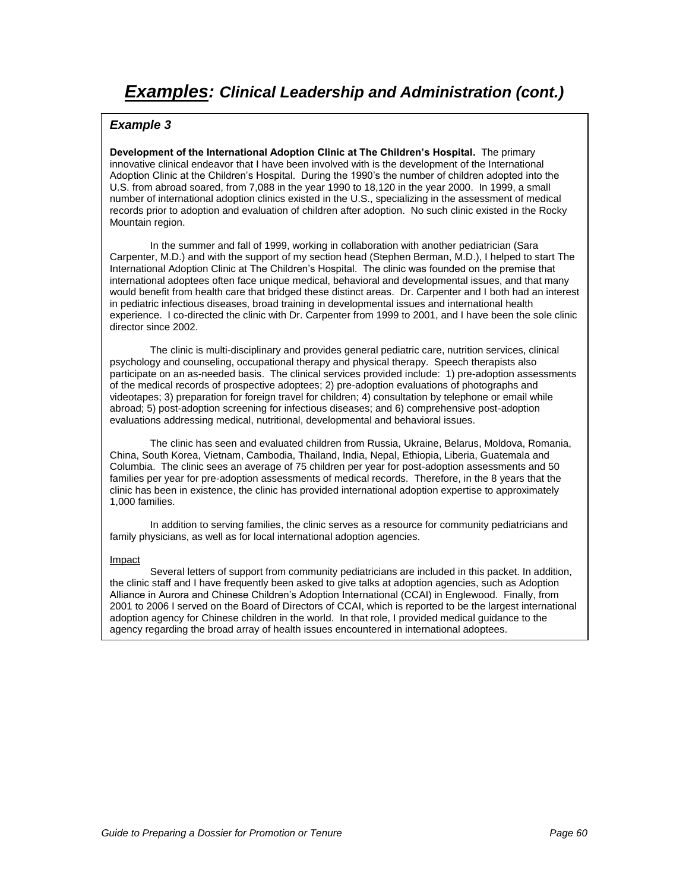# ***Examples:*** *Clinical Leadership and Administration (cont.)*

### *Example 3*

**Development of the International Adoption Clinic at The Children's Hospital.** The primary innovative clinical endeavor that I have been involved with is the development of the International Adoption Clinic at the Children's Hospital. During the 1990's the number of children adopted into the U.S. from abroad soared, from 7,088 in the year 1990 to 18,120 in the year 2000. In 1999, a small number of international adoption clinics existed in the U.S., specializing in the assessment of medical records prior to adoption and evaluation of children after adoption. No such clinic existed in the Rocky Mountain region.

In the summer and fall of 1999, working in collaboration with another pediatrician (Sara Carpenter, M.D.) and with the support of my section head (Stephen Berman, M.D.), I helped to start The International Adoption Clinic at The Children's Hospital. The clinic was founded on the premise that international adoptees often face unique medical, behavioral and developmental issues, and that many would benefit from health care that bridged these distinct areas. Dr. Carpenter and I both had an interest in pediatric infectious diseases, broad training in developmental issues and international health experience. I co-directed the clinic with Dr. Carpenter from 1999 to 2001, and I have been the sole clinic director since 2002.

The clinic is multi-disciplinary and provides general pediatric care, nutrition services, clinical psychology and counseling, occupational therapy and physical therapy. Speech therapists also participate on an as-needed basis. The clinical services provided include: 1) pre-adoption assessments of the medical records of prospective adoptees; 2) pre-adoption evaluations of photographs and videotapes; 3) preparation for foreign travel for children; 4) consultation by telephone or email while abroad; 5) post-adoption screening for infectious diseases; and 6) comprehensive post-adoption evaluations addressing medical, nutritional, developmental and behavioral issues.

The clinic has seen and evaluated children from Russia, Ukraine, Belarus, Moldova, Romania, China, South Korea, Vietnam, Cambodia, Thailand, India, Nepal, Ethiopia, Liberia, Guatemala and Columbia. The clinic sees an average of 75 children per year for post-adoption assessments and 50 families per year for pre-adoption assessments of medical records. Therefore, in the 8 years that the clinic has been in existence, the clinic has provided international adoption expertise to approximately 1,000 families.

In addition to serving families, the clinic serves as a resource for community pediatricians and family physicians, as well as for local international adoption agencies.

<u>Impact</u>

Several letters of support from community pediatricians are included in this packet. In addition, the clinic staff and I have frequently been asked to give talks at adoption agencies, such as Adoption Alliance in Aurora and Chinese Children's Adoption International (CCAI) in Englewood. Finally, from 2001 to 2006 I served on the Board of Directors of CCAI, which is reported to be the largest international adoption agency for Chinese children in the world. In that role, I provided medical guidance to the agency regarding the broad array of health issues encountered in international adoptees.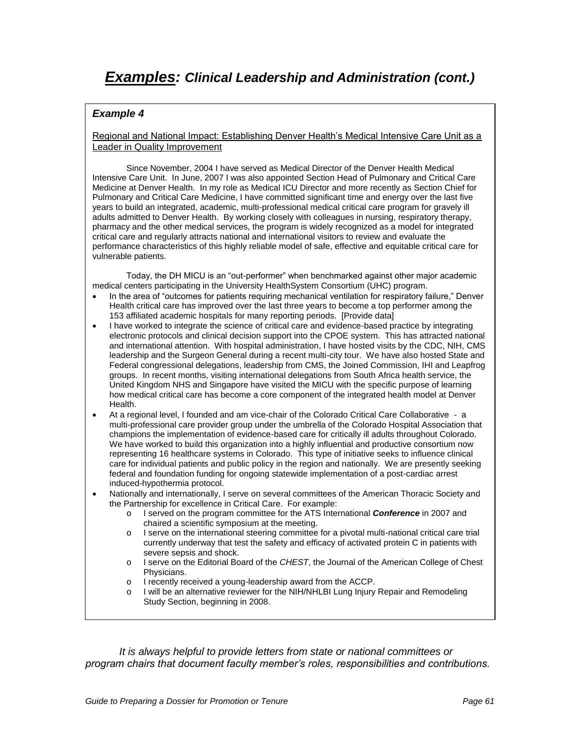# ***Examples:*** *Clinical Leadership and Administration (cont.)*

### *Example 4*

<u>Regional and National Impact: Establishing Denver Health's Medical Intensive Care Unit as a Leader in Quality Improvement</u>

Since November, 2004 I have served as Medical Director of the Denver Health Medical Intensive Care Unit. In June, 2007 I was also appointed Section Head of Pulmonary and Critical Care Medicine at Denver Health. In my role as Medical ICU Director and more recently as Section Chief for Pulmonary and Critical Care Medicine, I have committed significant time and energy over the last five years to build an integrated, academic, multi-professional medical critical care program for gravely ill adults admitted to Denver Health. By working closely with colleagues in nursing, respiratory therapy, pharmacy and the other medical services, the program is widely recognized as a model for integrated critical care and regularly attracts national and international visitors to review and evaluate the performance characteristics of this highly reliable model of safe, effective and equitable critical care for vulnerable patients.

Today, the DH MICU is an "out-performer" when benchmarked against other major academic medical centers participating in the University HealthSystem Consortium (UHC) program.

- In the area of "outcomes for patients requiring mechanical ventilation for respiratory failure," Denver Health critical care has improved over the last three years to become a top performer among the 153 affiliated academic hospitals for many reporting periods. [Provide data]
- I have worked to integrate the science of critical care and evidence-based practice by integrating electronic protocols and clinical decision support into the CPOE system. This has attracted national and international attention. With hospital administration, I have hosted visits by the CDC, NIH, CMS leadership and the Surgeon General during a recent multi-city tour. We have also hosted State and Federal congressional delegations, leadership from CMS, the Joined Commission, IHI and Leapfrog groups. In recent months, visiting international delegations from South Africa health service, the United Kingdom NHS and Singapore have visited the MICU with the specific purpose of learning how medical critical care has become a core component of the integrated health model at Denver Health.
- At a regional level, I founded and am vice-chair of the Colorado Critical Care Collaborative - a multi-professional care provider group under the umbrella of the Colorado Hospital Association that champions the implementation of evidence-based care for critically ill adults throughout Colorado. We have worked to build this organization into a highly influential and productive consortium now representing 16 healthcare systems in Colorado. This type of initiative seeks to influence clinical care for individual patients and public policy in the region and nationally. We are presently seeking federal and foundation funding for ongoing statewide implementation of a post-cardiac arrest induced-hypothermia protocol.
- Nationally and internationally, I serve on several committees of the American Thoracic Society and the Partnership for excellence in Critical Care. For example:
  - I served on the program committee for the ATS International ***Conference*** in 2007 and chaired a scientific symposium at the meeting.
  - I serve on the international steering committee for a pivotal multi-national critical care trial currently underway that test the safety and efficacy of activated protein C in patients with severe sepsis and shock.
  - I serve on the Editorial Board of the *CHEST*, the Journal of the American College of Chest Physicians.
  - I recently received a young-leadership award from the ACCP.
  - I will be an alternative reviewer for the NIH/NHLBI Lung Injury Repair and Remodeling Study Section, beginning in 2008.

*It is always helpful to provide letters from state or national committees or program chairs that document faculty member's roles, responsibilities and contributions.*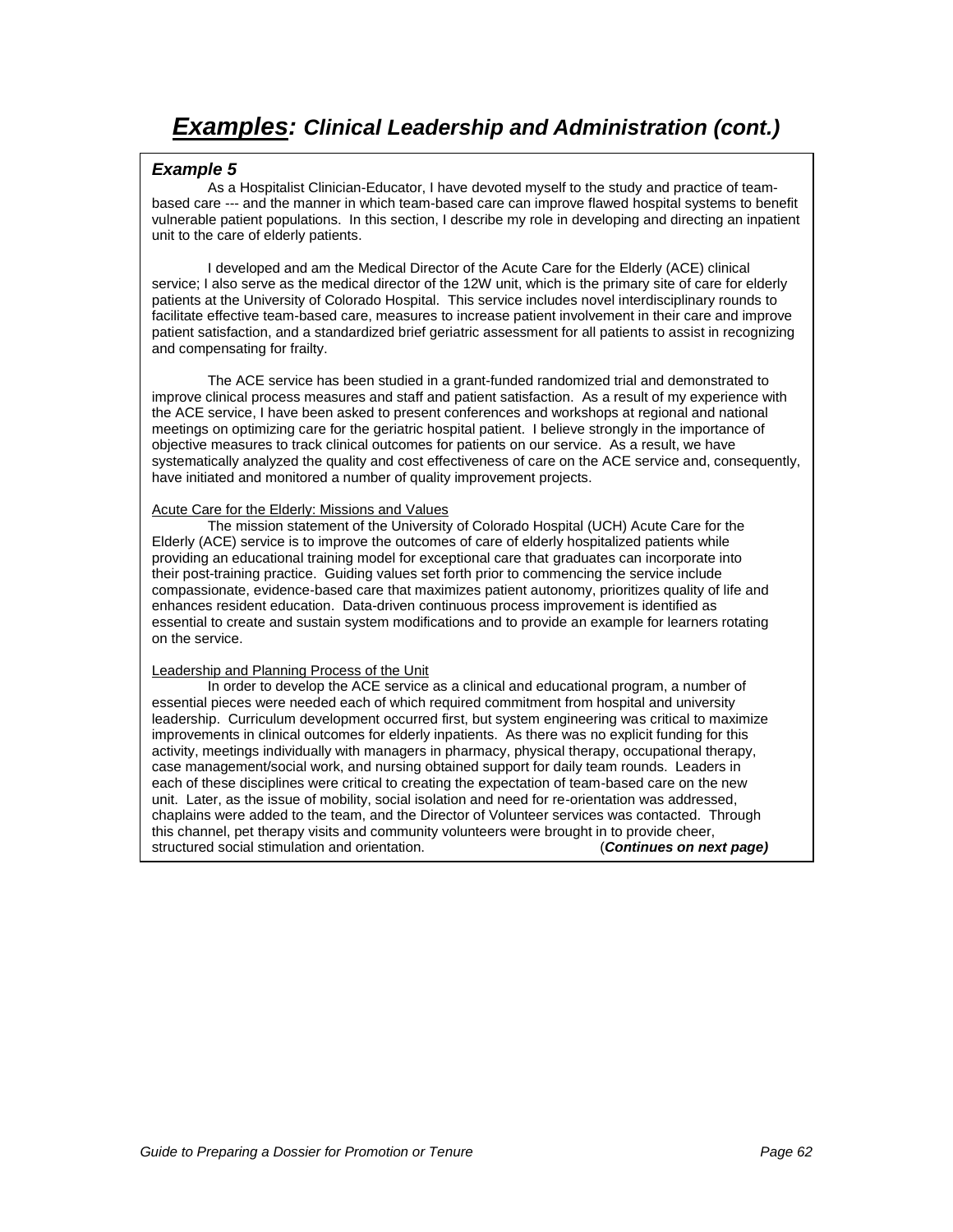# ***Examples:*** *Clinical Leadership and Administration (cont.)*

***Example 5***

As a Hospitalist Clinician-Educator, I have devoted myself to the study and practice of team-based care --- and the manner in which team-based care can improve flawed hospital systems to benefit vulnerable patient populations. In this section, I describe my role in developing and directing an inpatient unit to the care of elderly patients.

I developed and am the Medical Director of the Acute Care for the Elderly (ACE) clinical service; I also serve as the medical director of the 12W unit, which is the primary site of care for elderly patients at the University of Colorado Hospital. This service includes novel interdisciplinary rounds to facilitate effective team-based care, measures to increase patient involvement in their care and improve patient satisfaction, and a standardized brief geriatric assessment for all patients to assist in recognizing and compensating for frailty.

The ACE service has been studied in a grant-funded randomized trial and demonstrated to improve clinical process measures and staff and patient satisfaction. As a result of my experience with the ACE service, I have been asked to present conferences and workshops at regional and national meetings on optimizing care for the geriatric hospital patient. I believe strongly in the importance of objective measures to track clinical outcomes for patients on our service. As a result, we have systematically analyzed the quality and cost effectiveness of care on the ACE service and, consequently, have initiated and monitored a number of quality improvement projects.

<u>Acute Care for the Elderly: Missions and Values</u>

The mission statement of the University of Colorado Hospital (UCH) Acute Care for the Elderly (ACE) service is to improve the outcomes of care of elderly hospitalized patients while providing an educational training model for exceptional care that graduates can incorporate into their post-training practice. Guiding values set forth prior to commencing the service include compassionate, evidence-based care that maximizes patient autonomy, prioritizes quality of life and enhances resident education. Data-driven continuous process improvement is identified as essential to create and sustain system modifications and to provide an example for learners rotating on the service.

<u>Leadership and Planning Process of the Unit</u>

In order to develop the ACE service as a clinical and educational program, a number of essential pieces were needed each of which required commitment from hospital and university leadership. Curriculum development occurred first, but system engineering was critical to maximize improvements in clinical outcomes for elderly inpatients. As there was no explicit funding for this activity, meetings individually with managers in pharmacy, physical therapy, occupational therapy, case management/social work, and nursing obtained support for daily team rounds. Leaders in each of these disciplines were critical to creating the expectation of team-based care on the new unit. Later, as the issue of mobility, social isolation and need for re-orientation was addressed, chaplains were added to the team, and the Director of Volunteer services was contacted. Through this channel, pet therapy visits and community volunteers were brought in to provide cheer, structured social stimulation and orientation. (***Continues on next page)***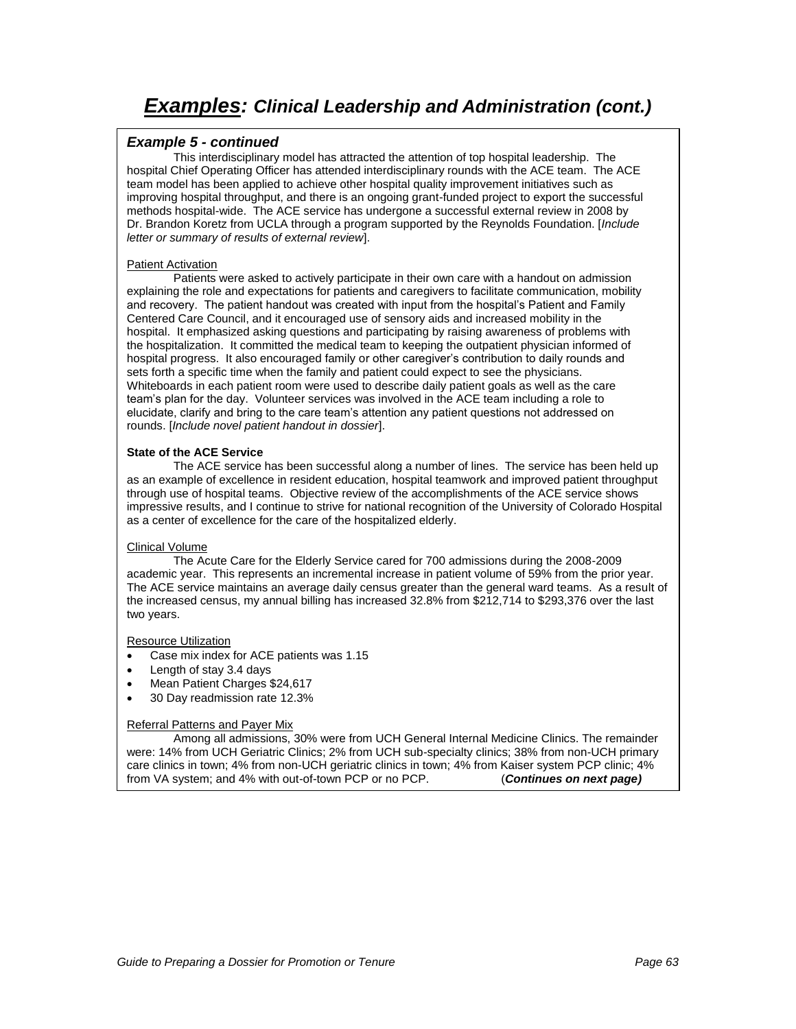# ***Examples:*** *Clinical Leadership and Administration (cont.)*

### *Example 5 - continued*

This interdisciplinary model has attracted the attention of top hospital leadership. The hospital Chief Operating Officer has attended interdisciplinary rounds with the ACE team. The ACE team model has been applied to achieve other hospital quality improvement initiatives such as improving hospital throughput, and there is an ongoing grant-funded project to export the successful methods hospital-wide. The ACE service has undergone a successful external review in 2008 by Dr. Brandon Koretz from UCLA through a program supported by the Reynolds Foundation. [*Include letter or summary of results of external review*].

Patient Activation

Patients were asked to actively participate in their own care with a handout on admission explaining the role and expectations for patients and caregivers to facilitate communication, mobility and recovery. The patient handout was created with input from the hospital's Patient and Family Centered Care Council, and it encouraged use of sensory aids and increased mobility in the hospital. It emphasized asking questions and participating by raising awareness of problems with the hospitalization. It committed the medical team to keeping the outpatient physician informed of hospital progress. It also encouraged family or other caregiver's contribution to daily rounds and sets forth a specific time when the family and patient could expect to see the physicians. Whiteboards in each patient room were used to describe daily patient goals as well as the care team's plan for the day. Volunteer services was involved in the ACE team including a role to elucidate, clarify and bring to the care team's attention any patient questions not addressed on rounds. [*Include novel patient handout in dossier*].

**State of the ACE Service**

The ACE service has been successful along a number of lines. The service has been held up as an example of excellence in resident education, hospital teamwork and improved patient throughput through use of hospital teams. Objective review of the accomplishments of the ACE service shows impressive results, and I continue to strive for national recognition of the University of Colorado Hospital as a center of excellence for the care of the hospitalized elderly.

Clinical Volume

The Acute Care for the Elderly Service cared for 700 admissions during the 2008-2009 academic year. This represents an incremental increase in patient volume of 59% from the prior year. The ACE service maintains an average daily census greater than the general ward teams. As a result of the increased census, my annual billing has increased 32.8% from $212,714 to $293,376 over the last two years.

Resource Utilization

- Case mix index for ACE patients was 1.15
- Length of stay 3.4 days
- Mean Patient Charges $24,617
- 30 Day readmission rate 12.3%

Referral Patterns and Payer Mix

Among all admissions, 30% were from UCH General Internal Medicine Clinics. The remainder were: 14% from UCH Geriatric Clinics; 2% from UCH sub-specialty clinics; 38% from non-UCH primary care clinics in town; 4% from non-UCH geriatric clinics in town; 4% from Kaiser system PCP clinic; 4% from VA system; and 4% with out-of-town PCP or no PCP. (***Continues on next page)***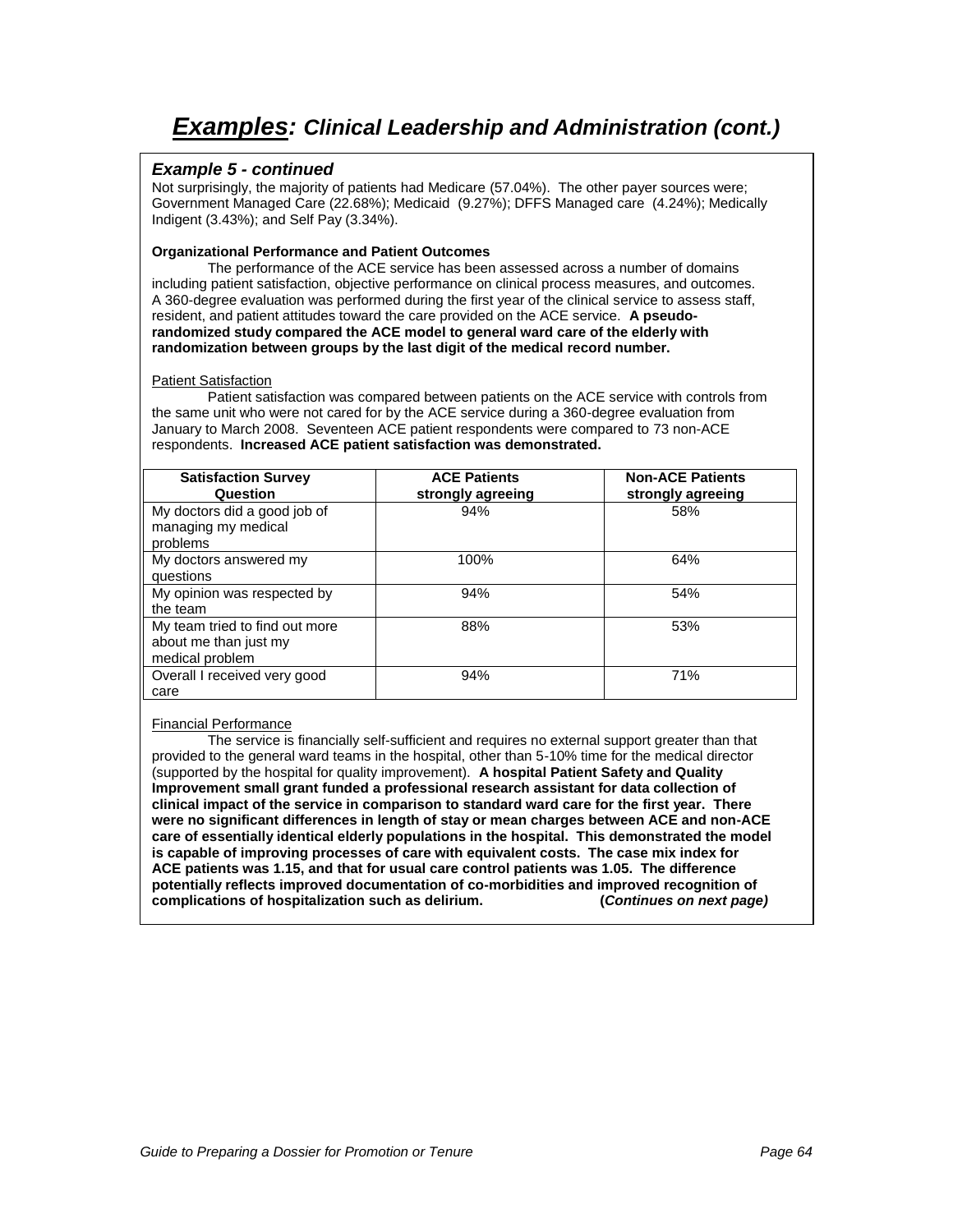# ***Examples:*** ***Clinical Leadership and Administration (cont.)***

### *Example 5 - continued*

Not surprisingly, the majority of patients had Medicare (57.04%). The other payer sources were; Government Managed Care (22.68%); Medicaid (9.27%); DFFS Managed care (4.24%); Medically Indigent (3.43%); and Self Pay (3.34%).

**Organizational Performance and Patient Outcomes**

The performance of the ACE service has been assessed across a number of domains including patient satisfaction, objective performance on clinical process measures, and outcomes. A 360-degree evaluation was performed during the first year of the clinical service to assess staff, resident, and patient attitudes toward the care provided on the ACE service. **A pseudo-randomized study compared the ACE model to general ward care of the elderly with randomization between groups by the last digit of the medical record number.**

Patient Satisfaction

Patient satisfaction was compared between patients on the ACE service with controls from the same unit who were not cared for by the ACE service during a 360-degree evaluation from January to March 2008. Seventeen ACE patient respondents were compared to 73 non-ACE respondents. **Increased ACE patient satisfaction was demonstrated.**

| Satisfaction Survey Question | ACE Patients strongly agreeing | Non-ACE Patients strongly agreeing |
|---|---|---|
| My doctors did a good job of managing my medical problems | 94% | 58% |
| My doctors answered my questions | 100% | 64% |
| My opinion was respected by the team | 94% | 54% |
| My team tried to find out more about me than just my medical problem | 88% | 53% |
| Overall I received very good care | 94% | 71% |

Financial Performance

The service is financially self-sufficient and requires no external support greater than that provided to the general ward teams in the hospital, other than 5-10% time for the medical director (supported by the hospital for quality improvement). **A hospital Patient Safety and Quality Improvement small grant funded a professional research assistant for data collection of clinical impact of the service in comparison to standard ward care for the first year. There were no significant differences in length of stay or mean charges between ACE and non-ACE care of essentially identical elderly populations in the hospital. This demonstrated the model is capable of improving processes of care with equivalent costs. The case mix index for ACE patients was 1.15, and that for usual care control patients was 1.05. The difference potentially reflects improved documentation of co-morbidities and improved recognition of complications of hospitalization such as delirium.** **(*Continues on next page)***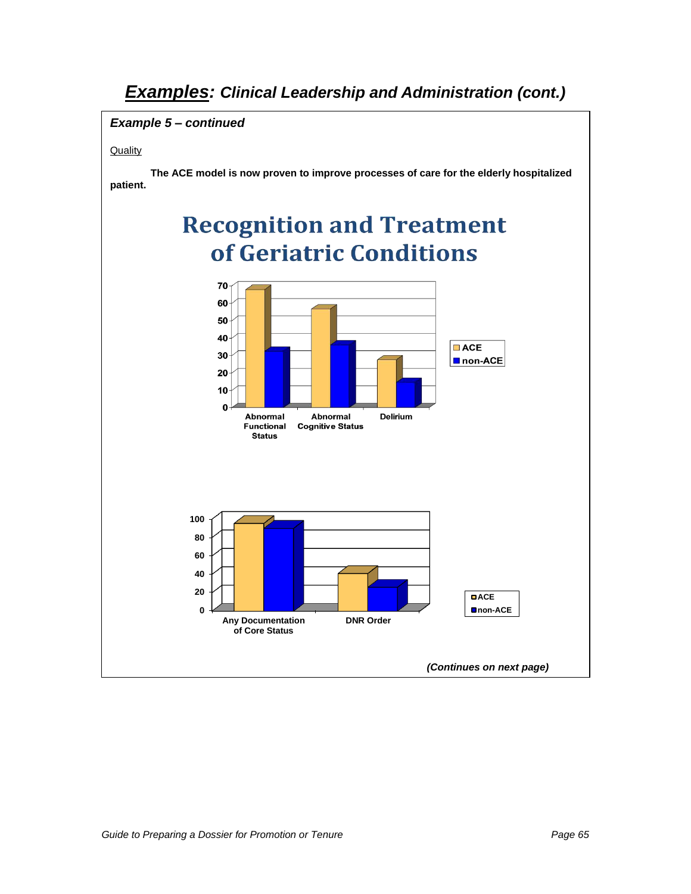# ***Examples**: Clinical Leadership and Administration (cont.)*

***Example 5 – continued***

Quality

**The ACE model is now proven to improve processes of care for the elderly hospitalized patient.**

## Recognition and Treatment of Geriatric Conditions

70
60
50
40
30
20
10
0

Abnormal Functional Status

Abnormal Cognitive Status

Delirium

ACE
non-ACE

100
80
60
40
20
0

Any Documentation of Core Status

DNR Order

ACE
non-ACE

***(Continues on next page)***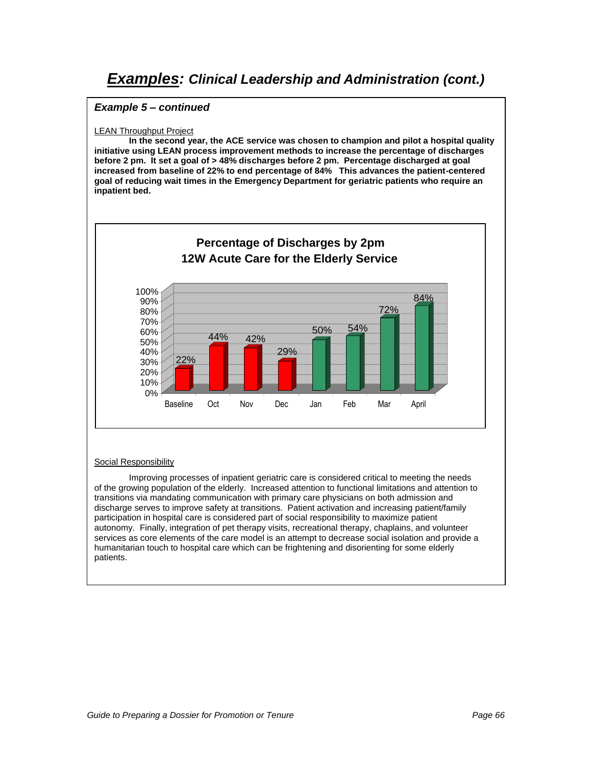# ***Examples**: Clinical Leadership and Administration (cont.)*

### *Example 5 – continued*

LEAN Throughput Project

**In the second year, the ACE service was chosen to champion and pilot a hospital quality initiative using LEAN process improvement methods to increase the percentage of discharges before 2 pm. It set a goal of > 48% discharges before 2 pm. Percentage discharged at goal increased from baseline of 22% to end percentage of 84% This advances the patient-centered goal of reducing wait times in the Emergency Department for geriatric patients who require an inpatient bed.**

**Percentage of Discharges by 2pm**
**12W Acute Care for the Elderly Service**

| Baseline | Oct | Nov | Dec | Jan | Feb | Mar | April |
|---|---|---|---|---|---|---|---|
| 22% | 44% | 42% | 29% | 50% | 54% | 72% | 84% |

Social Responsibility

Improving processes of inpatient geriatric care is considered critical to meeting the needs of the growing population of the elderly. Increased attention to functional limitations and attention to transitions via mandating communication with primary care physicians on both admission and discharge serves to improve safety at transitions. Patient activation and increasing patient/family participation in hospital care is considered part of social responsibility to maximize patient autonomy. Finally, integration of pet therapy visits, recreational therapy, chaplains, and volunteer services as core elements of the care model is an attempt to decrease social isolation and provide a humanitarian touch to hospital care which can be frightening and disorienting for some elderly patients.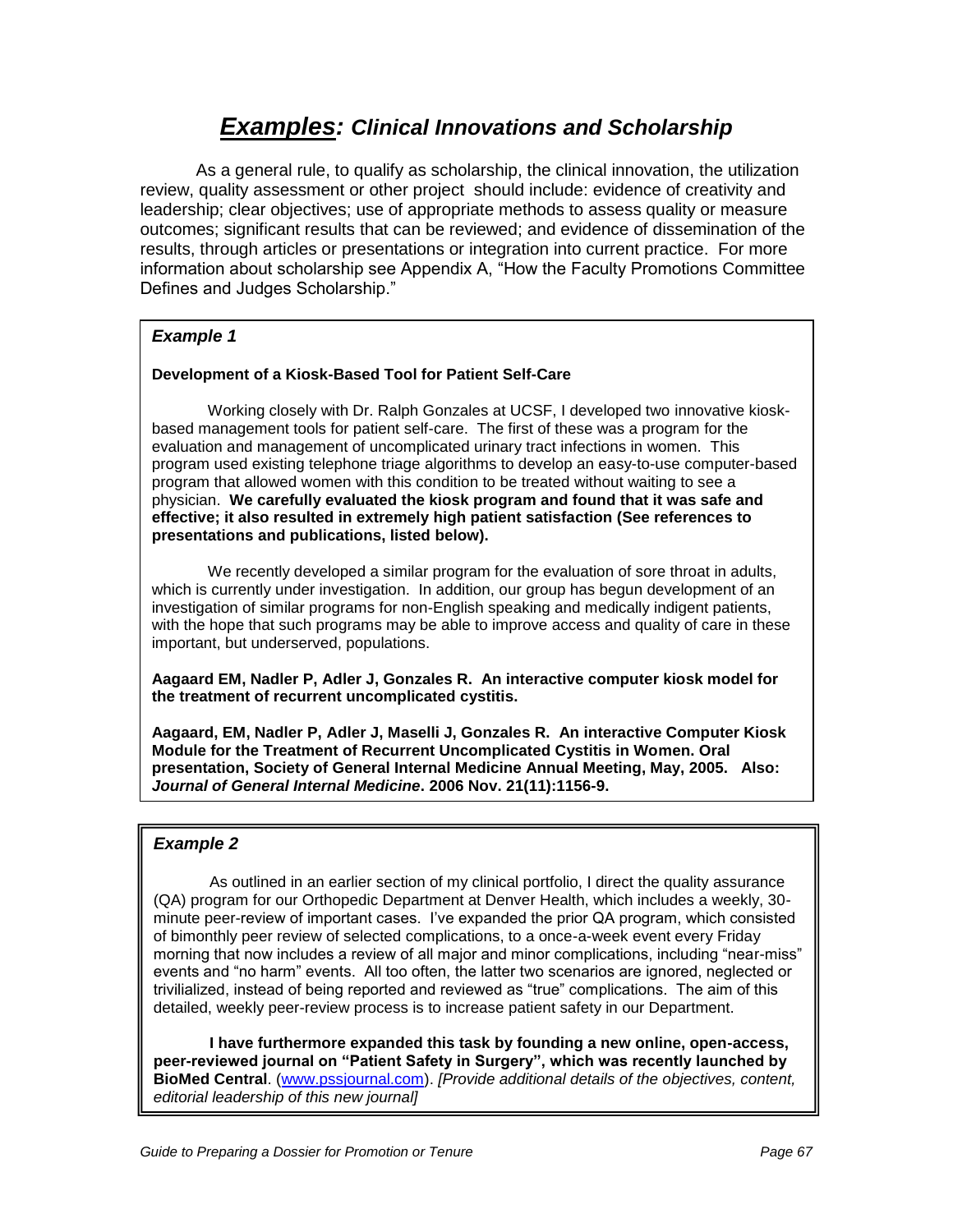# ***Examples:*** *Clinical Innovations and Scholarship*

As a general rule, to qualify as scholarship, the clinical innovation, the utilization review, quality assessment or other project should include: evidence of creativity and leadership; clear objectives; use of appropriate methods to assess quality or measure outcomes; significant results that can be reviewed; and evidence of dissemination of the results, through articles or presentations or integration into current practice. For more information about scholarship see Appendix A, "How the Faculty Promotions Committee Defines and Judges Scholarship."

### *Example 1*

**Development of a Kiosk-Based Tool for Patient Self-Care**

Working closely with Dr. Ralph Gonzales at UCSF, I developed two innovative kiosk-based management tools for patient self-care. The first of these was a program for the evaluation and management of uncomplicated urinary tract infections in women. This program used existing telephone triage algorithms to develop an easy-to-use computer-based program that allowed women with this condition to be treated without waiting to see a physician. **We carefully evaluated the kiosk program and found that it was safe and effective; it also resulted in extremely high patient satisfaction (See references to presentations and publications, listed below).**

We recently developed a similar program for the evaluation of sore throat in adults, which is currently under investigation. In addition, our group has begun development of an investigation of similar programs for non-English speaking and medically indigent patients, with the hope that such programs may be able to improve access and quality of care in these important, but underserved, populations.

**Aagaard EM, Nadler P, Adler J, Gonzales R. An interactive computer kiosk model for the treatment of recurrent uncomplicated cystitis.**

**Aagaard, EM, Nadler P, Adler J, Maselli J, Gonzales R. An interactive Computer Kiosk Module for the Treatment of Recurrent Uncomplicated Cystitis in Women. Oral presentation, Society of General Internal Medicine Annual Meeting, May, 2005. Also: *Journal of General Internal Medicine*. 2006 Nov. 21(11):1156-9.**

### *Example 2*

As outlined in an earlier section of my clinical portfolio, I direct the quality assurance (QA) program for our Orthopedic Department at Denver Health, which includes a weekly, 30-minute peer-review of important cases. I've expanded the prior QA program, which consisted of bimonthly peer review of selected complications, to a once-a-week event every Friday morning that now includes a review of all major and minor complications, including "near-miss" events and "no harm" events. All too often, the latter two scenarios are ignored, neglected or trivialized, instead of being reported and reviewed as "true" complications. The aim of this detailed, weekly peer-review process is to increase patient safety in our Department.

**I have furthermore expanded this task by founding a new online, open-access, peer-reviewed journal on "Patient Safety in Surgery", which was recently launched by BioMed Central**. (www.pssjournal.com). *[Provide additional details of the objectives, content, editorial leadership of this new journal]*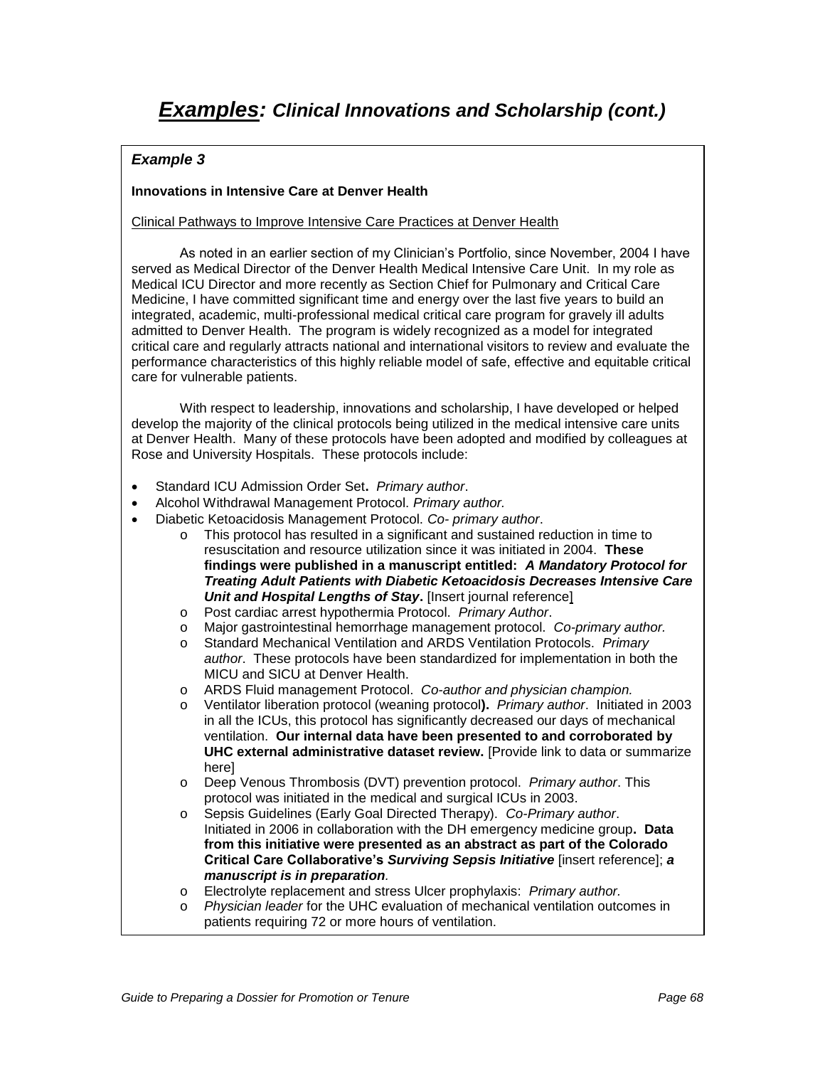# ***Examples:*** *Clinical Innovations and Scholarship (cont.)*

### *Example 3*

**Innovations in Intensive Care at Denver Health**

Clinical Pathways to Improve Intensive Care Practices at Denver Health

As noted in an earlier section of my Clinician's Portfolio, since November, 2004 I have served as Medical Director of the Denver Health Medical Intensive Care Unit. In my role as Medical ICU Director and more recently as Section Chief for Pulmonary and Critical Care Medicine, I have committed significant time and energy over the last five years to build an integrated, academic, multi-professional medical critical care program for gravely ill adults admitted to Denver Health. The program is widely recognized as a model for integrated critical care and regularly attracts national and international visitors to review and evaluate the performance characteristics of this highly reliable model of safe, effective and equitable critical care for vulnerable patients.

With respect to leadership, innovations and scholarship, I have developed or helped develop the majority of the clinical protocols being utilized in the medical intensive care units at Denver Health. Many of these protocols have been adopted and modified by colleagues at Rose and University Hospitals. These protocols include:

- Standard ICU Admission Order Set**.** *Primary author*.
- Alcohol Withdrawal Management Protocol. *Primary author.*
- Diabetic Ketoacidosis Management Protocol. *Co- primary author*.
  - This protocol has resulted in a significant and sustained reduction in time to resuscitation and resource utilization since it was initiated in 2004. **These findings were published in a manuscript entitled: *A Mandatory Protocol for Treating Adult Patients with Diabetic Ketoacidosis Decreases Intensive Care Unit and Hospital Lengths of Stay*.** [Insert journal reference]
  - Post cardiac arrest hypothermia Protocol. *Primary Author*.
  - Major gastrointestinal hemorrhage management protocol. *Co-primary author.*
  - Standard Mechanical Ventilation and ARDS Ventilation Protocols. *Primary author*. These protocols have been standardized for implementation in both the MICU and SICU at Denver Health.
  - ARDS Fluid management Protocol. *Co-author and physician champion.*
  - Ventilator liberation protocol (weaning protocol**).** *Primary author*. Initiated in 2003 in all the ICUs, this protocol has significantly decreased our days of mechanical ventilation. **Our internal data have been presented to and corroborated by UHC external administrative dataset review.** [Provide link to data or summarize here]
  - Deep Venous Thrombosis (DVT) prevention protocol. *Primary author*. This protocol was initiated in the medical and surgical ICUs in 2003.
  - Sepsis Guidelines (Early Goal Directed Therapy). *Co-Primary author*. Initiated in 2006 in collaboration with the DH emergency medicine group**. Data from this initiative were presented as an abstract as part of the Colorado Critical Care Collaborative's *Surviving Sepsis Initiative*** [insert reference]; ***a manuscript is in preparation**.*
  - Electrolyte replacement and stress Ulcer prophylaxis: *Primary author.*
  - *Physician leader* for the UHC evaluation of mechanical ventilation outcomes in patients requiring 72 or more hours of ventilation.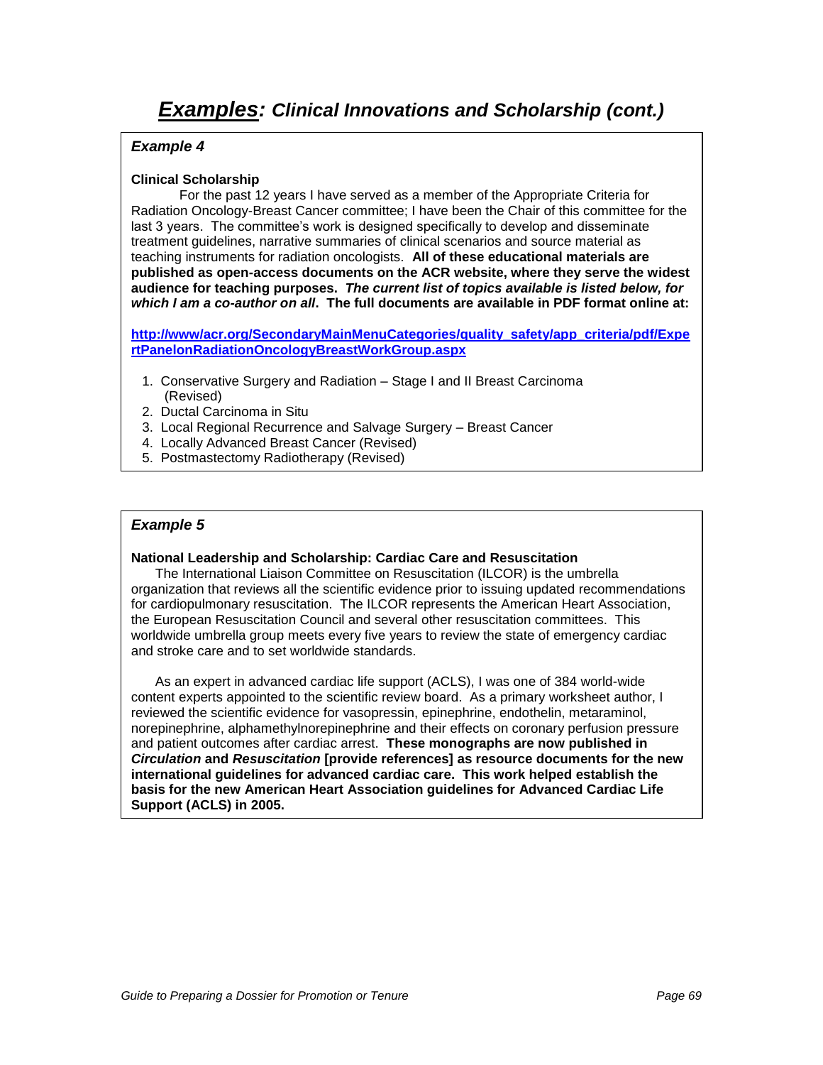# ***Examples**: Clinical Innovations and Scholarship (cont.)*

### *Example 4*

**Clinical Scholarship**

For the past 12 years I have served as a member of the Appropriate Criteria for Radiation Oncology-Breast Cancer committee; I have been the Chair of this committee for the last 3 years. The committee's work is designed specifically to develop and disseminate treatment guidelines, narrative summaries of clinical scenarios and source material as teaching instruments for radiation oncologists. **All of these educational materials are published as open-access documents on the ACR website, where they serve the widest audience for teaching purposes.** ***The current list of topics available is listed below, for which I am a co-author on all*. The full documents are available in PDF format online at:**

**http://www/acr.org/SecondaryMainMenuCategories/quality_safety/app_criteria/pdf/ExpertPanelonRadiationOncologyBreastWorkGroup.aspx**

1. Conservative Surgery and Radiation – Stage I and II Breast Carcinoma (Revised)
2. Ductal Carcinoma in Situ
3. Local Regional Recurrence and Salvage Surgery – Breast Cancer
4. Locally Advanced Breast Cancer (Revised)
5. Postmastectomy Radiotherapy (Revised)

### *Example 5*

**National Leadership and Scholarship: Cardiac Care and Resuscitation**

The International Liaison Committee on Resuscitation (ILCOR) is the umbrella organization that reviews all the scientific evidence prior to issuing updated recommendations for cardiopulmonary resuscitation. The ILCOR represents the American Heart Association, the European Resuscitation Council and several other resuscitation committees. This worldwide umbrella group meets every five years to review the state of emergency cardiac and stroke care and to set worldwide standards.

As an expert in advanced cardiac life support (ACLS), I was one of 384 world-wide content experts appointed to the scientific review board. As a primary worksheet author, I reviewed the scientific evidence for vasopressin, epinephrine, endothelin, metaraminol, norepinephrine, alphamethylnorepinephrine and their effects on coronary perfusion pressure and patient outcomes after cardiac arrest. **These monographs are now published in *Circulation* and *Resuscitation* [provide references] as resource documents for the new international guidelines for advanced cardiac care. This work helped establish the basis for the new American Heart Association guidelines for Advanced Cardiac Life Support (ACLS) in 2005.**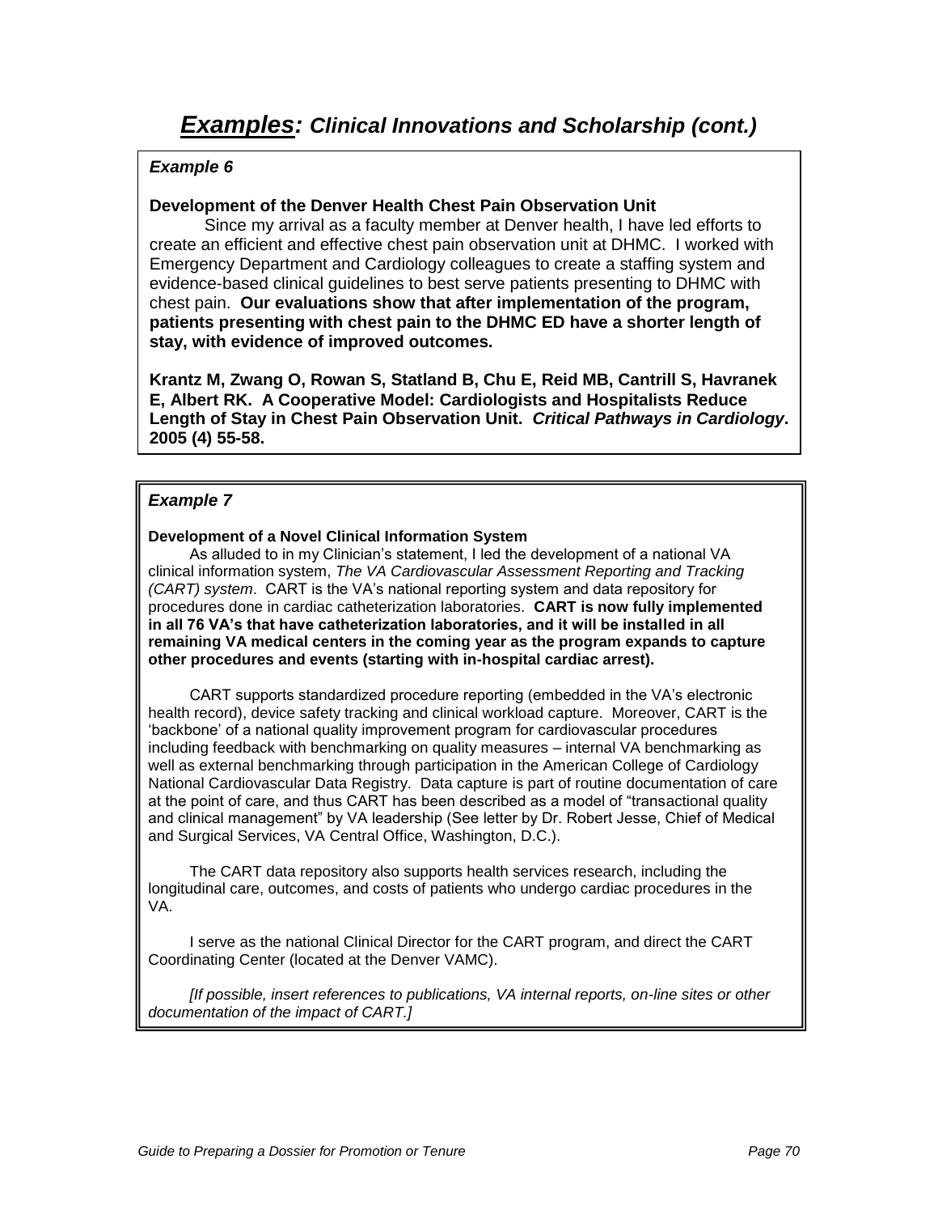# ***Examples:*** *Clinical Innovations and Scholarship (cont.)*

***Example 6***

**Development of the Denver Health Chest Pain Observation Unit**

Since my arrival as a faculty member at Denver health, I have led efforts to create an efficient and effective chest pain observation unit at DHMC. I worked with Emergency Department and Cardiology colleagues to create a staffing system and evidence-based clinical guidelines to best serve patients presenting to DHMC with chest pain. **Our evaluations show that after implementation of the program, patients presenting with chest pain to the DHMC ED have a shorter length of stay, with evidence of improved outcomes.**

**Krantz M, Zwang O, Rowan S, Statland B, Chu E, Reid MB, Cantrill S, Havranek E, Albert RK. A Cooperative Model: Cardiologists and Hospitalists Reduce Length of Stay in Chest Pain Observation Unit. *Critical Pathways in Cardiology*. 2005 (4) 55-58.**

***Example 7***

**Development of a Novel Clinical Information System**

As alluded to in my Clinician's statement, I led the development of a national VA clinical information system, *The VA Cardiovascular Assessment Reporting and Tracking (CART) system*. CART is the VA's national reporting system and data repository for procedures done in cardiac catheterization laboratories. **CART is now fully implemented in all 76 VA's that have catheterization laboratories, and it will be installed in all remaining VA medical centers in the coming year as the program expands to capture other procedures and events (starting with in-hospital cardiac arrest).**

CART supports standardized procedure reporting (embedded in the VA's electronic health record), device safety tracking and clinical workload capture. Moreover, CART is the 'backbone' of a national quality improvement program for cardiovascular procedures including feedback with benchmarking on quality measures – internal VA benchmarking as well as external benchmarking through participation in the American College of Cardiology National Cardiovascular Data Registry. Data capture is part of routine documentation of care at the point of care, and thus CART has been described as a model of "transactional quality and clinical management" by VA leadership (See letter by Dr. Robert Jesse, Chief of Medical and Surgical Services, VA Central Office, Washington, D.C.).

The CART data repository also supports health services research, including the longitudinal care, outcomes, and costs of patients who undergo cardiac procedures in the VA.

I serve as the national Clinical Director for the CART program, and direct the CART Coordinating Center (located at the Denver VAMC).

*[If possible, insert references to publications, VA internal reports, on-line sites or other documentation of the impact of CART.]*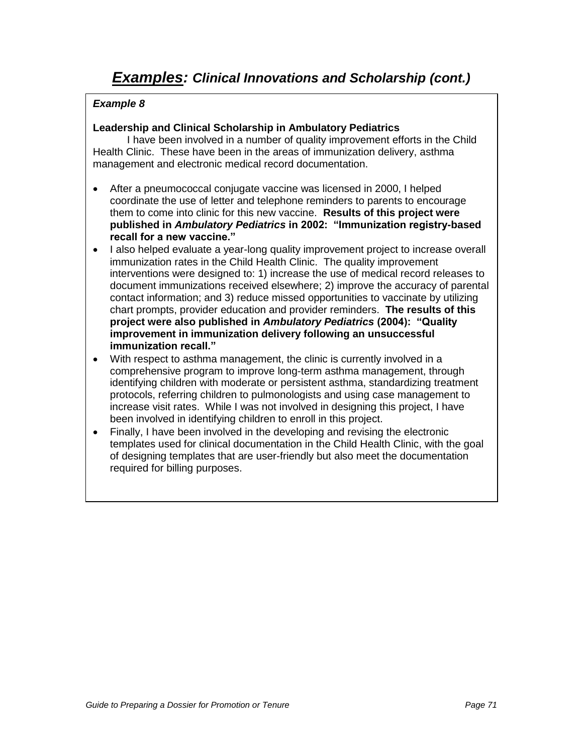# ***Examples:*** *Clinical Innovations and Scholarship (cont.)*

***Example 8***

**Leadership and Clinical Scholarship in Ambulatory Pediatrics**

I have been involved in a number of quality improvement efforts in the Child Health Clinic. These have been in the areas of immunization delivery, asthma management and electronic medical record documentation.

- After a pneumococcal conjugate vaccine was licensed in 2000, I helped coordinate the use of letter and telephone reminders to parents to encourage them to come into clinic for this new vaccine. **Results of this project were published in *Ambulatory Pediatrics* in 2002: "Immunization registry-based recall for a new vaccine."**
- I also helped evaluate a year-long quality improvement project to increase overall immunization rates in the Child Health Clinic. The quality improvement interventions were designed to: 1) increase the use of medical record releases to document immunizations received elsewhere; 2) improve the accuracy of parental contact information; and 3) reduce missed opportunities to vaccinate by utilizing chart prompts, provider education and provider reminders. **The results of this project were also published in *Ambulatory Pediatrics* (2004): "Quality improvement in immunization delivery following an unsuccessful immunization recall."**
- With respect to asthma management, the clinic is currently involved in a comprehensive program to improve long-term asthma management, through identifying children with moderate or persistent asthma, standardizing treatment protocols, referring children to pulmonologists and using case management to increase visit rates. While I was not involved in designing this project, I have been involved in identifying children to enroll in this project.
- Finally, I have been involved in the developing and revising the electronic templates used for clinical documentation in the Child Health Clinic, with the goal of designing templates that are user-friendly but also meet the documentation required for billing purposes.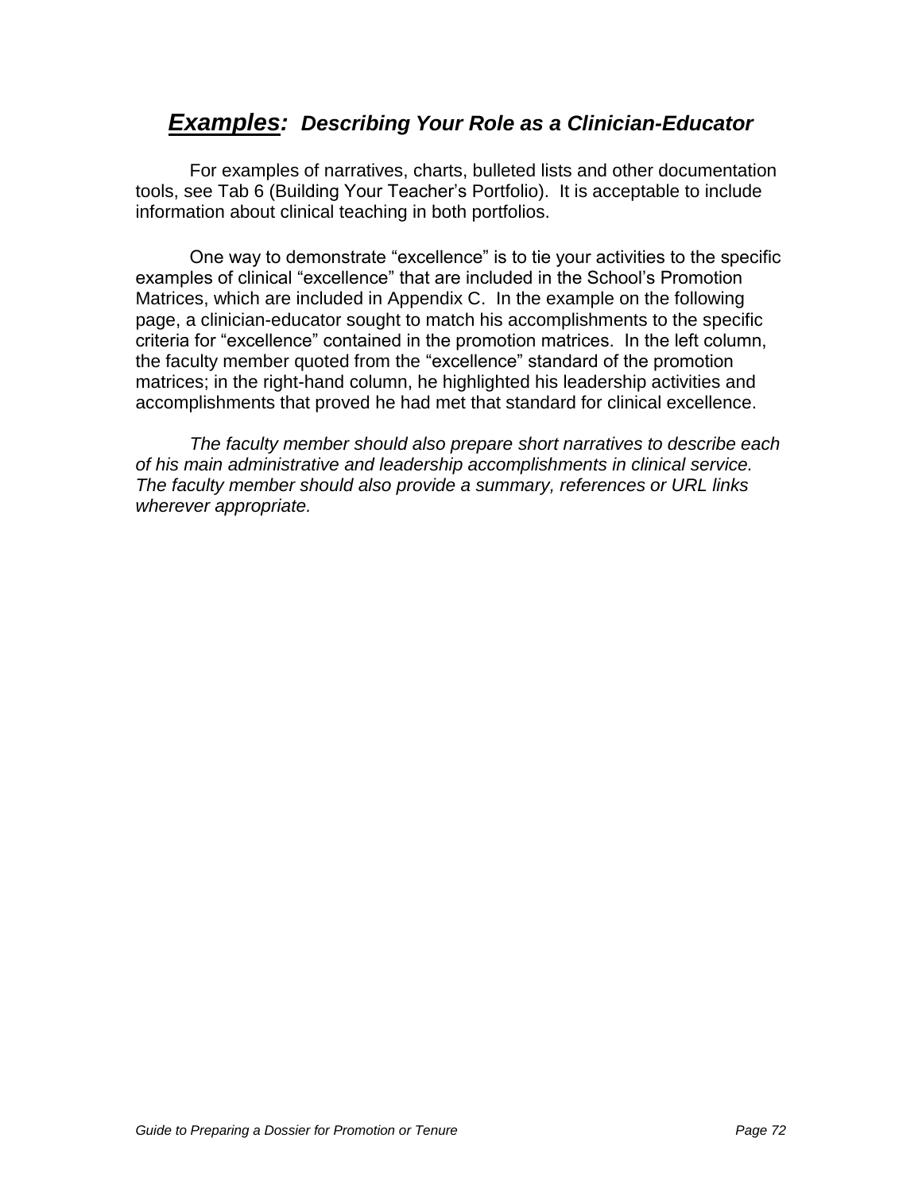## ***Examples:*** ***Describing Your Role as a Clinician-Educator***

For examples of narratives, charts, bulleted lists and other documentation tools, see Tab 6 (Building Your Teacher's Portfolio). It is acceptable to include information about clinical teaching in both portfolios.

One way to demonstrate "excellence" is to tie your activities to the specific examples of clinical "excellence" that are included in the School's Promotion Matrices, which are included in Appendix C. In the example on the following page, a clinician-educator sought to match his accomplishments to the specific criteria for "excellence" contained in the promotion matrices. In the left column, the faculty member quoted from the "excellence" standard of the promotion matrices; in the right-hand column, he highlighted his leadership activities and accomplishments that proved he had met that standard for clinical excellence.

*The faculty member should also prepare short narratives to describe each of his main administrative and leadership accomplishments in clinical service. The faculty member should also provide a summary, references or URL links wherever appropriate.*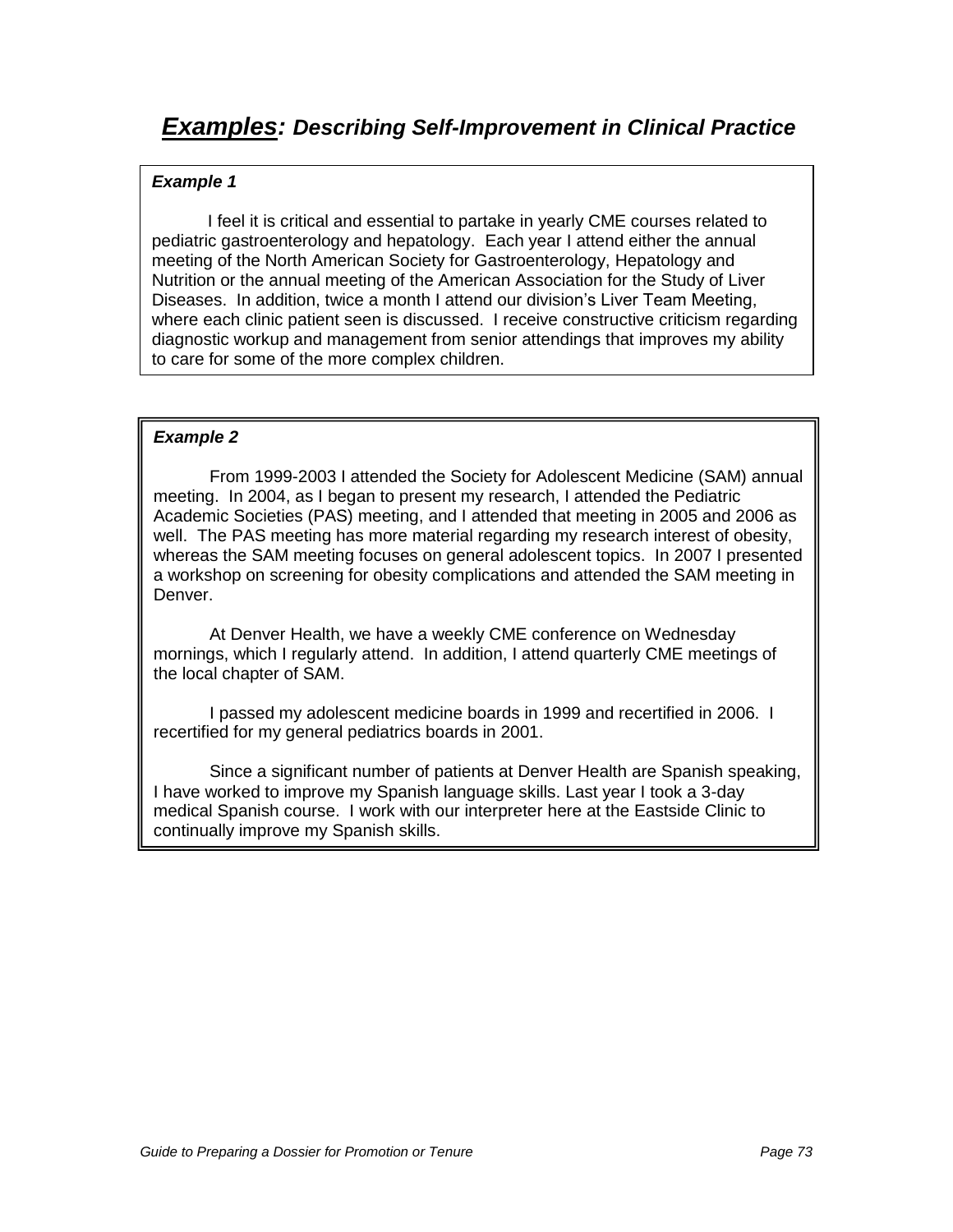# ***<u>Examples</u>: Describing Self-Improvement in Clinical Practice***

***Example 1***

I feel it is critical and essential to partake in yearly CME courses related to pediatric gastroenterology and hepatology. Each year I attend either the annual meeting of the North American Society for Gastroenterology, Hepatology and Nutrition or the annual meeting of the American Association for the Study of Liver Diseases. In addition, twice a month I attend our division's Liver Team Meeting, where each clinic patient seen is discussed. I receive constructive criticism regarding diagnostic workup and management from senior attendings that improves my ability to care for some of the more complex children.

***Example 2***

From 1999-2003 I attended the Society for Adolescent Medicine (SAM) annual meeting. In 2004, as I began to present my research, I attended the Pediatric Academic Societies (PAS) meeting, and I attended that meeting in 2005 and 2006 as well. The PAS meeting has more material regarding my research interest of obesity, whereas the SAM meeting focuses on general adolescent topics. In 2007 I presented a workshop on screening for obesity complications and attended the SAM meeting in Denver.

At Denver Health, we have a weekly CME conference on Wednesday mornings, which I regularly attend. In addition, I attend quarterly CME meetings of the local chapter of SAM.

I passed my adolescent medicine boards in 1999 and recertified in 2006. I recertified for my general pediatrics boards in 2001.

Since a significant number of patients at Denver Health are Spanish speaking, I have worked to improve my Spanish language skills. Last year I took a 3-day medical Spanish course. I work with our interpreter here at the Eastside Clinic to continually improve my Spanish skills.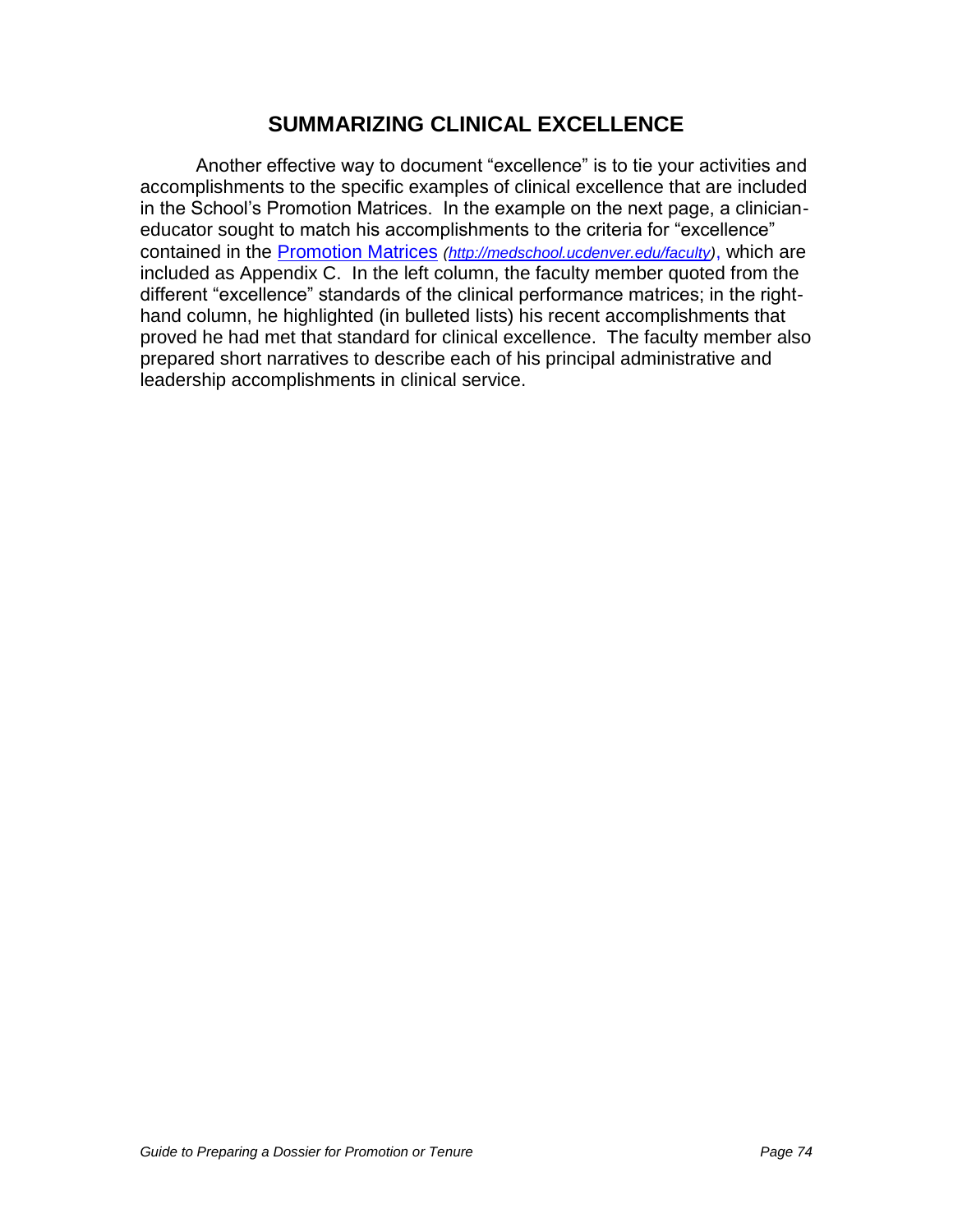## SUMMARIZING CLINICAL EXCELLENCE

Another effective way to document "excellence" is to tie your activities and accomplishments to the specific examples of clinical excellence that are included in the School's Promotion Matrices. In the example on the next page, a clinician-educator sought to match his accomplishments to the criteria for "excellence" contained in the [Promotion Matrices](http://medschool.ucdenver.edu/faculty) *(http://medschool.ucdenver.edu/faculty)*, which are included as Appendix C. In the left column, the faculty member quoted from the different "excellence" standards of the clinical performance matrices; in the right-hand column, he highlighted (in bulleted lists) his recent accomplishments that proved he had met that standard for clinical excellence. The faculty member also prepared short narratives to describe each of his principal administrative and leadership accomplishments in clinical service.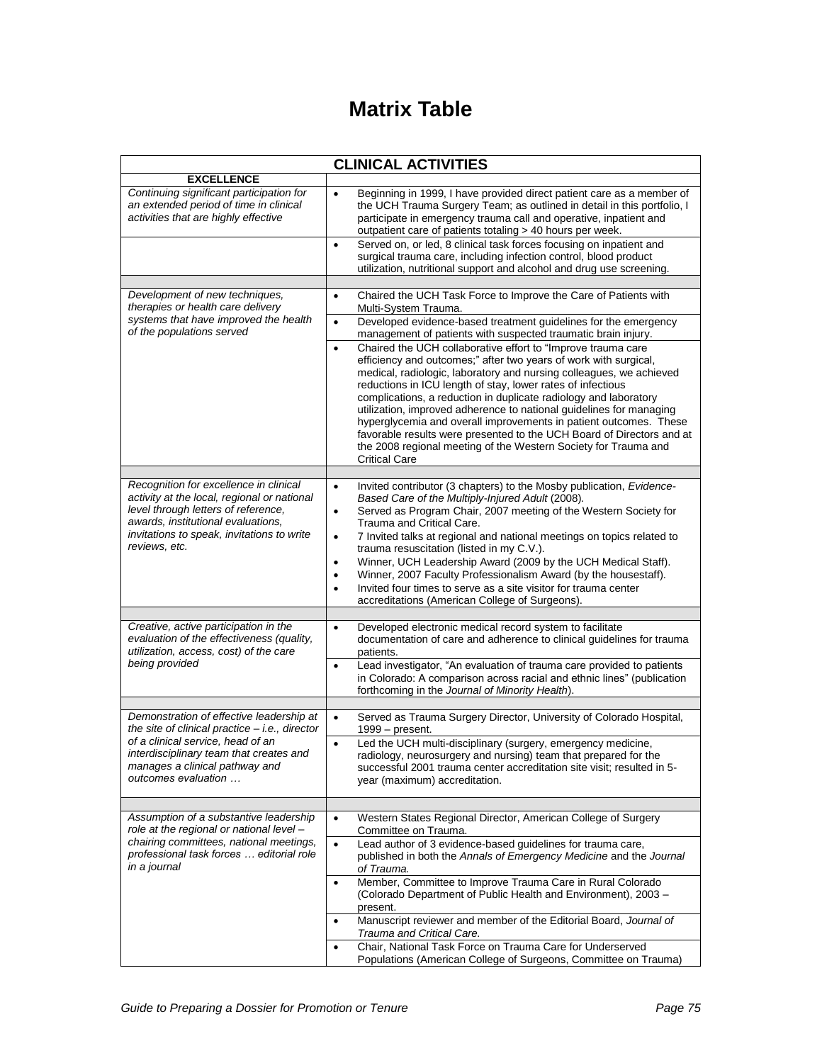# Matrix Table

| CLINICAL ACTIVITIES | |
|---|---|
| **EXCELLENCE** | |
| *Continuing significant participation for an extended period of time in clinical activities that are highly effective* | • Beginning in 1999, I have provided direct patient care as a member of the UCH Trauma Surgery Team; as outlined in detail in this portfolio, I participate in emergency trauma call and operative, inpatient and outpatient care of patients totaling > 40 hours per week. |
| | • Served on, or led, 8 clinical task forces focusing on inpatient and surgical trauma care, including infection control, blood product utilization, nutritional support and alcohol and drug use screening. |
| | |
| *Development of new techniques, therapies or health care delivery systems that have improved the health of the populations served* | • Chaired the UCH Task Force to Improve the Care of Patients with Multi-System Trauma. |
| | • Developed evidence-based treatment guidelines for the emergency management of patients with suspected traumatic brain injury. |
| | • Chaired the UCH collaborative effort to "Improve trauma care efficiency and outcomes;" after two years of work with surgical, medical, radiologic, laboratory and nursing colleagues, we achieved reductions in ICU length of stay, lower rates of infectious complications, a reduction in duplicate radiology and laboratory utilization, improved adherence to national guidelines for managing hyperglycemia and overall improvements in patient outcomes. These favorable results were presented to the UCH Board of Directors and at the 2008 regional meeting of the Western Society for Trauma and Critical Care |
| | |
| *Recognition for excellence in clinical activity at the local, regional or national level through letters of reference, awards, institutional evaluations, invitations to speak, invitations to write reviews, etc.* | • Invited contributor (3 chapters) to the Mosby publication, *Evidence-Based Care of the Multiply-Injured Adult* (2008).<br>• Served as Program Chair, 2007 meeting of the Western Society for Trauma and Critical Care.<br>• 7 Invited talks at regional and national meetings on topics related to trauma resuscitation (listed in my C.V.).<br>• Winner, UCH Leadership Award (2009 by the UCH Medical Staff).<br>• Winner, 2007 Faculty Professionalism Award (by the housestaff).<br>• Invited four times to serve as a site visitor for trauma center accreditations (American College of Surgeons). |
| | |
| *Creative, active participation in the evaluation of the effectiveness (quality, utilization, access, cost) of the care being provided* | • Developed electronic medical record system to facilitate documentation of care and adherence to clinical guidelines for trauma patients. |
| | • Lead investigator, "An evaluation of trauma care provided to patients in Colorado: A comparison across racial and ethnic lines" (publication forthcoming in the *Journal of Minority Health*). |
| | |
| *Demonstration of effective leadership at the site of clinical practice – i.e., director of a clinical service, head of an interdisciplinary team that creates and manages a clinical pathway and outcomes evaluation …* | • Served as Trauma Surgery Director, University of Colorado Hospital, 1999 – present. |
| | • Led the UCH multi-disciplinary (surgery, emergency medicine, radiology, neurosurgery and nursing) team that prepared for the successful 2001 trauma center accreditation site visit; resulted in 5-year (maximum) accreditation. |
| | |
| *Assumption of a substantive leadership role at the regional or national level – chairing committees, national meetings, professional task forces … editorial role in a journal* | • Western States Regional Director, American College of Surgery Committee on Trauma. |
| | • Lead author of 3 evidence-based guidelines for trauma care, published in both the *Annals of Emergency Medicine* and the *Journal of Trauma.* |
| | • Member, Committee to Improve Trauma Care in Rural Colorado (Colorado Department of Public Health and Environment), 2003 – present. |
| | • Manuscript reviewer and member of the Editorial Board, *Journal of Trauma and Critical Care.* |
| | • Chair, National Task Force on Trauma Care for Underserved Populations (American College of Surgeons, Committee on Trauma) |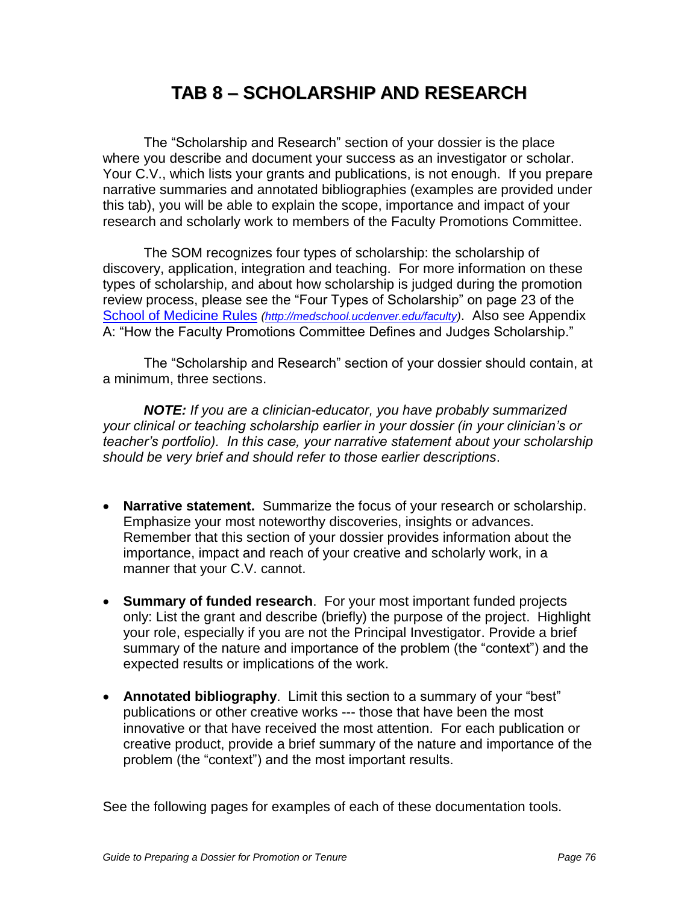# TAB 8 – SCHOLARSHIP AND RESEARCH

The "Scholarship and Research" section of your dossier is the place where you describe and document your success as an investigator or scholar. Your C.V., which lists your grants and publications, is not enough. If you prepare narrative summaries and annotated bibliographies (examples are provided under this tab), you will be able to explain the scope, importance and impact of your research and scholarly work to members of the Faculty Promotions Committee.

The SOM recognizes four types of scholarship: the scholarship of discovery, application, integration and teaching. For more information on these types of scholarship, and about how scholarship is judged during the promotion review process, please see the "Four Types of Scholarship" on page 23 of the [School of Medicine Rules](http://medschool.ucdenver.edu/faculty) *(http://medschool.ucdenver.edu/faculty)*. Also see Appendix A: "How the Faculty Promotions Committee Defines and Judges Scholarship."

The "Scholarship and Research" section of your dossier should contain, at a minimum, three sections.

***NOTE:*** *If you are a clinician-educator, you have probably summarized your clinical or teaching scholarship earlier in your dossier (in your clinician's or teacher's portfolio). In this case, your narrative statement about your scholarship should be very brief and should refer to those earlier descriptions*.

- **Narrative statement.** Summarize the focus of your research or scholarship. Emphasize your most noteworthy discoveries, insights or advances. Remember that this section of your dossier provides information about the importance, impact and reach of your creative and scholarly work, in a manner that your C.V. cannot.
- **Summary of funded research**. For your most important funded projects only: List the grant and describe (briefly) the purpose of the project. Highlight your role, especially if you are not the Principal Investigator. Provide a brief summary of the nature and importance of the problem (the "context") and the expected results or implications of the work.
- **Annotated bibliography**. Limit this section to a summary of your "best" publications or other creative works --- those that have been the most innovative or that have received the most attention. For each publication or creative product, provide a brief summary of the nature and importance of the problem (the "context") and the most important results.

See the following pages for examples of each of these documentation tools.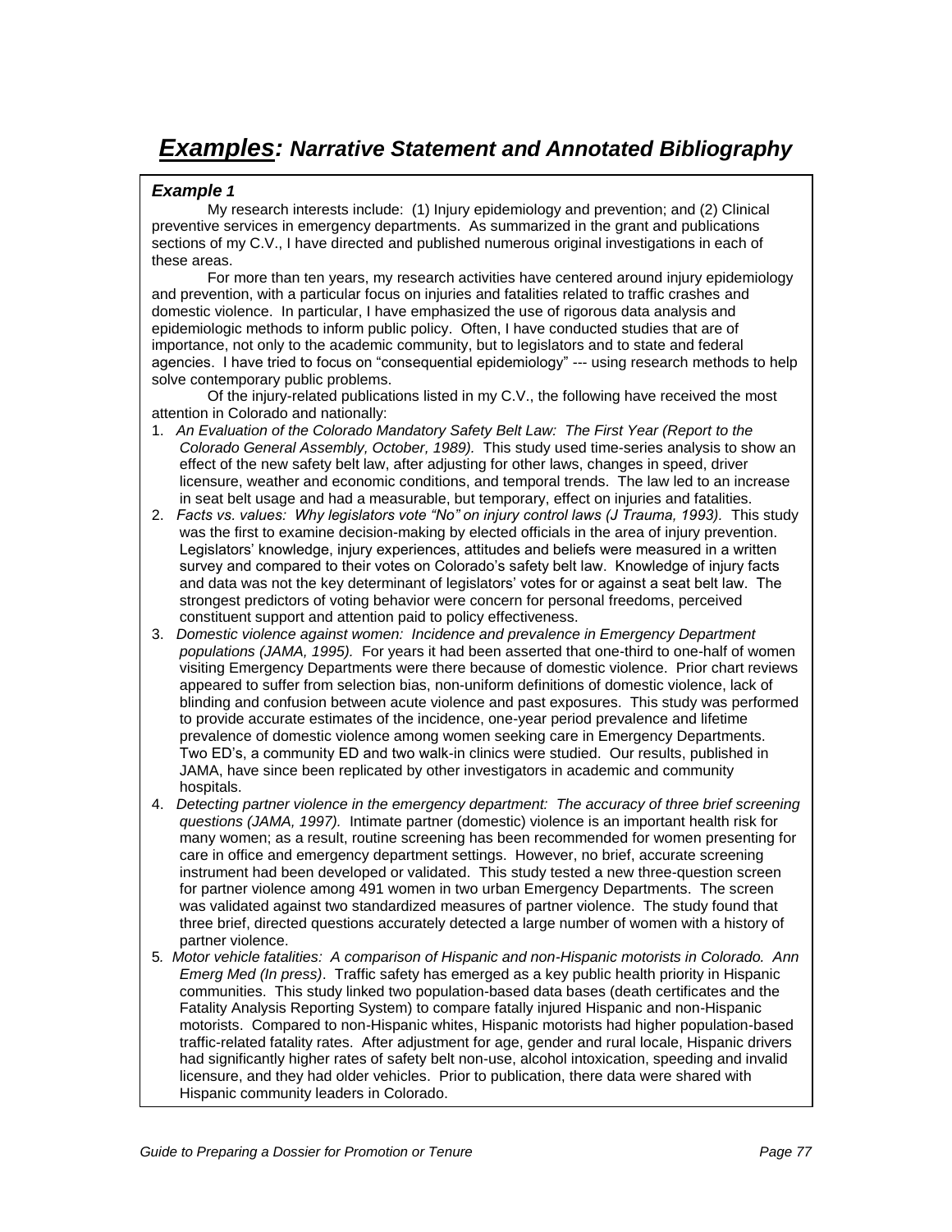# ***Examples:*** ***Narrative Statement and Annotated Bibliography***

### *Example 1*

My research interests include: (1) Injury epidemiology and prevention; and (2) Clinical preventive services in emergency departments. As summarized in the grant and publications sections of my C.V., I have directed and published numerous original investigations in each of these areas.

For more than ten years, my research activities have centered around injury epidemiology and prevention, with a particular focus on injuries and fatalities related to traffic crashes and domestic violence. In particular, I have emphasized the use of rigorous data analysis and epidemiologic methods to inform public policy. Often, I have conducted studies that are of importance, not only to the academic community, but to legislators and to state and federal agencies. I have tried to focus on "consequential epidemiology" --- using research methods to help solve contemporary public problems.

Of the injury-related publications listed in my C.V., the following have received the most attention in Colorado and nationally:

1. *An Evaluation of the Colorado Mandatory Safety Belt Law: The First Year (Report to the Colorado General Assembly, October, 1989).* This study used time-series analysis to show an effect of the new safety belt law, after adjusting for other laws, changes in speed, driver licensure, weather and economic conditions, and temporal trends. The law led to an increase in seat belt usage and had a measurable, but temporary, effect on injuries and fatalities.
2. *Facts vs. values: Why legislators vote "No" on injury control laws (J Trauma, 1993).* This study was the first to examine decision-making by elected officials in the area of injury prevention. Legislators' knowledge, injury experiences, attitudes and beliefs were measured in a written survey and compared to their votes on Colorado's safety belt law. Knowledge of injury facts and data was not the key determinant of legislators' votes for or against a seat belt law. The strongest predictors of voting behavior were concern for personal freedoms, perceived constituent support and attention paid to policy effectiveness.
3. *Domestic violence against women: Incidence and prevalence in Emergency Department populations (JAMA, 1995).* For years it had been asserted that one-third to one-half of women visiting Emergency Departments were there because of domestic violence. Prior chart reviews appeared to suffer from selection bias, non-uniform definitions of domestic violence, lack of blinding and confusion between acute violence and past exposures. This study was performed to provide accurate estimates of the incidence, one-year period prevalence and lifetime prevalence of domestic violence among women seeking care in Emergency Departments. Two ED's, a community ED and two walk-in clinics were studied. Our results, published in JAMA, have since been replicated by other investigators in academic and community hospitals.
4. *Detecting partner violence in the emergency department: The accuracy of three brief screening questions (JAMA, 1997).* Intimate partner (domestic) violence is an important health risk for many women; as a result, routine screening has been recommended for women presenting for care in office and emergency department settings. However, no brief, accurate screening instrument had been developed or validated. This study tested a new three-question screen for partner violence among 491 women in two urban Emergency Departments. The screen was validated against two standardized measures of partner violence. The study found that three brief, directed questions accurately detected a large number of women with a history of partner violence.
5. *Motor vehicle fatalities: A comparison of Hispanic and non-Hispanic motorists in Colorado. Ann Emerg Med (In press)*. Traffic safety has emerged as a key public health priority in Hispanic communities. This study linked two population-based data bases (death certificates and the Fatality Analysis Reporting System) to compare fatally injured Hispanic and non-Hispanic motorists. Compared to non-Hispanic whites, Hispanic motorists had higher population-based traffic-related fatality rates. After adjustment for age, gender and rural locale, Hispanic drivers had significantly higher rates of safety belt non-use, alcohol intoxication, speeding and invalid licensure, and they had older vehicles. Prior to publication, there data were shared with Hispanic community leaders in Colorado.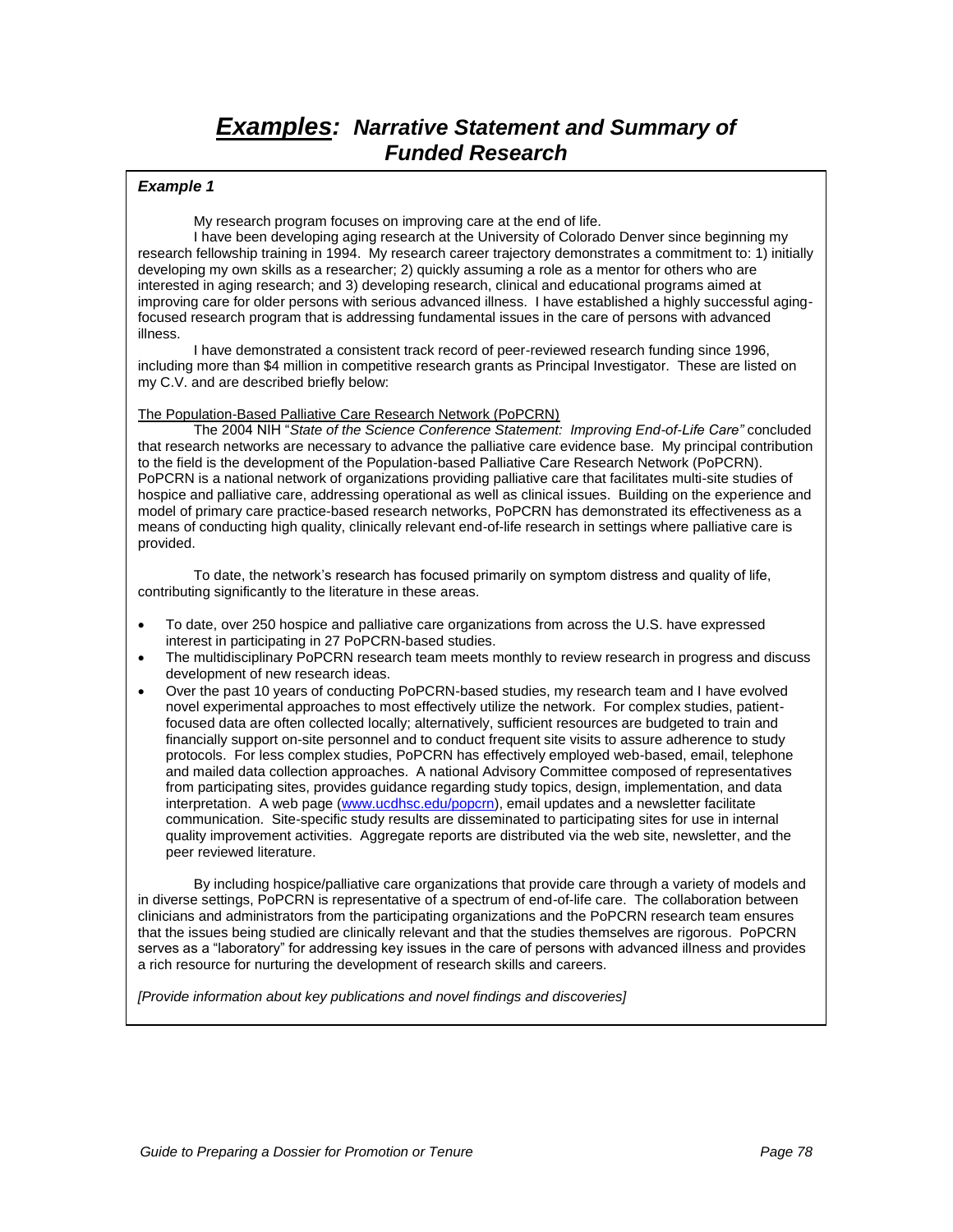# ***Examples:*** *Narrative Statement and Summary of Funded Research*

***Example 1***

My research program focuses on improving care at the end of life.

I have been developing aging research at the University of Colorado Denver since beginning my research fellowship training in 1994. My research career trajectory demonstrates a commitment to: 1) initially developing my own skills as a researcher; 2) quickly assuming a role as a mentor for others who are interested in aging research; and 3) developing research, clinical and educational programs aimed at improving care for older persons with serious advanced illness. I have established a highly successful aging-focused research program that is addressing fundamental issues in the care of persons with advanced illness.

I have demonstrated a consistent track record of peer-reviewed research funding since 1996, including more than $4 million in competitive research grants as Principal Investigator. These are listed on my C.V. and are described briefly below:

<u>The Population-Based Palliative Care Research Network (PoPCRN)</u>

The 2004 NIH "*State of the Science Conference Statement: Improving End-of-Life Care"* concluded that research networks are necessary to advance the palliative care evidence base. My principal contribution to the field is the development of the Population-based Palliative Care Research Network (PoPCRN). PoPCRN is a national network of organizations providing palliative care that facilitates multi-site studies of hospice and palliative care, addressing operational as well as clinical issues. Building on the experience and model of primary care practice-based research networks, PoPCRN has demonstrated its effectiveness as a means of conducting high quality, clinically relevant end-of-life research in settings where palliative care is provided.

To date, the network's research has focused primarily on symptom distress and quality of life, contributing significantly to the literature in these areas.

- To date, over 250 hospice and palliative care organizations from across the U.S. have expressed interest in participating in 27 PoPCRN-based studies.
- The multidisciplinary PoPCRN research team meets monthly to review research in progress and discuss development of new research ideas.
- Over the past 10 years of conducting PoPCRN-based studies, my research team and I have evolved novel experimental approaches to most effectively utilize the network. For complex studies, patient-focused data are often collected locally; alternatively, sufficient resources are budgeted to train and financially support on-site personnel and to conduct frequent site visits to assure adherence to study protocols. For less complex studies, PoPCRN has effectively employed web-based, email, telephone and mailed data collection approaches. A national Advisory Committee composed of representatives from participating sites, provides guidance regarding study topics, design, implementation, and data interpretation. A web page ([www.ucdhsc.edu/popcrn](www.ucdhsc.edu/popcrn)), email updates and a newsletter facilitate communication. Site-specific study results are disseminated to participating sites for use in internal quality improvement activities. Aggregate reports are distributed via the web site, newsletter, and the peer reviewed literature.

By including hospice/palliative care organizations that provide care through a variety of models and in diverse settings, PoPCRN is representative of a spectrum of end-of-life care. The collaboration between clinicians and administrators from the participating organizations and the PoPCRN research team ensures that the issues being studied are clinically relevant and that the studies themselves are rigorous. PoPCRN serves as a "laboratory" for addressing key issues in the care of persons with advanced illness and provides a rich resource for nurturing the development of research skills and careers.

*[Provide information about key publications and novel findings and discoveries]*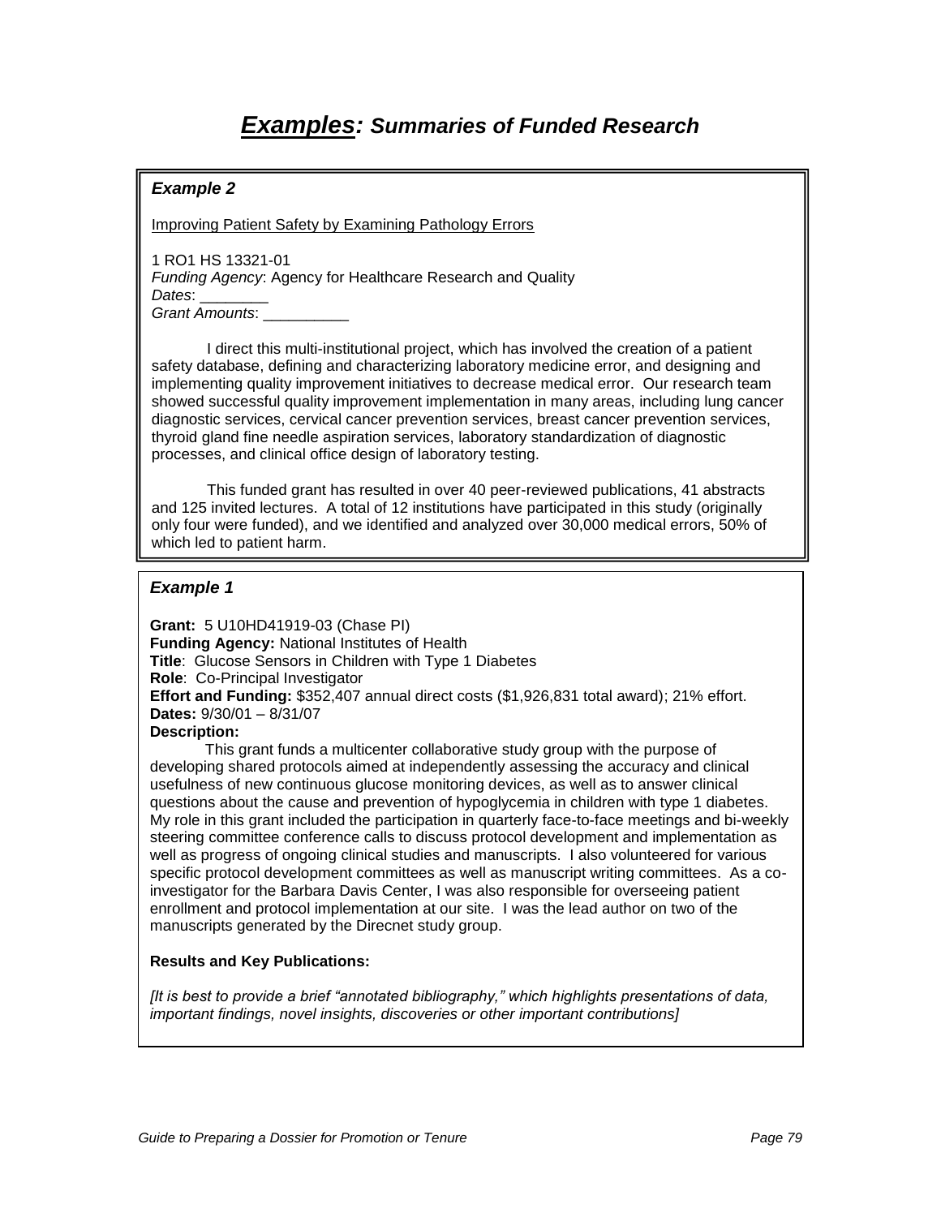# ***Examples:*** *Summaries of Funded Research*

### *Example 2*

Improving Patient Safety by Examining Pathology Errors

1 RO1 HS 13321-01
*Funding Agency*: Agency for Healthcare Research and Quality
*Dates*: ________
*Grant Amounts*: __________

I direct this multi-institutional project, which has involved the creation of a patient safety database, defining and characterizing laboratory medicine error, and designing and implementing quality improvement initiatives to decrease medical error. Our research team showed successful quality improvement implementation in many areas, including lung cancer diagnostic services, cervical cancer prevention services, breast cancer prevention services, thyroid gland fine needle aspiration services, laboratory standardization of diagnostic processes, and clinical office design of laboratory testing.

This funded grant has resulted in over 40 peer-reviewed publications, 41 abstracts and 125 invited lectures. A total of 12 institutions have participated in this study (originally only four were funded), and we identified and analyzed over 30,000 medical errors, 50% of which led to patient harm.

### *Example 1*

**Grant:** 5 U10HD41919-03 (Chase PI)
**Funding Agency:** National Institutes of Health
**Title**: Glucose Sensors in Children with Type 1 Diabetes
**Role**: Co-Principal Investigator
**Effort and Funding:** $352,407 annual direct costs ($1,926,831 total award); 21% effort.
**Dates:** 9/30/01 – 8/31/07
**Description:**

This grant funds a multicenter collaborative study group with the purpose of developing shared protocols aimed at independently assessing the accuracy and clinical usefulness of new continuous glucose monitoring devices, as well as to answer clinical questions about the cause and prevention of hypoglycemia in children with type 1 diabetes. My role in this grant included the participation in quarterly face-to-face meetings and bi-weekly steering committee conference calls to discuss protocol development and implementation as well as progress of ongoing clinical studies and manuscripts. I also volunteered for various specific protocol development committees as well as manuscript writing committees. As a co-investigator for the Barbara Davis Center, I was also responsible for overseeing patient enrollment and protocol implementation at our site. I was the lead author on two of the manuscripts generated by the Direcnet study group.

**Results and Key Publications:**

*[It is best to provide a brief "annotated bibliography," which highlights presentations of data, important findings, novel insights, discoveries or other important contributions]*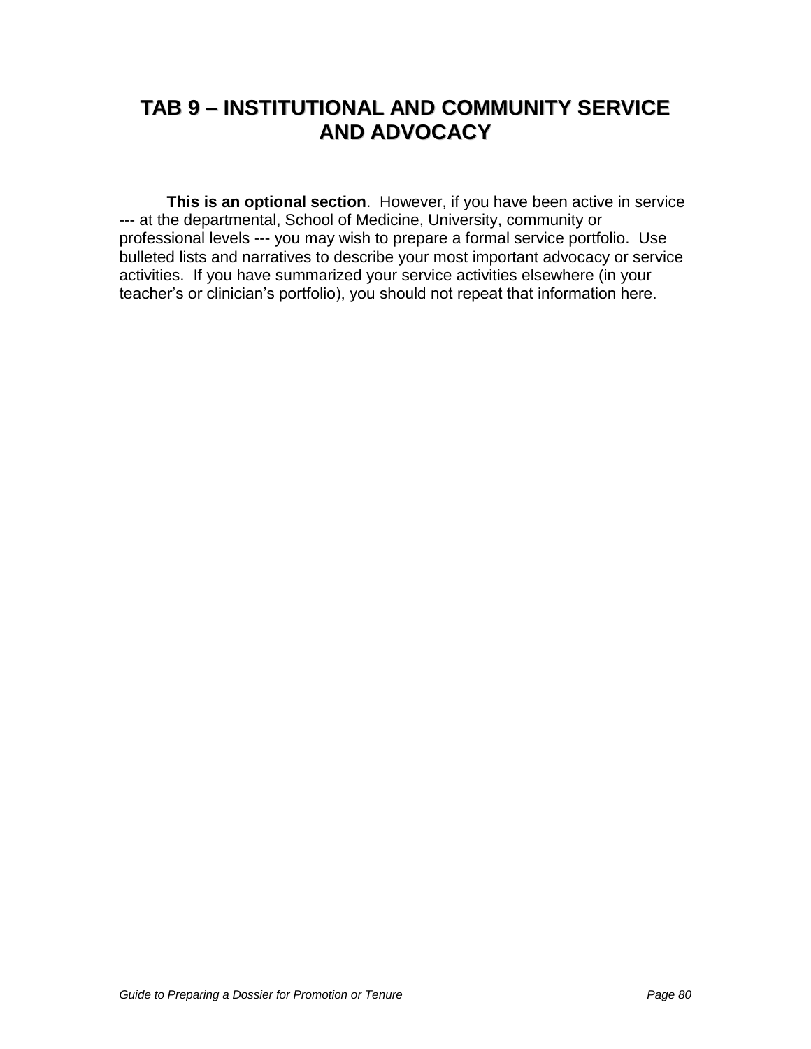# TAB 9 – INSTITUTIONAL AND COMMUNITY SERVICE AND ADVOCACY

**This is an optional section**. However, if you have been active in service --- at the departmental, School of Medicine, University, community or professional levels --- you may wish to prepare a formal service portfolio. Use bulleted lists and narratives to describe your most important advocacy or service activities. If you have summarized your service activities elsewhere (in your teacher's or clinician's portfolio), you should not repeat that information here.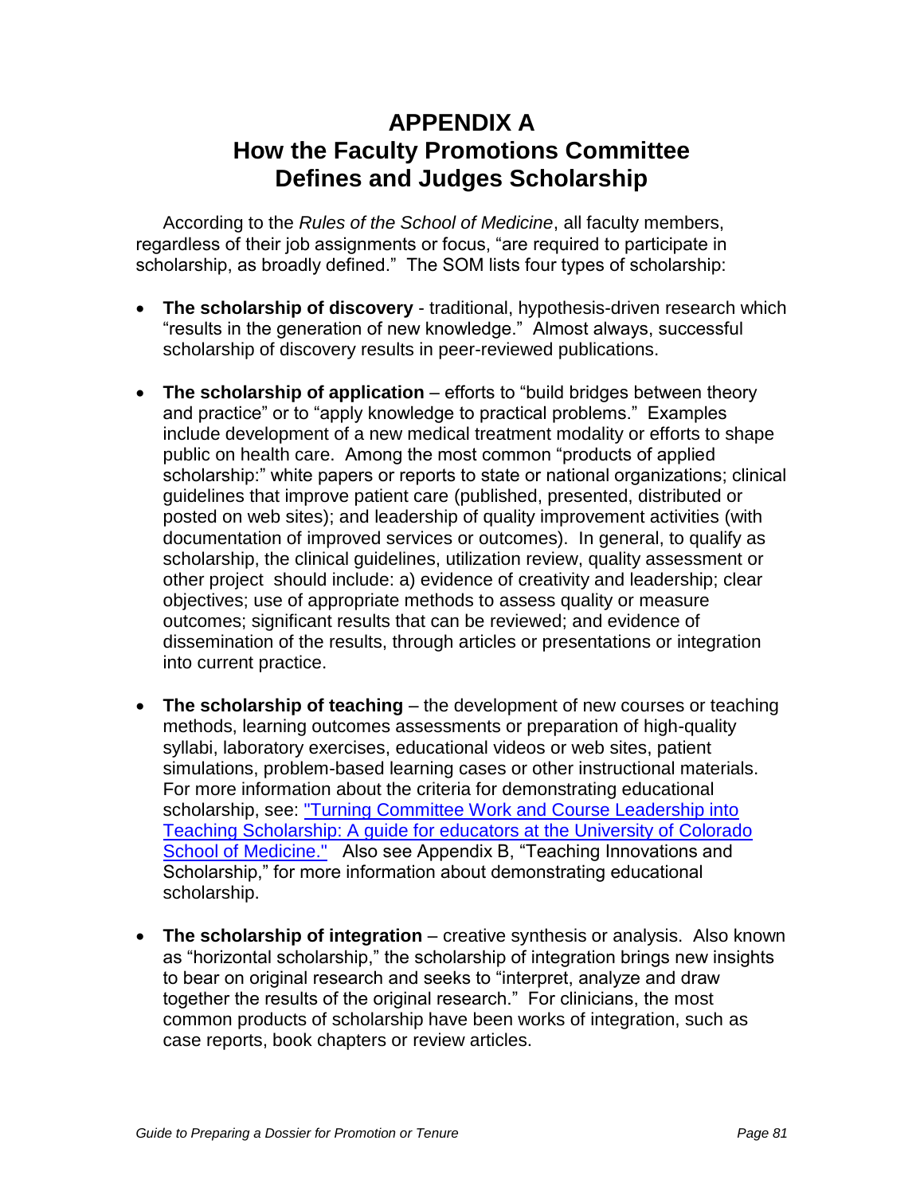# APPENDIX A
# How the Faculty Promotions Committee Defines and Judges Scholarship

According to the *Rules of the School of Medicine*, all faculty members, regardless of their job assignments or focus, "are required to participate in scholarship, as broadly defined." The SOM lists four types of scholarship:

- **The scholarship of discovery** - traditional, hypothesis-driven research which "results in the generation of new knowledge." Almost always, successful scholarship of discovery results in peer-reviewed publications.

- **The scholarship of application** – efforts to "build bridges between theory and practice" or to "apply knowledge to practical problems." Examples include development of a new medical treatment modality or efforts to shape public on health care. Among the most common "products of applied scholarship:" white papers or reports to state or national organizations; clinical guidelines that improve patient care (published, presented, distributed or posted on web sites); and leadership of quality improvement activities (with documentation of improved services or outcomes). In general, to qualify as scholarship, the clinical guidelines, utilization review, quality assessment or other project should include: a) evidence of creativity and leadership; clear objectives; use of appropriate methods to assess quality or measure outcomes; significant results that can be reviewed; and evidence of dissemination of the results, through articles or presentations or integration into current practice.

- **The scholarship of teaching** – the development of new courses or teaching methods, learning outcomes assessments or preparation of high-quality syllabi, laboratory exercises, educational videos or web sites, patient simulations, problem-based learning cases or other instructional materials. For more information about the criteria for demonstrating educational scholarship, see: "Turning Committee Work and Course Leadership into Teaching Scholarship: A guide for educators at the University of Colorado School of Medicine." Also see Appendix B, "Teaching Innovations and Scholarship," for more information about demonstrating educational scholarship.

- **The scholarship of integration** – creative synthesis or analysis. Also known as "horizontal scholarship," the scholarship of integration brings new insights to bear on original research and seeks to "interpret, analyze and draw together the results of the original research." For clinicians, the most common products of scholarship have been works of integration, such as case reports, book chapters or review articles.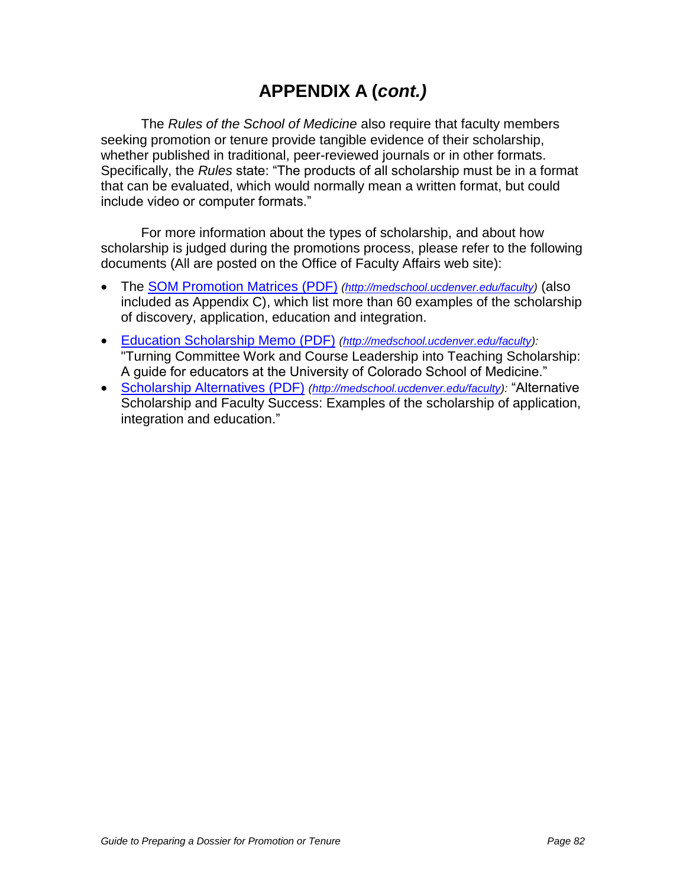# APPENDIX A (*cont.)*

The *Rules of the School of Medicine* also require that faculty members seeking promotion or tenure provide tangible evidence of their scholarship, whether published in traditional, peer-reviewed journals or in other formats. Specifically, the *Rules* state: "The products of all scholarship must be in a format that can be evaluated, which would normally mean a written format, but could include video or computer formats."

For more information about the types of scholarship, and about how scholarship is judged during the promotions process, please refer to the following documents (All are posted on the Office of Faculty Affairs web site):

- The [SOM Promotion Matrices (PDF)](http://medschool.ucdenver.edu/faculty) *(http://medschool.ucdenver.edu/faculty)* (also included as Appendix C), which list more than 60 examples of the scholarship of discovery, application, education and integration.
- [Education Scholarship Memo (PDF)](http://medschool.ucdenver.edu/faculty) *(http://medschool.ucdenver.edu/faculty):* "Turning Committee Work and Course Leadership into Teaching Scholarship: A guide for educators at the University of Colorado School of Medicine."
- [Scholarship Alternatives (PDF)](http://medschool.ucdenver.edu/faculty) *(http://medschool.ucdenver.edu/faculty):* "Alternative Scholarship and Faculty Success: Examples of the scholarship of application, integration and education."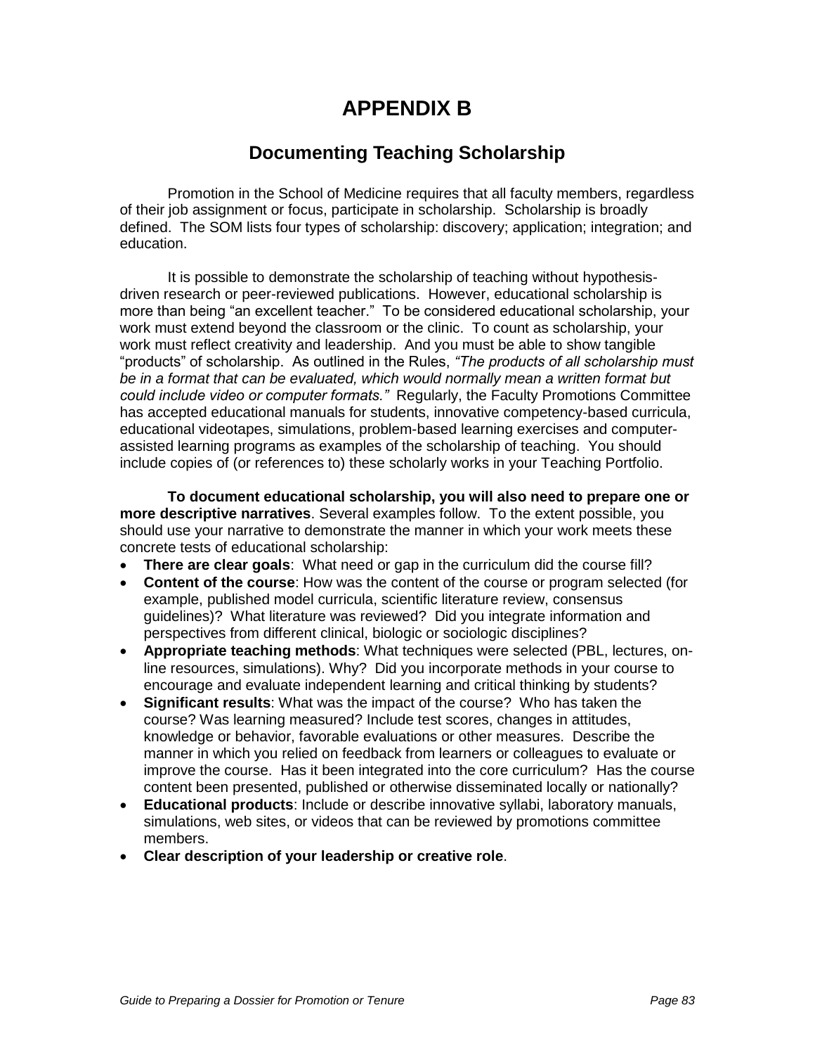# APPENDIX B

## Documenting Teaching Scholarship

Promotion in the School of Medicine requires that all faculty members, regardless of their job assignment or focus, participate in scholarship. Scholarship is broadly defined. The SOM lists four types of scholarship: discovery; application; integration; and education.

It is possible to demonstrate the scholarship of teaching without hypothesis-driven research or peer-reviewed publications. However, educational scholarship is more than being "an excellent teacher." To be considered educational scholarship, your work must extend beyond the classroom or the clinic. To count as scholarship, your work must reflect creativity and leadership. And you must be able to show tangible "products" of scholarship. As outlined in the Rules, *"The products of all scholarship must be in a format that can be evaluated, which would normally mean a written format but could include video or computer formats."* Regularly, the Faculty Promotions Committee has accepted educational manuals for students, innovative competency-based curricula, educational videotapes, simulations, problem-based learning exercises and computer-assisted learning programs as examples of the scholarship of teaching. You should include copies of (or references to) these scholarly works in your Teaching Portfolio.

**To document educational scholarship, you will also need to prepare one or more descriptive narratives**. Several examples follow. To the extent possible, you should use your narrative to demonstrate the manner in which your work meets these concrete tests of educational scholarship:

- **There are clear goals**: What need or gap in the curriculum did the course fill?
- **Content of the course**: How was the content of the course or program selected (for example, published model curricula, scientific literature review, consensus guidelines)? What literature was reviewed? Did you integrate information and perspectives from different clinical, biologic or sociologic disciplines?
- **Appropriate teaching methods**: What techniques were selected (PBL, lectures, on-line resources, simulations). Why? Did you incorporate methods in your course to encourage and evaluate independent learning and critical thinking by students?
- **Significant results**: What was the impact of the course? Who has taken the course? Was learning measured? Include test scores, changes in attitudes, knowledge or behavior, favorable evaluations or other measures. Describe the manner in which you relied on feedback from learners or colleagues to evaluate or improve the course. Has it been integrated into the core curriculum? Has the course content been presented, published or otherwise disseminated locally or nationally?
- **Educational products**: Include or describe innovative syllabi, laboratory manuals, simulations, web sites, or videos that can be reviewed by promotions committee members.
- **Clear description of your leadership or creative role**.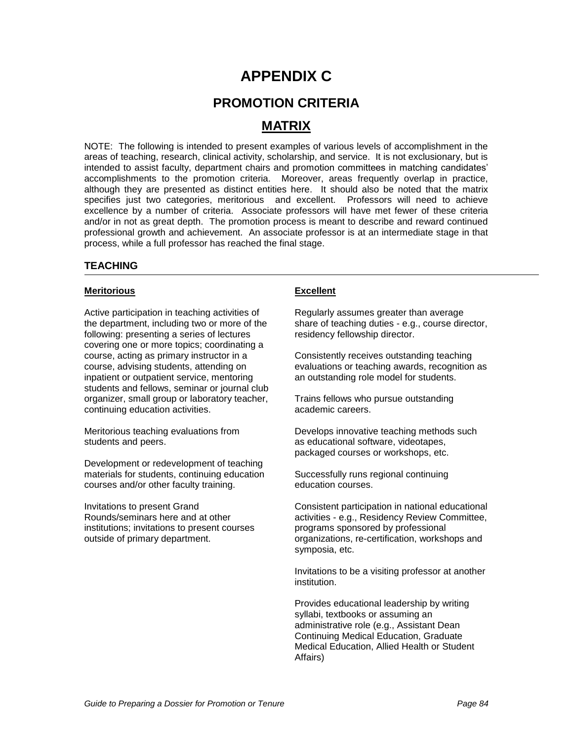# APPENDIX C

## PROMOTION CRITERIA

## MATRIX

NOTE: The following is intended to present examples of various levels of accomplishment in the areas of teaching, research, clinical activity, scholarship, and service. It is not exclusionary, but is intended to assist faculty, department chairs and promotion committees in matching candidates' accomplishments to the promotion criteria. Moreover, areas frequently overlap in practice, although they are presented as distinct entities here. It should also be noted that the matrix specifies just two categories, meritorious and excellent. Professors will need to achieve excellence by a number of criteria. Associate professors will have met fewer of these criteria and/or in not as great depth. The promotion process is meant to describe and reward continued professional growth and achievement. An associate professor is at an intermediate stage in that process, while a full professor has reached the final stage.

### TEACHING

**Meritorious**

Active participation in teaching activities of the department, including two or more of the following: presenting a series of lectures covering one or more topics; coordinating a course, acting as primary instructor in a course, advising students, attending on inpatient or outpatient service, mentoring students and fellows, seminar or journal club organizer, small group or laboratory teacher, continuing education activities.

Meritorious teaching evaluations from students and peers.

Development or redevelopment of teaching materials for students, continuing education courses and/or other faculty training.

Invitations to present Grand Rounds/seminars here and at other institutions; invitations to present courses outside of primary department.

**Excellent**

Regularly assumes greater than average share of teaching duties - e.g., course director, residency fellowship director.

Consistently receives outstanding teaching evaluations or teaching awards, recognition as an outstanding role model for students.

Trains fellows who pursue outstanding academic careers.

Develops innovative teaching methods such as educational software, videotapes, packaged courses or workshops, etc.

Successfully runs regional continuing education courses.

Consistent participation in national educational activities - e.g., Residency Review Committee, programs sponsored by professional organizations, re-certification, workshops and symposia, etc.

Invitations to be a visiting professor at another institution.

Provides educational leadership by writing syllabi, textbooks or assuming an administrative role (e.g., Assistant Dean Continuing Medical Education, Graduate Medical Education, Allied Health or Student Affairs)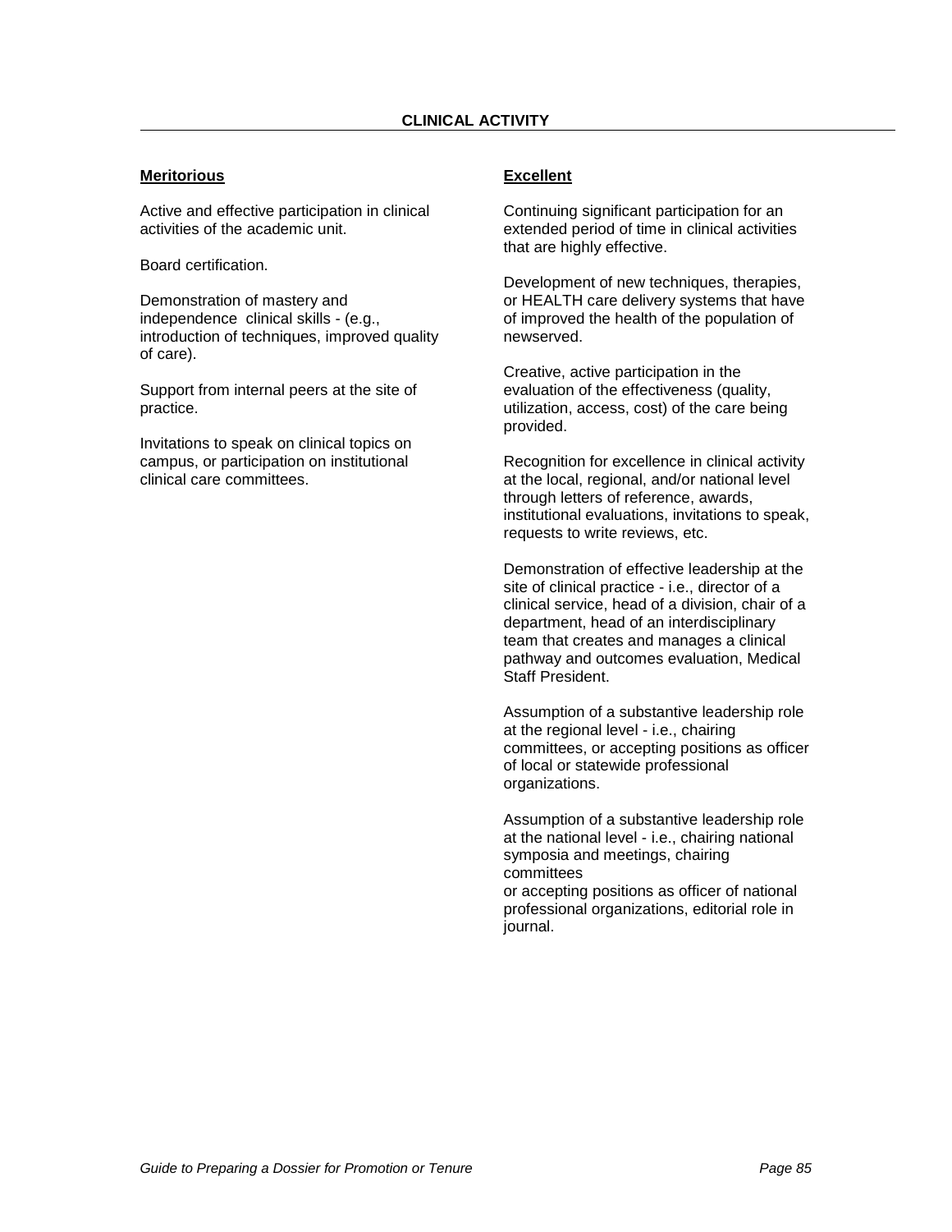## CLINICAL ACTIVITY

### Meritorious

Active and effective participation in clinical activities of the academic unit.

Board certification.

Demonstration of mastery and independence clinical skills - (e.g., introduction of techniques, improved quality of care).

Support from internal peers at the site of practice.

Invitations to speak on clinical topics on campus, or participation on institutional clinical care committees.

### Excellent

Continuing significant participation for an extended period of time in clinical activities that are highly effective.

Development of new techniques, therapies, or HEALTH care delivery systems that have of improved the health of the population of newserved.

Creative, active participation in the evaluation of the effectiveness (quality, utilization, access, cost) of the care being provided.

Recognition for excellence in clinical activity at the local, regional, and/or national level through letters of reference, awards, institutional evaluations, invitations to speak, requests to write reviews, etc.

Demonstration of effective leadership at the site of clinical practice - i.e., director of a clinical service, head of a division, chair of a department, head of an interdisciplinary team that creates and manages a clinical pathway and outcomes evaluation, Medical Staff President.

Assumption of a substantive leadership role at the regional level - i.e., chairing committees, or accepting positions as officer of local or statewide professional organizations.

Assumption of a substantive leadership role at the national level - i.e., chairing national symposia and meetings, chairing committees or accepting positions as officer of national professional organizations, editorial role in journal.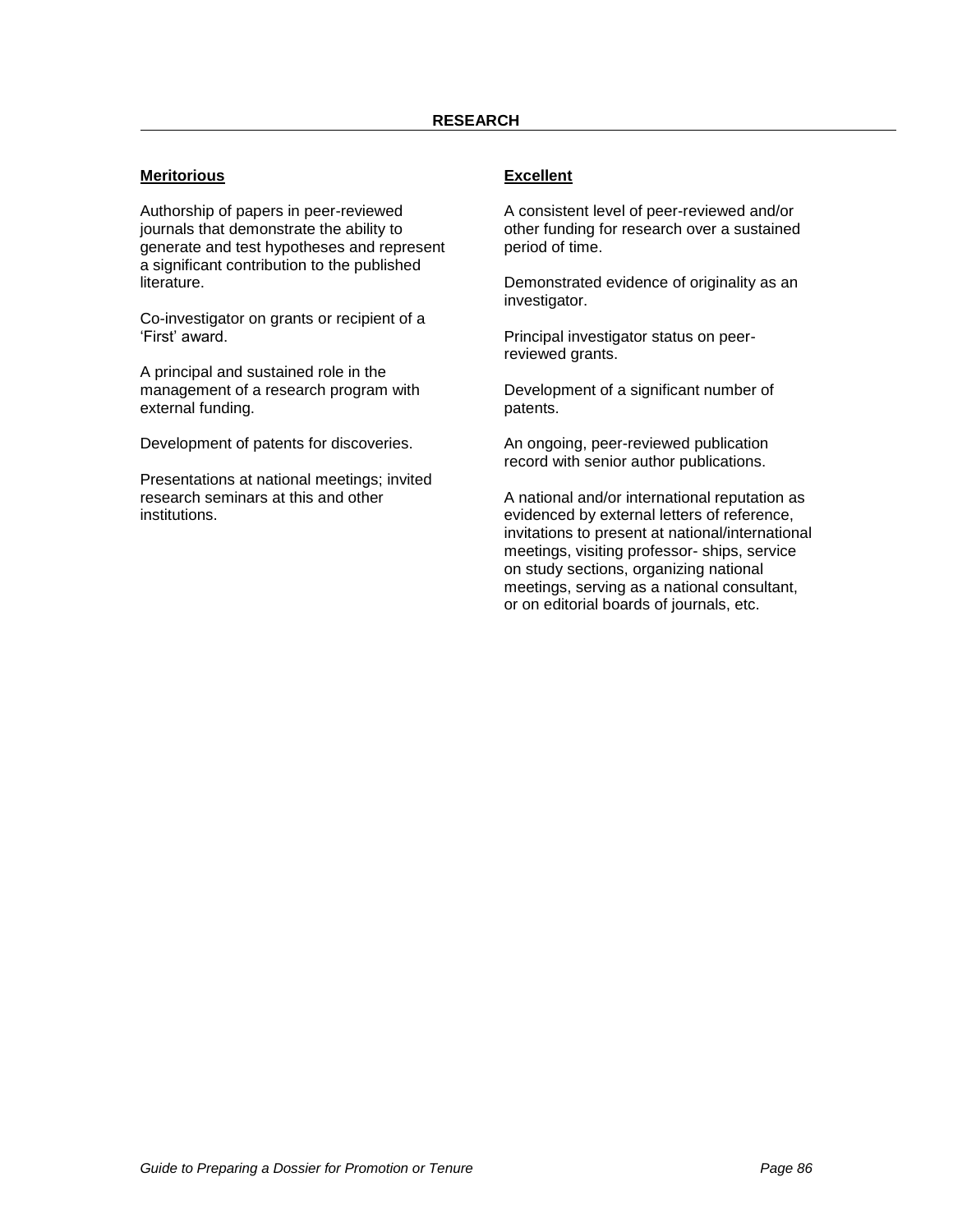## RESEARCH

### Meritorious

Authorship of papers in peer-reviewed journals that demonstrate the ability to generate and test hypotheses and represent a significant contribution to the published literature.

Co-investigator on grants or recipient of a 'First' award.

A principal and sustained role in the management of a research program with external funding.

Development of patents for discoveries.

Presentations at national meetings; invited research seminars at this and other institutions.

### Excellent

A consistent level of peer-reviewed and/or other funding for research over a sustained period of time.

Demonstrated evidence of originality as an investigator.

Principal investigator status on peer-reviewed grants.

Development of a significant number of patents.

An ongoing, peer-reviewed publication record with senior author publications.

A national and/or international reputation as evidenced by external letters of reference, invitations to present at national/international meetings, visiting professor- ships, service on study sections, organizing national meetings, serving as a national consultant, or on editorial boards of journals, etc.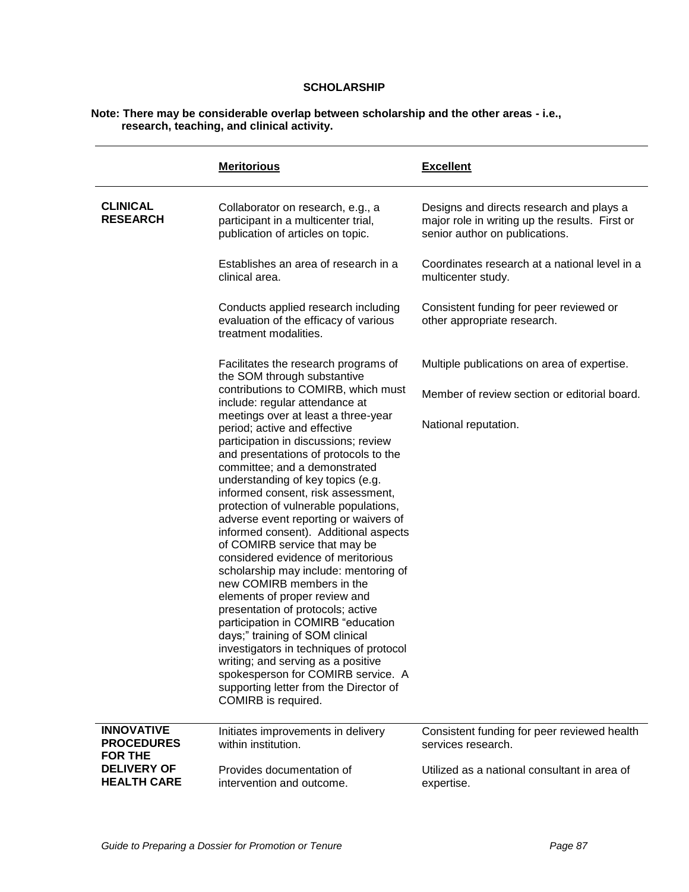## SCHOLARSHIP

**Note: There may be considerable overlap between scholarship and the other areas - i.e., research, teaching, and clinical activity.**

| | Meritorious | Excellent |
|---|---|---|
| **CLINICAL RESEARCH** | Collaborator on research, e.g., a participant in a multicenter trial, publication of articles on topic. | Designs and directs research and plays a major role in writing up the results. First or senior author on publications. |
| | Establishes an area of research in a clinical area. | Coordinates research at a national level in a multicenter study. |
| | Conducts applied research including evaluation of the efficacy of various treatment modalities. | Consistent funding for peer reviewed or other appropriate research. |
| | Facilitates the research programs of the SOM through substantive contributions to COMIRB, which must include: regular attendance at meetings over at least a three-year period; active and effective participation in discussions; review and presentations of protocols to the committee; and a demonstrated understanding of key topics (e.g. informed consent, risk assessment, protection of vulnerable populations, adverse event reporting or waivers of informed consent). Additional aspects of COMIRB service that may be considered evidence of meritorious scholarship may include: mentoring of new COMIRB members in the elements of proper review and presentation of protocols; active participation in COMIRB "education days;" training of SOM clinical investigators in techniques of protocol writing; and serving as a positive spokesperson for COMIRB service. A supporting letter from the Director of COMIRB is required. | Multiple publications on area of expertise.<br><br>Member of review section or editorial board.<br><br>National reputation. |
| **INNOVATIVE PROCEDURES FOR THE DELIVERY OF HEALTH CARE** | Initiates improvements in delivery within institution. | Consistent funding for peer reviewed health services research. |
| | Provides documentation of intervention and outcome. | Utilized as a national consultant in area of expertise. |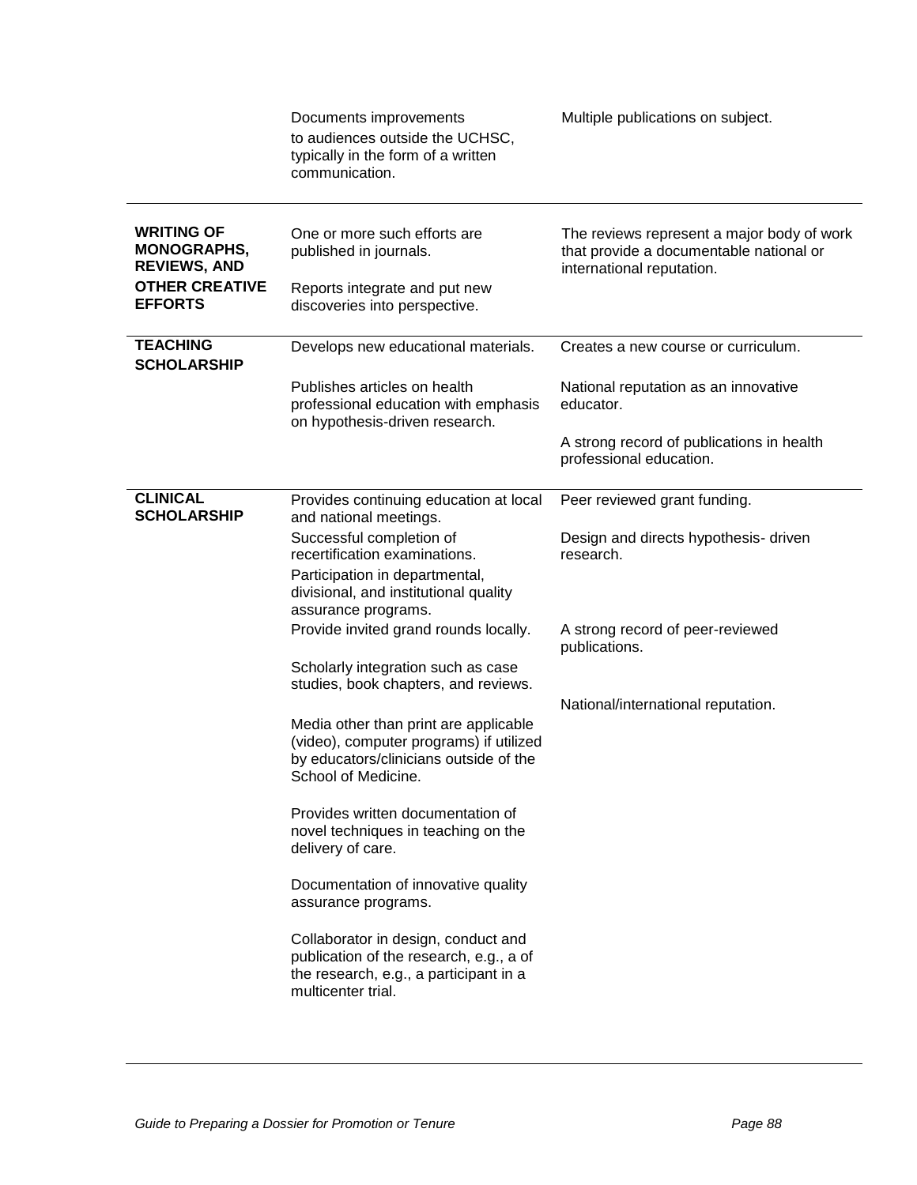| | | |
|---|---|---|
| | Documents improvements to audiences outside the UCHSC, typically in the form of a written communication. | Multiple publications on subject. |
| **WRITING OF MONOGRAPHS, REVIEWS, AND OTHER CREATIVE EFFORTS** | One or more such efforts are published in journals.<br><br>Reports integrate and put new discoveries into perspective. | The reviews represent a major body of work that provide a documentable national or international reputation. |
| **TEACHING SCHOLARSHIP** | Develops new educational materials.<br><br>Publishes articles on health professional education with emphasis on hypothesis-driven research. | Creates a new course or curriculum.<br><br>National reputation as an innovative educator.<br><br>A strong record of publications in health professional education. |
| **CLINICAL SCHOLARSHIP** | Provides continuing education at local and national meetings.<br><br>Successful completion of recertification examinations.<br><br>Participation in departmental, divisional, and institutional quality assurance programs.<br><br>Provide invited grand rounds locally.<br><br>Scholarly integration such as case studies, book chapters, and reviews.<br><br>Media other than print are applicable (video), computer programs) if utilized by educators/clinicians outside of the School of Medicine.<br><br>Provides written documentation of novel techniques in teaching on the delivery of care.<br><br>Documentation of innovative quality assurance programs.<br><br>Collaborator in design, conduct and publication of the research, e.g., a of the research, e.g., a participant in a multicenter trial. | Peer reviewed grant funding.<br><br>Design and directs hypothesis- driven research.<br><br>A strong record of peer-reviewed publications.<br><br>National/international reputation. |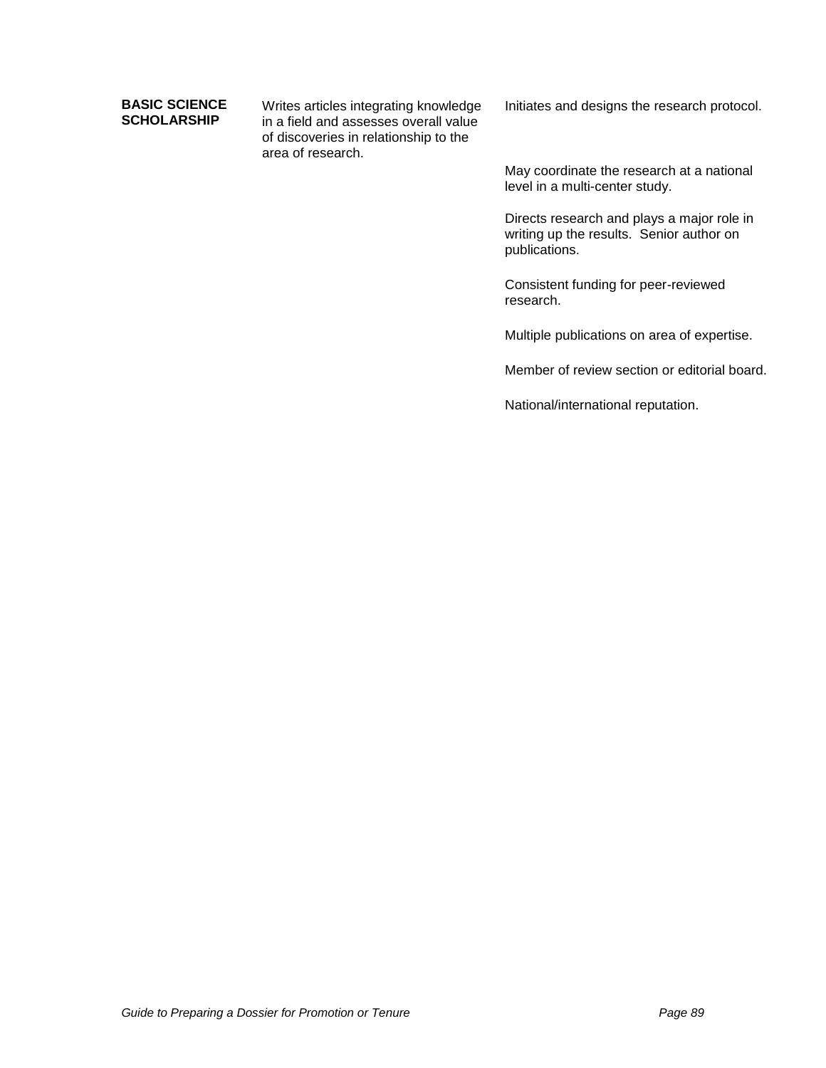| | | |
|---|---|---|
| **BASIC SCIENCE SCHOLARSHIP** | Writes articles integrating knowledge in a field and assesses overall value of discoveries in relationship to the area of research. | Initiates and designs the research protocol.<br><br>May coordinate the research at a national level in a multi-center study.<br><br>Directs research and plays a major role in writing up the results. Senior author on publications.<br><br>Consistent funding for peer-reviewed research.<br><br>Multiple publications on area of expertise.<br><br>Member of review section or editorial board.<br><br>National/international reputation. |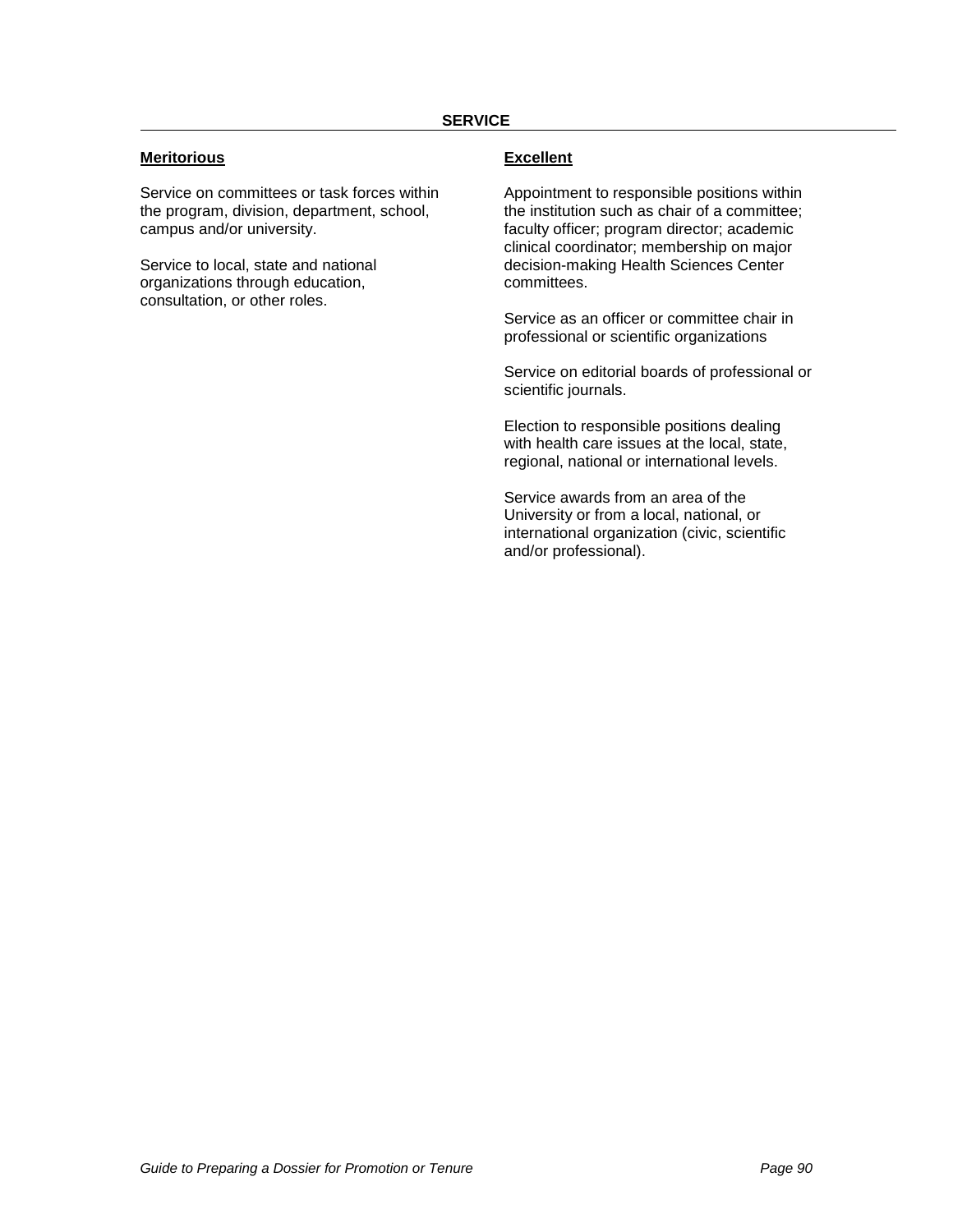## SERVICE

### Meritorious

Service on committees or task forces within the program, division, department, school, campus and/or university.

Service to local, state and national organizations through education, consultation, or other roles.

### Excellent

Appointment to responsible positions within the institution such as chair of a committee; faculty officer; program director; academic clinical coordinator; membership on major decision-making Health Sciences Center committees.

Service as an officer or committee chair in professional or scientific organizations

Service on editorial boards of professional or scientific journals.

Election to responsible positions dealing with health care issues at the local, state, regional, national or international levels.

Service awards from an area of the University or from a local, national, or international organization (civic, scientific and/or professional).